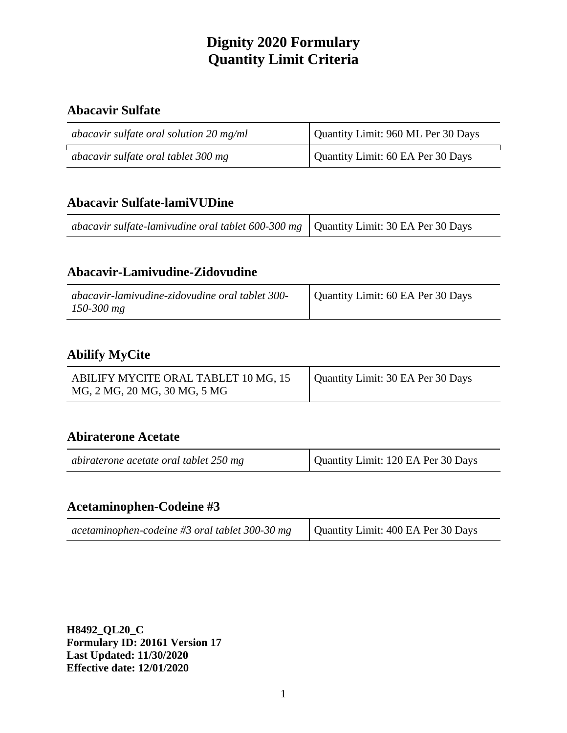# Dignity 2020 Formulary
# Quantity Limit Criteria

## Abacavir Sulfate

| | |
|---|---|
| *abacavir sulfate oral solution 20 mg/ml* | Quantity Limit: 960 ML Per 30 Days |
| *abacavir sulfate oral tablet 300 mg* | Quantity Limit: 60 EA Per 30 Days |

## Abacavir Sulfate-lamiVUDine

| | |
|---|---|
| *abacavir sulfate-lamivudine oral tablet 600-300 mg* | Quantity Limit: 30 EA Per 30 Days |

## Abacavir-Lamivudine-Zidovudine

| | |
|---|---|
| *abacavir-lamivudine-zidovudine oral tablet 300-150-300 mg* | Quantity Limit: 60 EA Per 30 Days |

## Abilify MyCite

| | |
|---|---|
| ABILIFY MYCITE ORAL TABLET 10 MG, 15 MG, 2 MG, 20 MG, 30 MG, 5 MG | Quantity Limit: 30 EA Per 30 Days |

## Abiraterone Acetate

| | |
|---|---|
| *abiraterone acetate oral tablet 250 mg* | Quantity Limit: 120 EA Per 30 Days |

## Acetaminophen-Codeine #3

| | |
|---|---|
| *acetaminophen-codeine #3 oral tablet 300-30 mg* | Quantity Limit: 400 EA Per 30 Days |

**H8492_QL20_C**
**Formulary ID: 20161 Version 17**
**Last Updated: 11/30/2020**
**Effective date: 12/01/2020**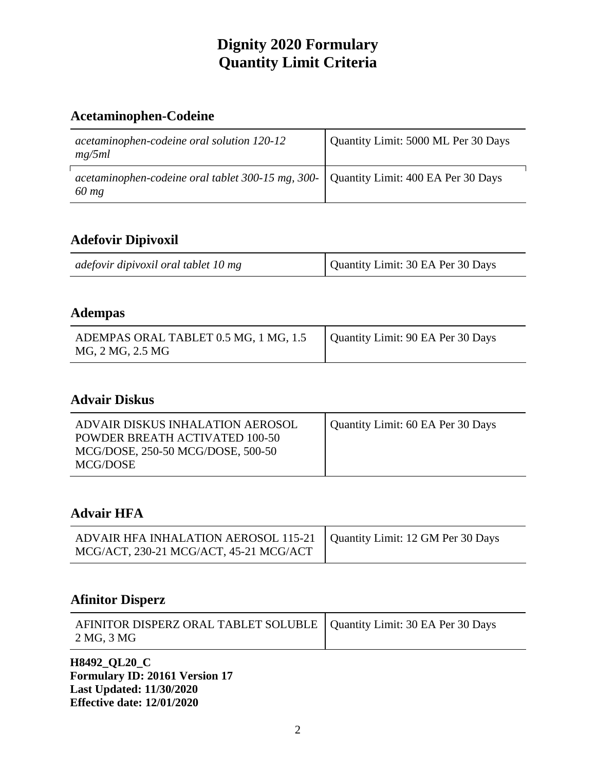# Dignity 2020 Formulary
# Quantity Limit Criteria

## Acetaminophen-Codeine

| | |
|---|---|
| *acetaminophen-codeine oral solution 120-12 mg/5ml* | Quantity Limit: 5000 ML Per 30 Days |
| *acetaminophen-codeine oral tablet 300-15 mg, 300-60 mg* | Quantity Limit: 400 EA Per 30 Days |

## Adefovir Dipivoxil

| | |
|---|---|
| *adefovir dipivoxil oral tablet 10 mg* | Quantity Limit: 30 EA Per 30 Days |

## Adempas

| | |
|---|---|
| ADEMPAS ORAL TABLET 0.5 MG, 1 MG, 1.5 MG, 2 MG, 2.5 MG | Quantity Limit: 90 EA Per 30 Days |

## Advair Diskus

| | |
|---|---|
| ADVAIR DISKUS INHALATION AEROSOL POWDER BREATH ACTIVATED 100-50 MCG/DOSE, 250-50 MCG/DOSE, 500-50 MCG/DOSE | Quantity Limit: 60 EA Per 30 Days |

## Advair HFA

| | |
|---|---|
| ADVAIR HFA INHALATION AEROSOL 115-21 MCG/ACT, 230-21 MCG/ACT, 45-21 MCG/ACT | Quantity Limit: 12 GM Per 30 Days |

## Afinitor Disperz

| | |
|---|---|
| AFINITOR DISPERZ ORAL TABLET SOLUBLE 2 MG, 3 MG | Quantity Limit: 30 EA Per 30 Days |

**H8492_QL20_C**
**Formulary ID: 20161 Version 17**
**Last Updated: 11/30/2020**
**Effective date: 12/01/2020**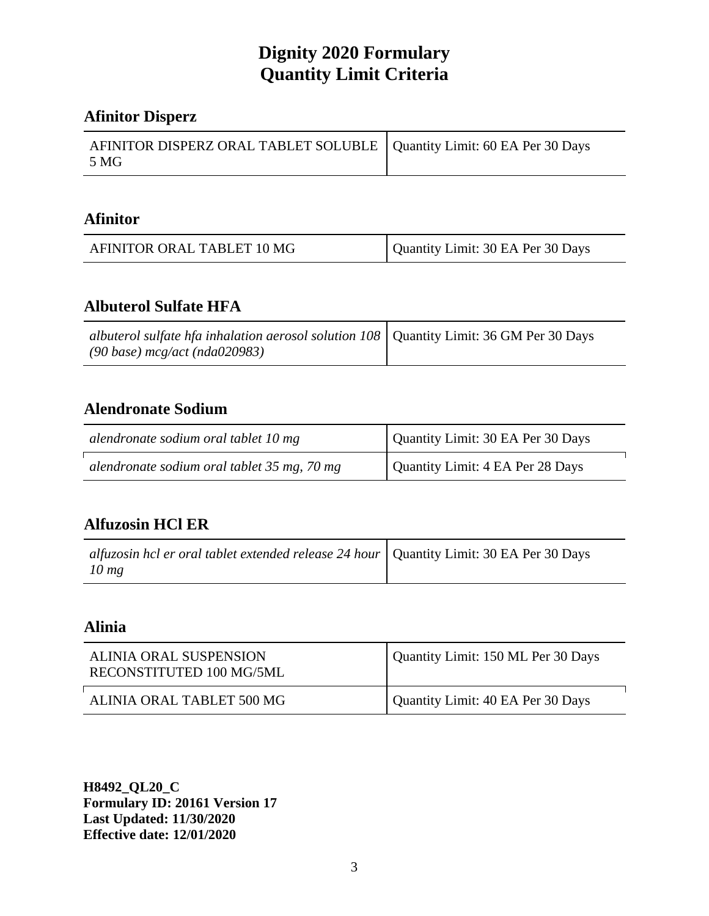# Dignity 2020 Formulary
# Quantity Limit Criteria

## Afinitor Disperz

| | |
|---|---|
| AFINITOR DISPERZ ORAL TABLET SOLUBLE 5 MG | Quantity Limit: 60 EA Per 30 Days |

## Afinitor

| | |
|---|---|
| AFINITOR ORAL TABLET 10 MG | Quantity Limit: 30 EA Per 30 Days |

## Albuterol Sulfate HFA

| | |
|---|---|
| *albuterol sulfate hfa inhalation aerosol solution 108 (90 base) mcg/act (nda020983)* | Quantity Limit: 36 GM Per 30 Days |

## Alendronate Sodium

| | |
|---|---|
| *alendronate sodium oral tablet 10 mg* | Quantity Limit: 30 EA Per 30 Days |
| *alendronate sodium oral tablet 35 mg, 70 mg* | Quantity Limit: 4 EA Per 28 Days |

## Alfuzosin HCl ER

| | |
|---|---|
| *alfuzosin hcl er oral tablet extended release 24 hour 10 mg* | Quantity Limit: 30 EA Per 30 Days |

## Alinia

| | |
|---|---|
| ALINIA ORAL SUSPENSION RECONSTITUTED 100 MG/5ML | Quantity Limit: 150 ML Per 30 Days |
| ALINIA ORAL TABLET 500 MG | Quantity Limit: 40 EA Per 30 Days |

**H8492_QL20_C**
**Formulary ID: 20161 Version 17**
**Last Updated: 11/30/2020**
**Effective date: 12/01/2020**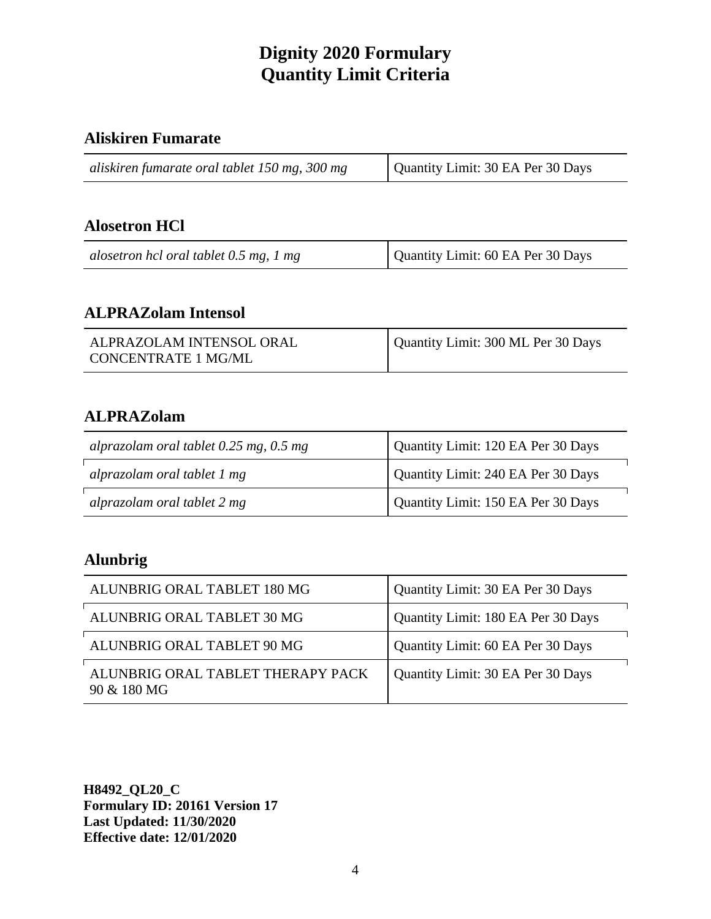## Aliskiren Fumarate

| | |
|---|---|
| *aliskiren fumarate oral tablet 150 mg, 300 mg* | Quantity Limit: 30 EA Per 30 Days |

## Alosetron HCl

| | |
|---|---|
| *alosetron hcl oral tablet 0.5 mg, 1 mg* | Quantity Limit: 60 EA Per 30 Days |

## ALPRAZolam Intensol

| | |
|---|---|
| ALPRAZOLAM INTENSOL ORAL CONCENTRATE 1 MG/ML | Quantity Limit: 300 ML Per 30 Days |

## ALPRAZolam

| | |
|---|---|
| *alprazolam oral tablet 0.25 mg, 0.5 mg* | Quantity Limit: 120 EA Per 30 Days |
| *alprazolam oral tablet 1 mg* | Quantity Limit: 240 EA Per 30 Days |
| *alprazolam oral tablet 2 mg* | Quantity Limit: 150 EA Per 30 Days |

## Alunbrig

| | |
|---|---|
| ALUNBRIG ORAL TABLET 180 MG | Quantity Limit: 30 EA Per 30 Days |
| ALUNBRIG ORAL TABLET 30 MG | Quantity Limit: 180 EA Per 30 Days |
| ALUNBRIG ORAL TABLET 90 MG | Quantity Limit: 60 EA Per 30 Days |
| ALUNBRIG ORAL TABLET THERAPY PACK 90 & 180 MG | Quantity Limit: 30 EA Per 30 Days |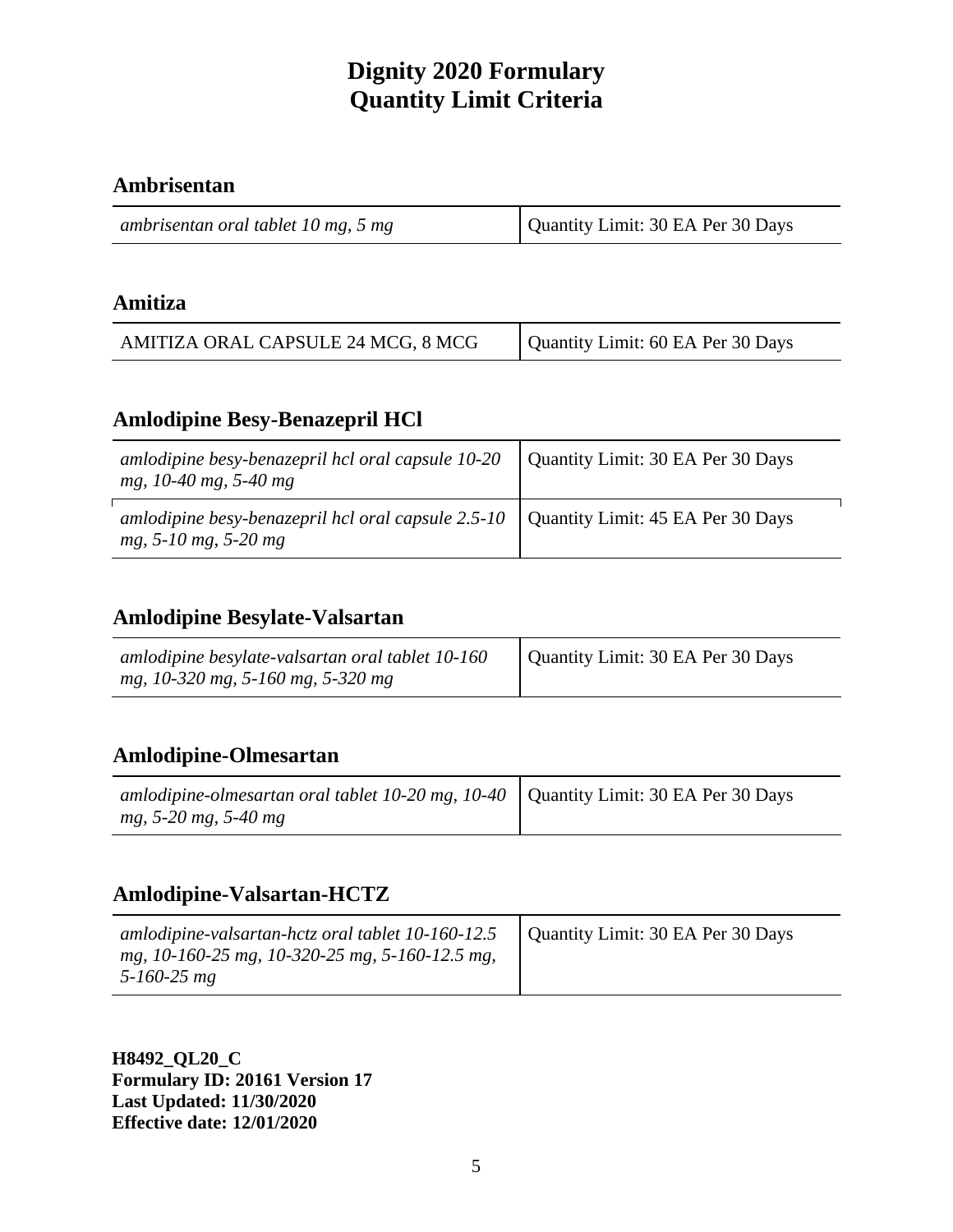# Dignity 2020 Formulary
# Quantity Limit Criteria

## Ambrisentan

| | |
|---|---|
| *ambrisentan oral tablet 10 mg, 5 mg* | Quantity Limit: 30 EA Per 30 Days |

## Amitiza

| | |
|---|---|
| AMITIZA ORAL CAPSULE 24 MCG, 8 MCG | Quantity Limit: 60 EA Per 30 Days |

## Amlodipine Besy-Benazepril HCl

| | |
|---|---|
| *amlodipine besy-benazepril hcl oral capsule 10-20 mg, 10-40 mg, 5-40 mg* | Quantity Limit: 30 EA Per 30 Days |
| *amlodipine besy-benazepril hcl oral capsule 2.5-10 mg, 5-10 mg, 5-20 mg* | Quantity Limit: 45 EA Per 30 Days |

## Amlodipine Besylate-Valsartan

| | |
|---|---|
| *amlodipine besylate-valsartan oral tablet 10-160 mg, 10-320 mg, 5-160 mg, 5-320 mg* | Quantity Limit: 30 EA Per 30 Days |

## Amlodipine-Olmesartan

| | |
|---|---|
| *amlodipine-olmesartan oral tablet 10-20 mg, 10-40 mg, 5-20 mg, 5-40 mg* | Quantity Limit: 30 EA Per 30 Days |

## Amlodipine-Valsartan-HCTZ

| | |
|---|---|
| *amlodipine-valsartan-hctz oral tablet 10-160-12.5 mg, 10-160-25 mg, 10-320-25 mg, 5-160-12.5 mg, 5-160-25 mg* | Quantity Limit: 30 EA Per 30 Days |

**H8492_QL20_C**
**Formulary ID: 20161 Version 17**
**Last Updated: 11/30/2020**
**Effective date: 12/01/2020**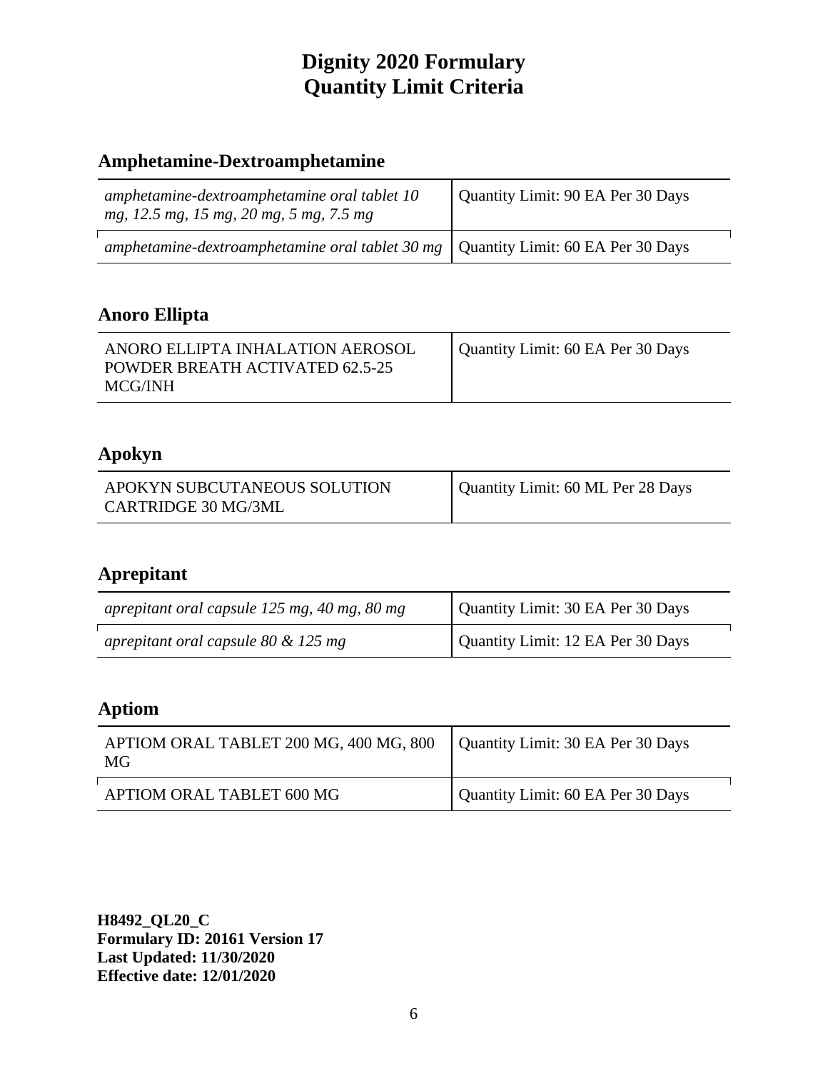# Dignity 2020 Formulary
# Quantity Limit Criteria

## Amphetamine-Dextroamphetamine

| | |
|---|---|
| *amphetamine-dextroamphetamine oral tablet 10 mg, 12.5 mg, 15 mg, 20 mg, 5 mg, 7.5 mg* | Quantity Limit: 90 EA Per 30 Days |
| *amphetamine-dextroamphetamine oral tablet 30 mg* | Quantity Limit: 60 EA Per 30 Days |

## Anoro Ellipta

| | |
|---|---|
| ANORO ELLIPTA INHALATION AEROSOL POWDER BREATH ACTIVATED 62.5-25 MCG/INH | Quantity Limit: 60 EA Per 30 Days |

## Apokyn

| | |
|---|---|
| APOKYN SUBCUTANEOUS SOLUTION CARTRIDGE 30 MG/3ML | Quantity Limit: 60 ML Per 28 Days |

## Aprepitant

| | |
|---|---|
| *aprepitant oral capsule 125 mg, 40 mg, 80 mg* | Quantity Limit: 30 EA Per 30 Days |
| *aprepitant oral capsule 80 & 125 mg* | Quantity Limit: 12 EA Per 30 Days |

## Aptiom

| | |
|---|---|
| APTIOM ORAL TABLET 200 MG, 400 MG, 800 MG | Quantity Limit: 30 EA Per 30 Days |
| APTIOM ORAL TABLET 600 MG | Quantity Limit: 60 EA Per 30 Days |

**H8492_QL20_C**
**Formulary ID: 20161 Version 17**
**Last Updated: 11/30/2020**
**Effective date: 12/01/2020**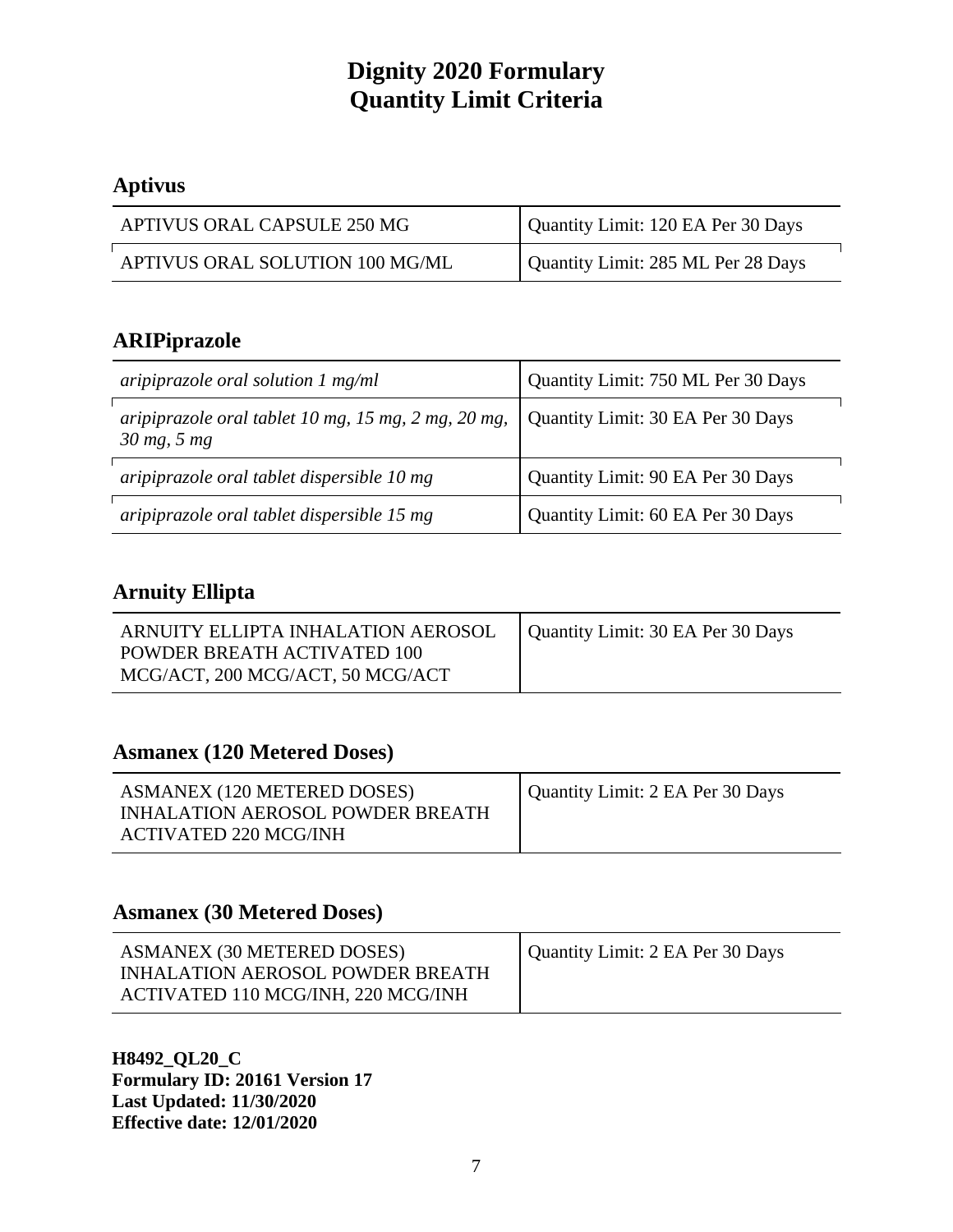# Dignity 2020 Formulary
# Quantity Limit Criteria

## Aptivus

| | |
|---|---|
| APTIVUS ORAL CAPSULE 250 MG | Quantity Limit: 120 EA Per 30 Days |
| APTIVUS ORAL SOLUTION 100 MG/ML | Quantity Limit: 285 ML Per 28 Days |

## ARIPiprazole

| | |
|---|---|
| *aripiprazole oral solution 1 mg/ml* | Quantity Limit: 750 ML Per 30 Days |
| *aripiprazole oral tablet 10 mg, 15 mg, 2 mg, 20 mg, 30 mg, 5 mg* | Quantity Limit: 30 EA Per 30 Days |
| *aripiprazole oral tablet dispersible 10 mg* | Quantity Limit: 90 EA Per 30 Days |
| *aripiprazole oral tablet dispersible 15 mg* | Quantity Limit: 60 EA Per 30 Days |

## Arnuity Ellipta

| | |
|---|---|
| ARNUITY ELLIPTA INHALATION AEROSOL POWDER BREATH ACTIVATED 100 MCG/ACT, 200 MCG/ACT, 50 MCG/ACT | Quantity Limit: 30 EA Per 30 Days |

## Asmanex (120 Metered Doses)

| | |
|---|---|
| ASMANEX (120 METERED DOSES) INHALATION AEROSOL POWDER BREATH ACTIVATED 220 MCG/INH | Quantity Limit: 2 EA Per 30 Days |

## Asmanex (30 Metered Doses)

| | |
|---|---|
| ASMANEX (30 METERED DOSES) INHALATION AEROSOL POWDER BREATH ACTIVATED 110 MCG/INH, 220 MCG/INH | Quantity Limit: 2 EA Per 30 Days |

**H8492_QL20_C**
**Formulary ID: 20161 Version 17**
**Last Updated: 11/30/2020**
**Effective date: 12/01/2020**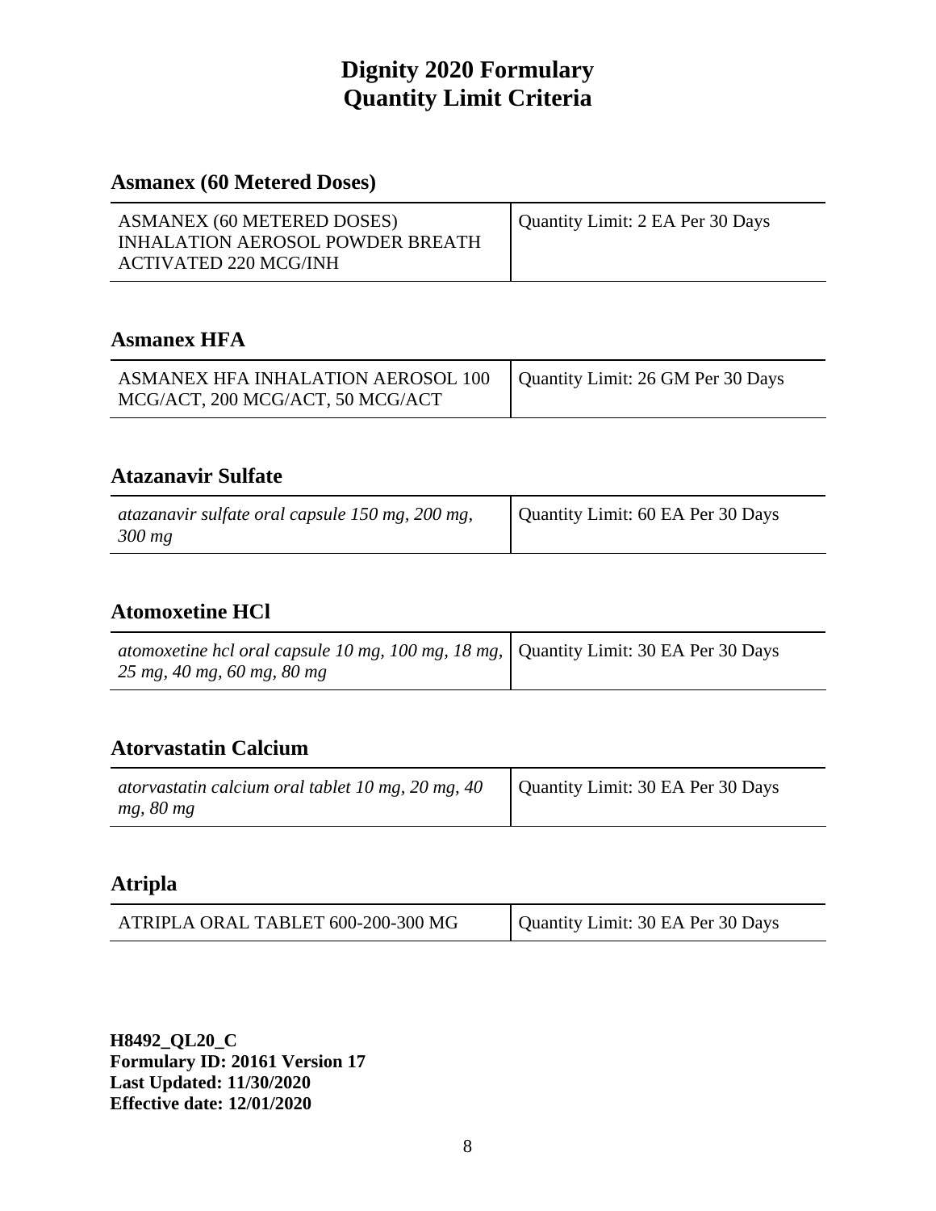# Dignity 2020 Formulary
# Quantity Limit Criteria

## Asmanex (60 Metered Doses)

| | |
|---|---|
| ASMANEX (60 METERED DOSES) INHALATION AEROSOL POWDER BREATH ACTIVATED 220 MCG/INH | Quantity Limit: 2 EA Per 30 Days |

## Asmanex HFA

| | |
|---|---|
| ASMANEX HFA INHALATION AEROSOL 100 MCG/ACT, 200 MCG/ACT, 50 MCG/ACT | Quantity Limit: 26 GM Per 30 Days |

## Atazanavir Sulfate

| | |
|---|---|
| *atazanavir sulfate oral capsule 150 mg, 200 mg, 300 mg* | Quantity Limit: 60 EA Per 30 Days |

## Atomoxetine HCl

| | |
|---|---|
| *atomoxetine hcl oral capsule 10 mg, 100 mg, 18 mg, 25 mg, 40 mg, 60 mg, 80 mg* | Quantity Limit: 30 EA Per 30 Days |

## Atorvastatin Calcium

| | |
|---|---|
| *atorvastatin calcium oral tablet 10 mg, 20 mg, 40 mg, 80 mg* | Quantity Limit: 30 EA Per 30 Days |

## Atripla

| | |
|---|---|
| ATRIPLA ORAL TABLET 600-200-300 MG | Quantity Limit: 30 EA Per 30 Days |

**H8492_QL20_C**
**Formulary ID: 20161 Version 17**
**Last Updated: 11/30/2020**
**Effective date: 12/01/2020**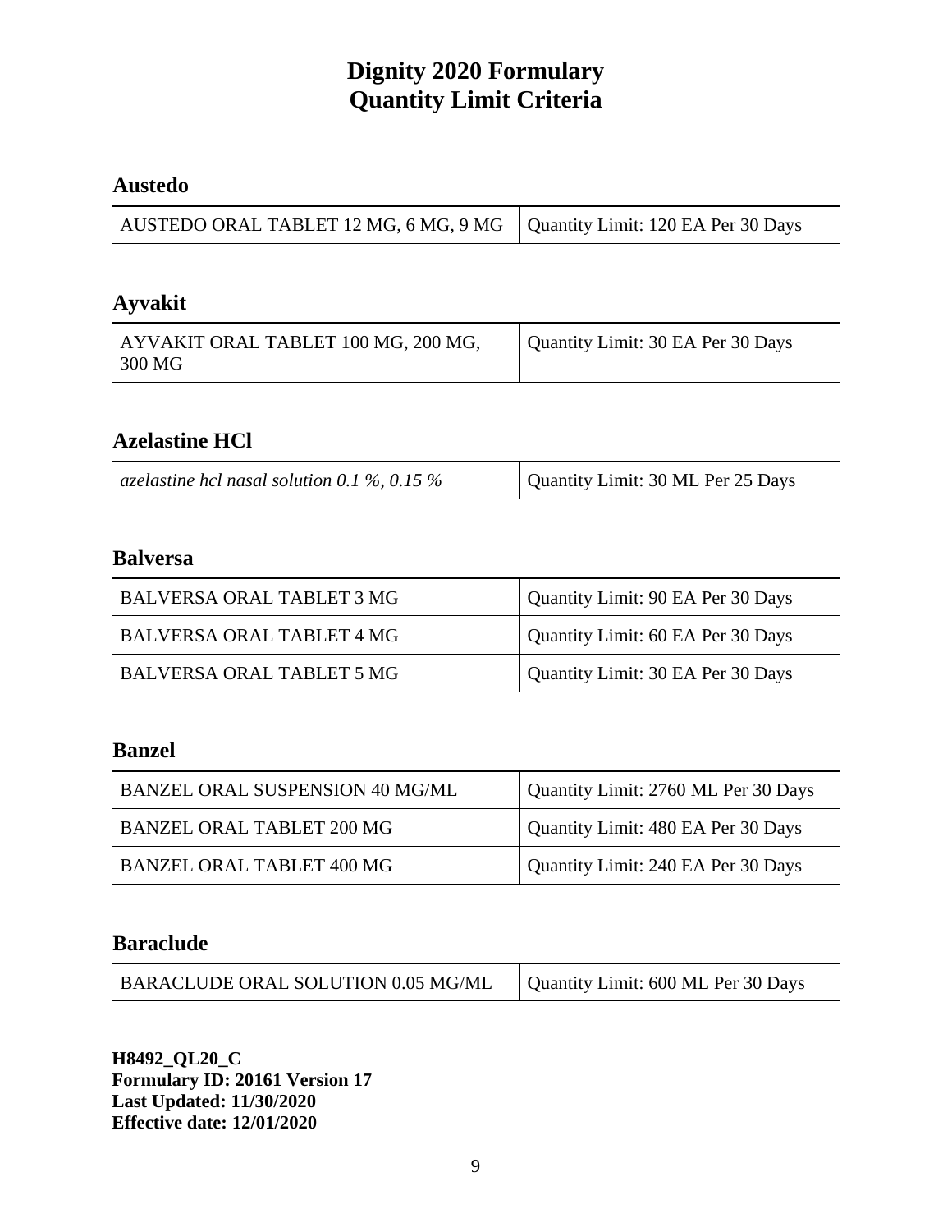# Dignity 2020 Formulary
# Quantity Limit Criteria

## Austedo

| AUSTEDO ORAL TABLET 12 MG, 6 MG, 9 MG | Quantity Limit: 120 EA Per 30 Days |
|---|---|

## Ayvakit

| AYVAKIT ORAL TABLET 100 MG, 200 MG, 300 MG | Quantity Limit: 30 EA Per 30 Days |
|---|---|

## Azelastine HCl

| *azelastine hcl nasal solution 0.1 %, 0.15 %* | Quantity Limit: 30 ML Per 25 Days |
|---|---|

## Balversa

| BALVERSA ORAL TABLET 3 MG | Quantity Limit: 90 EA Per 30 Days |
|---|---|
| BALVERSA ORAL TABLET 4 MG | Quantity Limit: 60 EA Per 30 Days |
| BALVERSA ORAL TABLET 5 MG | Quantity Limit: 30 EA Per 30 Days |

## Banzel

| BANZEL ORAL SUSPENSION 40 MG/ML | Quantity Limit: 2760 ML Per 30 Days |
|---|---|
| BANZEL ORAL TABLET 200 MG | Quantity Limit: 480 EA Per 30 Days |
| BANZEL ORAL TABLET 400 MG | Quantity Limit: 240 EA Per 30 Days |

## Baraclude

| BARACLUDE ORAL SOLUTION 0.05 MG/ML | Quantity Limit: 600 ML Per 30 Days |
|---|---|

**H8492_QL20_C**
**Formulary ID: 20161 Version 17**
**Last Updated: 11/30/2020**
**Effective date: 12/01/2020**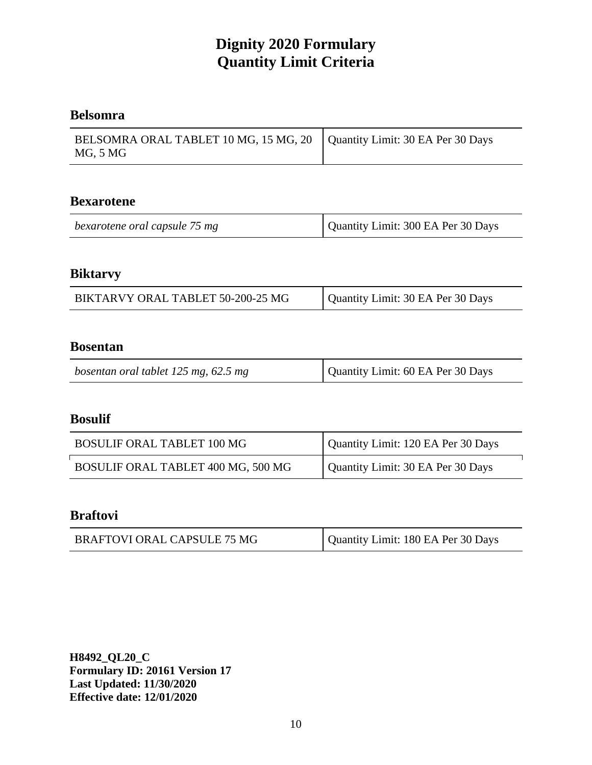# Dignity 2020 Formulary
# Quantity Limit Criteria

## Belsomra

| | |
|---|---|
| BELSOMRA ORAL TABLET 10 MG, 15 MG, 20 MG, 5 MG | Quantity Limit: 30 EA Per 30 Days |

## Bexarotene

| | |
|---|---|
| *bexarotene oral capsule 75 mg* | Quantity Limit: 300 EA Per 30 Days |

## Biktarvy

| | |
|---|---|
| BIKTARVY ORAL TABLET 50-200-25 MG | Quantity Limit: 30 EA Per 30 Days |

## Bosentan

| | |
|---|---|
| *bosentan oral tablet 125 mg, 62.5 mg* | Quantity Limit: 60 EA Per 30 Days |

## Bosulif

| | |
|---|---|
| BOSULIF ORAL TABLET 100 MG | Quantity Limit: 120 EA Per 30 Days |
| BOSULIF ORAL TABLET 400 MG, 500 MG | Quantity Limit: 30 EA Per 30 Days |

## Braftovi

| | |
|---|---|
| BRAFTOVI ORAL CAPSULE 75 MG | Quantity Limit: 180 EA Per 30 Days |

**H8492_QL20_C**
**Formulary ID: 20161 Version 17**
**Last Updated: 11/30/2020**
**Effective date: 12/01/2020**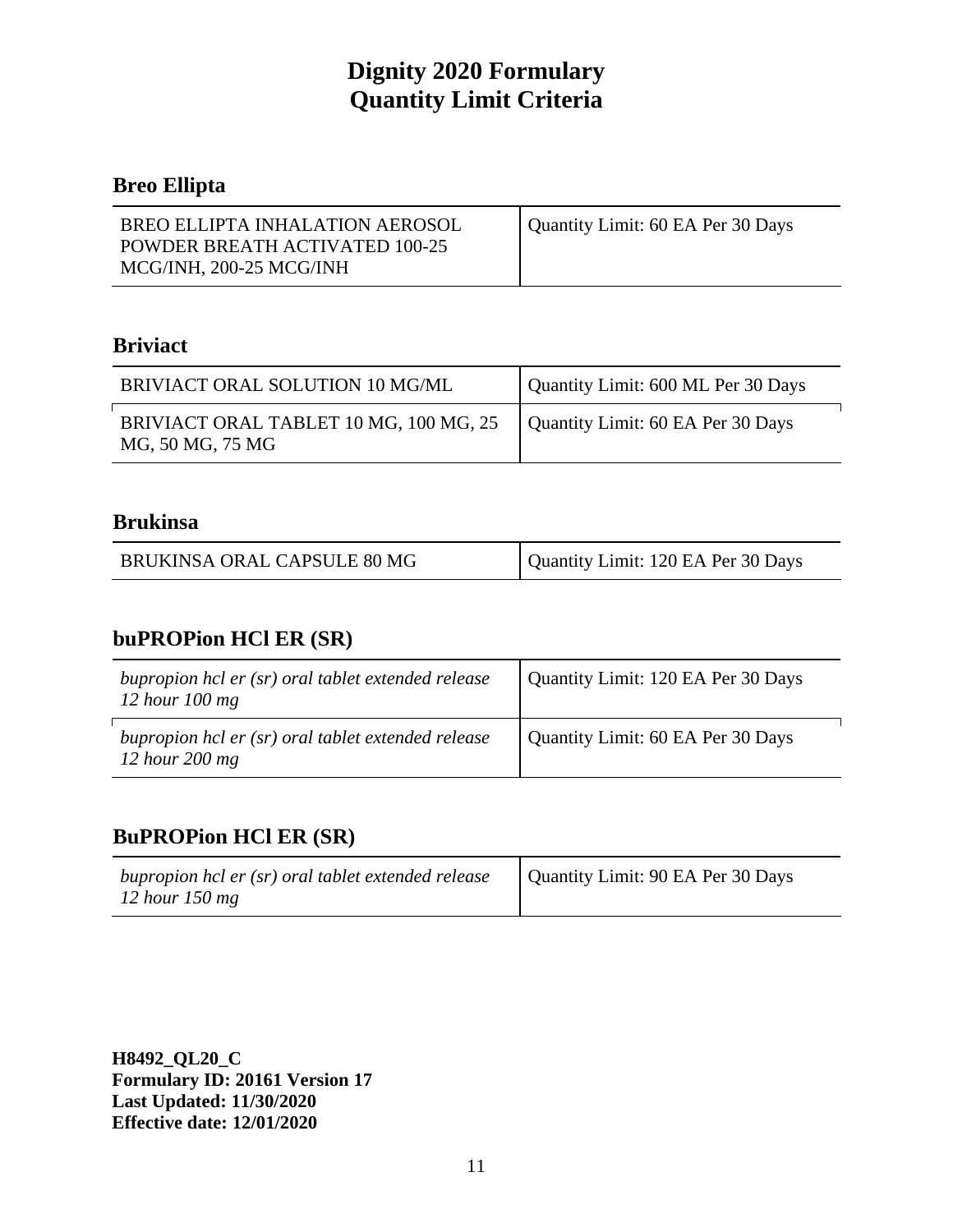# Dignity 2020 Formulary
# Quantity Limit Criteria

## Breo Ellipta

| | |
|---|---|
| BREO ELLIPTA INHALATION AEROSOL POWDER BREATH ACTIVATED 100-25 MCG/INH, 200-25 MCG/INH | Quantity Limit: 60 EA Per 30 Days |

## Briviact

| | |
|---|---|
| BRIVIACT ORAL SOLUTION 10 MG/ML | Quantity Limit: 600 ML Per 30 Days |
| BRIVIACT ORAL TABLET 10 MG, 100 MG, 25 MG, 50 MG, 75 MG | Quantity Limit: 60 EA Per 30 Days |

## Brukinsa

| | |
|---|---|
| BRUKINSA ORAL CAPSULE 80 MG | Quantity Limit: 120 EA Per 30 Days |

## buPROPion HCl ER (SR)

| | |
|---|---|
| *bupropion hcl er (sr) oral tablet extended release 12 hour 100 mg* | Quantity Limit: 120 EA Per 30 Days |
| *bupropion hcl er (sr) oral tablet extended release 12 hour 200 mg* | Quantity Limit: 60 EA Per 30 Days |

## BuPROPion HCl ER (SR)

| | |
|---|---|
| *bupropion hcl er (sr) oral tablet extended release 12 hour 150 mg* | Quantity Limit: 90 EA Per 30 Days |

**H8492_QL20_C**
**Formulary ID: 20161 Version 17**
**Last Updated: 11/30/2020**
**Effective date: 12/01/2020**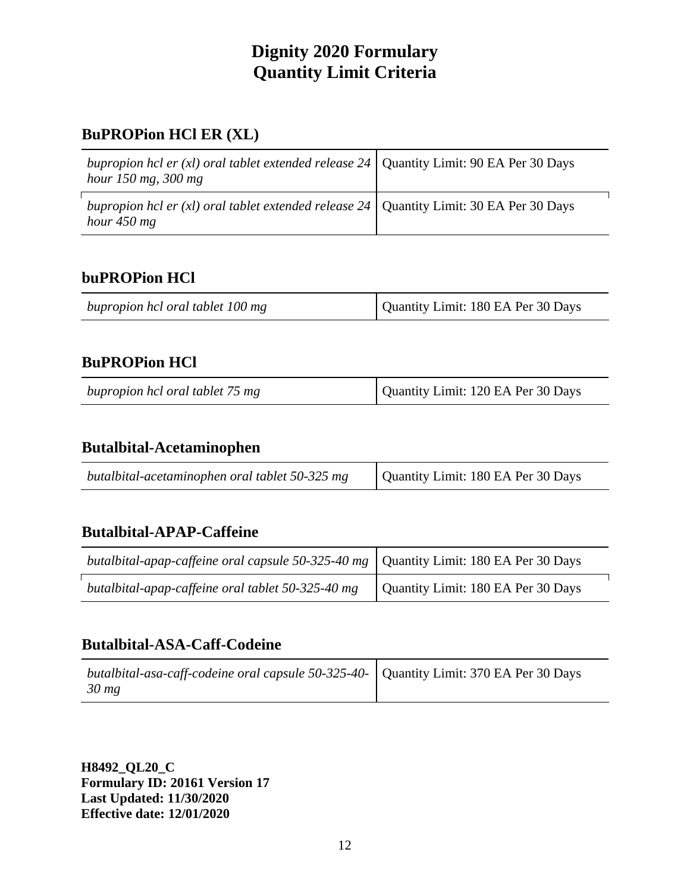# Dignity 2020 Formulary
# Quantity Limit Criteria

## BuPROPion HCl ER (XL)

| | |
|---|---|
| *bupropion hcl er (xl) oral tablet extended release 24 hour 150 mg, 300 mg* | Quantity Limit: 90 EA Per 30 Days |
| *bupropion hcl er (xl) oral tablet extended release 24 hour 450 mg* | Quantity Limit: 30 EA Per 30 Days |

## buPROPion HCl

| | |
|---|---|
| *bupropion hcl oral tablet 100 mg* | Quantity Limit: 180 EA Per 30 Days |

## BuPROPion HCl

| | |
|---|---|
| *bupropion hcl oral tablet 75 mg* | Quantity Limit: 120 EA Per 30 Days |

## Butalbital-Acetaminophen

| | |
|---|---|
| *butalbital-acetaminophen oral tablet 50-325 mg* | Quantity Limit: 180 EA Per 30 Days |

## Butalbital-APAP-Caffeine

| | |
|---|---|
| *butalbital-apap-caffeine oral capsule 50-325-40 mg* | Quantity Limit: 180 EA Per 30 Days |
| *butalbital-apap-caffeine oral tablet 50-325-40 mg* | Quantity Limit: 180 EA Per 30 Days |

## Butalbital-ASA-Caff-Codeine

| | |
|---|---|
| *butalbital-asa-caff-codeine oral capsule 50-325-40-30 mg* | Quantity Limit: 370 EA Per 30 Days |

**H8492_QL20_C**
**Formulary ID: 20161 Version 17**
**Last Updated: 11/30/2020**
**Effective date: 12/01/2020**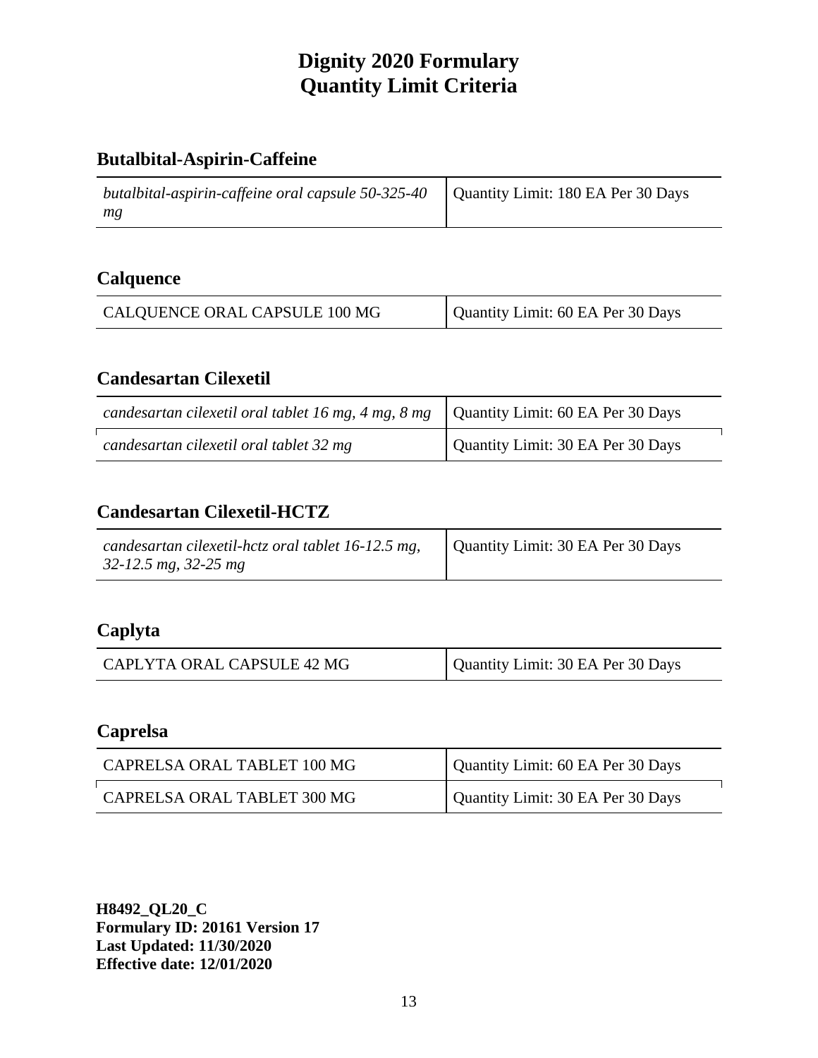# Dignity 2020 Formulary
# Quantity Limit Criteria

## Butalbital-Aspirin-Caffeine

| | |
|---|---|
| *butalbital-aspirin-caffeine oral capsule 50-325-40 mg* | Quantity Limit: 180 EA Per 30 Days |

## Calquence

| | |
|---|---|
| CALQUENCE ORAL CAPSULE 100 MG | Quantity Limit: 60 EA Per 30 Days |

## Candesartan Cilexetil

| | |
|---|---|
| *candesartan cilexetil oral tablet 16 mg, 4 mg, 8 mg* | Quantity Limit: 60 EA Per 30 Days |
| *candesartan cilexetil oral tablet 32 mg* | Quantity Limit: 30 EA Per 30 Days |

## Candesartan Cilexetil-HCTZ

| | |
|---|---|
| *candesartan cilexetil-hctz oral tablet 16-12.5 mg, 32-12.5 mg, 32-25 mg* | Quantity Limit: 30 EA Per 30 Days |

## Caplyta

| | |
|---|---|
| CAPLYTA ORAL CAPSULE 42 MG | Quantity Limit: 30 EA Per 30 Days |

## Caprelsa

| | |
|---|---|
| CAPRELSA ORAL TABLET 100 MG | Quantity Limit: 60 EA Per 30 Days |
| CAPRELSA ORAL TABLET 300 MG | Quantity Limit: 30 EA Per 30 Days |

**H8492_QL20_C**
**Formulary ID: 20161 Version 17**
**Last Updated: 11/30/2020**
**Effective date: 12/01/2020**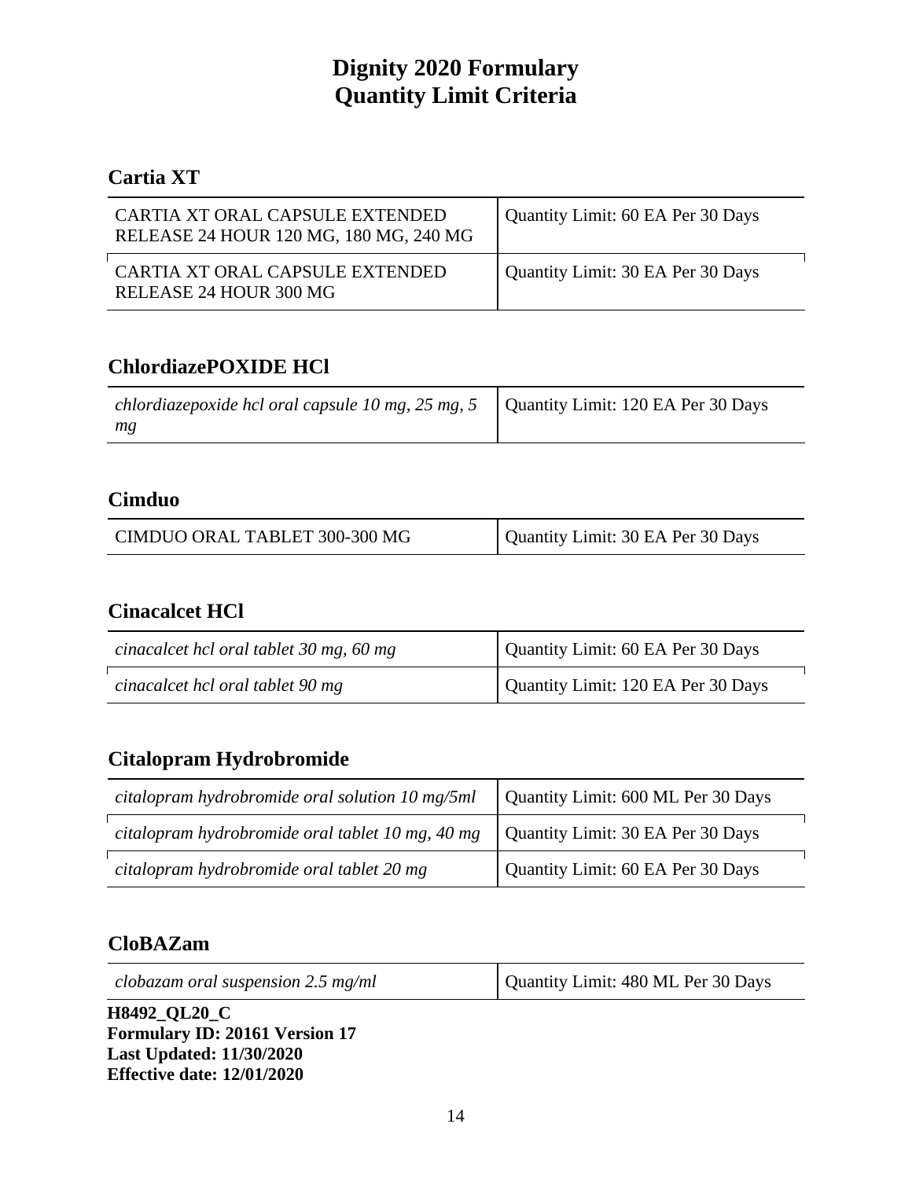# Dignity 2020 Formulary
# Quantity Limit Criteria

## Cartia XT

| | |
|---|---|
| CARTIA XT ORAL CAPSULE EXTENDED RELEASE 24 HOUR 120 MG, 180 MG, 240 MG | Quantity Limit: 60 EA Per 30 Days |
| CARTIA XT ORAL CAPSULE EXTENDED RELEASE 24 HOUR 300 MG | Quantity Limit: 30 EA Per 30 Days |

## ChlordiazePOXIDE HCl

| | |
|---|---|
| *chlordiazepoxide hcl oral capsule 10 mg, 25 mg, 5 mg* | Quantity Limit: 120 EA Per 30 Days |

## Cimduo

| | |
|---|---|
| CIMDUO ORAL TABLET 300-300 MG | Quantity Limit: 30 EA Per 30 Days |

## Cinacalcet HCl

| | |
|---|---|
| *cinacalcet hcl oral tablet 30 mg, 60 mg* | Quantity Limit: 60 EA Per 30 Days |
| *cinacalcet hcl oral tablet 90 mg* | Quantity Limit: 120 EA Per 30 Days |

## Citalopram Hydrobromide

| | |
|---|---|
| *citalopram hydrobromide oral solution 10 mg/5ml* | Quantity Limit: 600 ML Per 30 Days |
| *citalopram hydrobromide oral tablet 10 mg, 40 mg* | Quantity Limit: 30 EA Per 30 Days |
| *citalopram hydrobromide oral tablet 20 mg* | Quantity Limit: 60 EA Per 30 Days |

## CloBAZam

| | |
|---|---|
| *clobazam oral suspension 2.5 mg/ml* | Quantity Limit: 480 ML Per 30 Days |

**H8492_QL20_C**
**Formulary ID: 20161 Version 17**
**Last Updated: 11/30/2020**
**Effective date: 12/01/2020**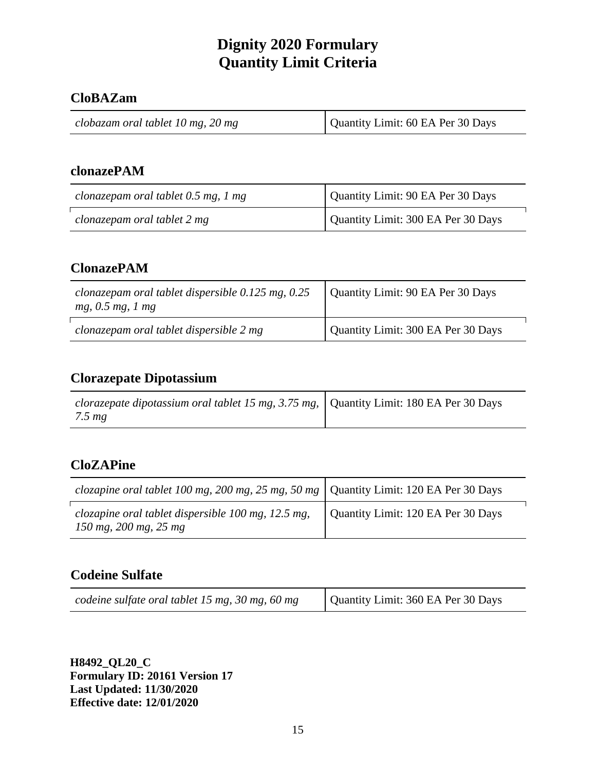# Dignity 2020 Formulary
# Quantity Limit Criteria

## CloBAZam

| | |
|---|---|
| *clobazam oral tablet 10 mg, 20 mg* | Quantity Limit: 60 EA Per 30 Days |

## clonazePAM

| | |
|---|---|
| *clonazepam oral tablet 0.5 mg, 1 mg* | Quantity Limit: 90 EA Per 30 Days |
| *clonazepam oral tablet 2 mg* | Quantity Limit: 300 EA Per 30 Days |

## ClonazePAM

| | |
|---|---|
| *clonazepam oral tablet dispersible 0.125 mg, 0.25 mg, 0.5 mg, 1 mg* | Quantity Limit: 90 EA Per 30 Days |
| *clonazepam oral tablet dispersible 2 mg* | Quantity Limit: 300 EA Per 30 Days |

## Clorazepate Dipotassium

| | |
|---|---|
| *clorazepate dipotassium oral tablet 15 mg, 3.75 mg, 7.5 mg* | Quantity Limit: 180 EA Per 30 Days |

## CloZAPine

| | |
|---|---|
| *clozapine oral tablet 100 mg, 200 mg, 25 mg, 50 mg* | Quantity Limit: 120 EA Per 30 Days |
| *clozapine oral tablet dispersible 100 mg, 12.5 mg, 150 mg, 200 mg, 25 mg* | Quantity Limit: 120 EA Per 30 Days |

## Codeine Sulfate

| | |
|---|---|
| *codeine sulfate oral tablet 15 mg, 30 mg, 60 mg* | Quantity Limit: 360 EA Per 30 Days |

**H8492_QL20_C**
**Formulary ID: 20161 Version 17**
**Last Updated: 11/30/2020**
**Effective date: 12/01/2020**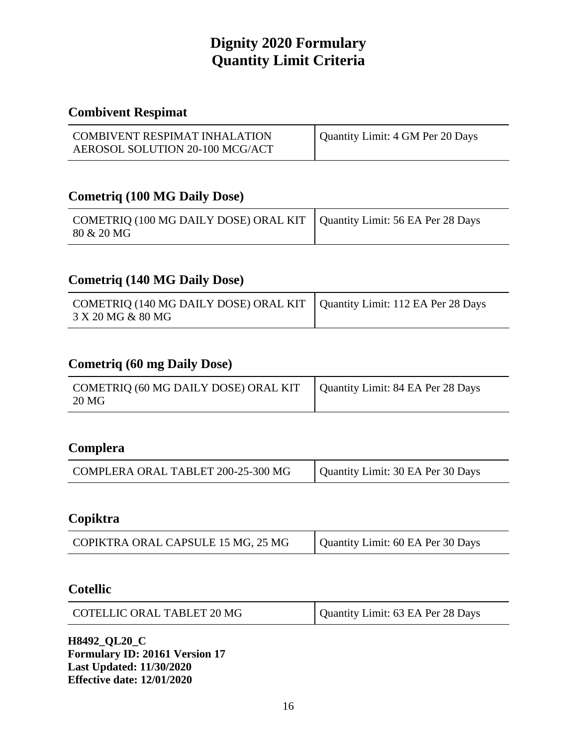# Dignity 2020 Formulary
# Quantity Limit Criteria

## Combivent Respimat

| | |
|---|---|
| COMBIVENT RESPIMAT INHALATION AEROSOL SOLUTION 20-100 MCG/ACT | Quantity Limit: 4 GM Per 20 Days |

## Cometriq (100 MG Daily Dose)

| | |
|---|---|
| COMETRIQ (100 MG DAILY DOSE) ORAL KIT 80 & 20 MG | Quantity Limit: 56 EA Per 28 Days |

## Cometriq (140 MG Daily Dose)

| | |
|---|---|
| COMETRIQ (140 MG DAILY DOSE) ORAL KIT 3 X 20 MG & 80 MG | Quantity Limit: 112 EA Per 28 Days |

## Cometriq (60 mg Daily Dose)

| | |
|---|---|
| COMETRIQ (60 MG DAILY DOSE) ORAL KIT 20 MG | Quantity Limit: 84 EA Per 28 Days |

## Complera

| | |
|---|---|
| COMPLERA ORAL TABLET 200-25-300 MG | Quantity Limit: 30 EA Per 30 Days |

## Copiktra

| | |
|---|---|
| COPIKTRA ORAL CAPSULE 15 MG, 25 MG | Quantity Limit: 60 EA Per 30 Days |

## Cotellic

| | |
|---|---|
| COTELLIC ORAL TABLET 20 MG | Quantity Limit: 63 EA Per 28 Days |

**H8492_QL20_C**
**Formulary ID: 20161 Version 17**
**Last Updated: 11/30/2020**
**Effective date: 12/01/2020**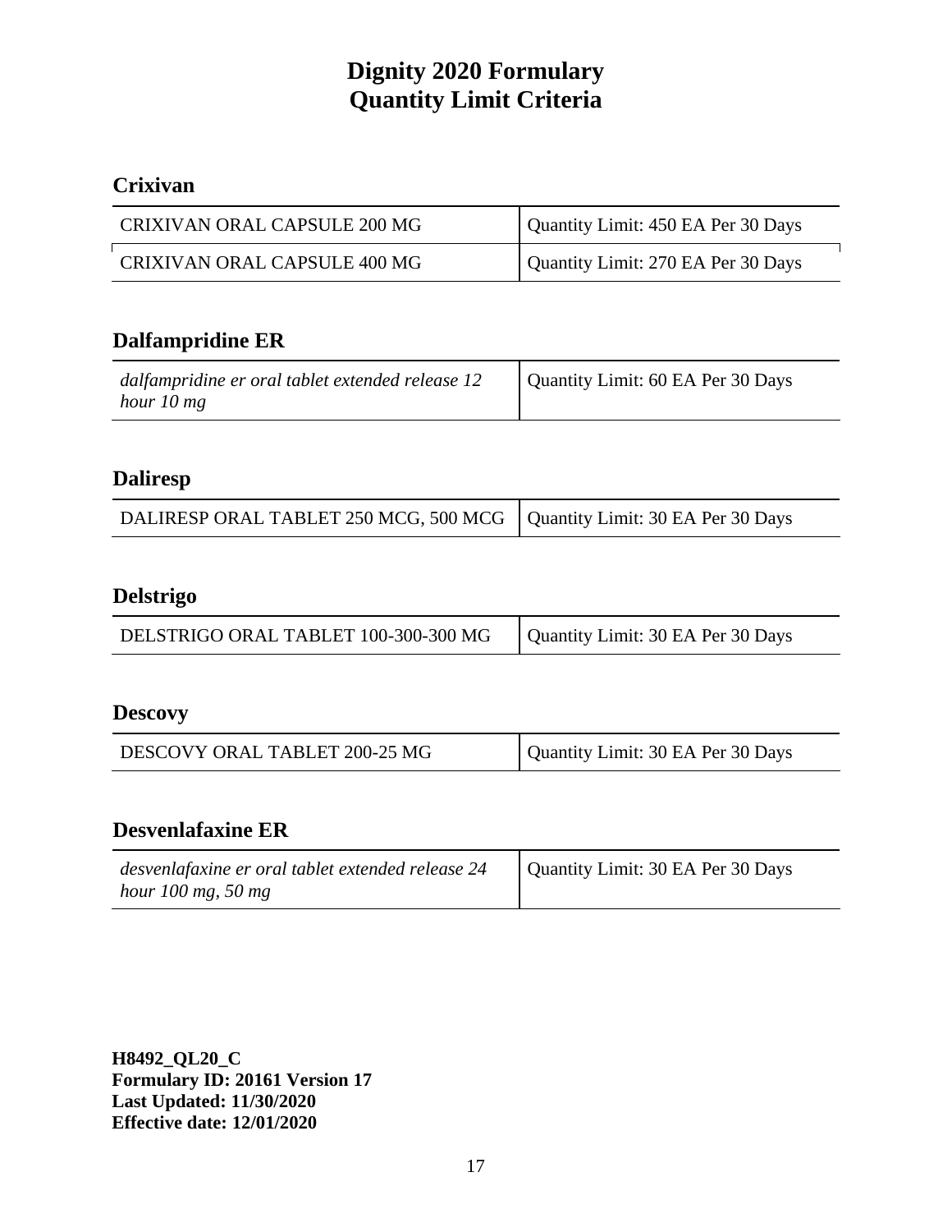# Dignity 2020 Formulary
# Quantity Limit Criteria

## Crixivan

| | |
|---|---|
| CRIXIVAN ORAL CAPSULE 200 MG | Quantity Limit: 450 EA Per 30 Days |
| CRIXIVAN ORAL CAPSULE 400 MG | Quantity Limit: 270 EA Per 30 Days |

## Dalfampridine ER

| | |
|---|---|
| *dalfampridine er oral tablet extended release 12 hour 10 mg* | Quantity Limit: 60 EA Per 30 Days |

## Daliresp

| | |
|---|---|
| DALIRESP ORAL TABLET 250 MCG, 500 MCG | Quantity Limit: 30 EA Per 30 Days |

## Delstrigo

| | |
|---|---|
| DELSTRIGO ORAL TABLET 100-300-300 MG | Quantity Limit: 30 EA Per 30 Days |

## Descovy

| | |
|---|---|
| DESCOVY ORAL TABLET 200-25 MG | Quantity Limit: 30 EA Per 30 Days |

## Desvenlafaxine ER

| | |
|---|---|
| *desvenlafaxine er oral tablet extended release 24 hour 100 mg, 50 mg* | Quantity Limit: 30 EA Per 30 Days |

**H8492_QL20_C**
**Formulary ID: 20161 Version 17**
**Last Updated: 11/30/2020**
**Effective date: 12/01/2020**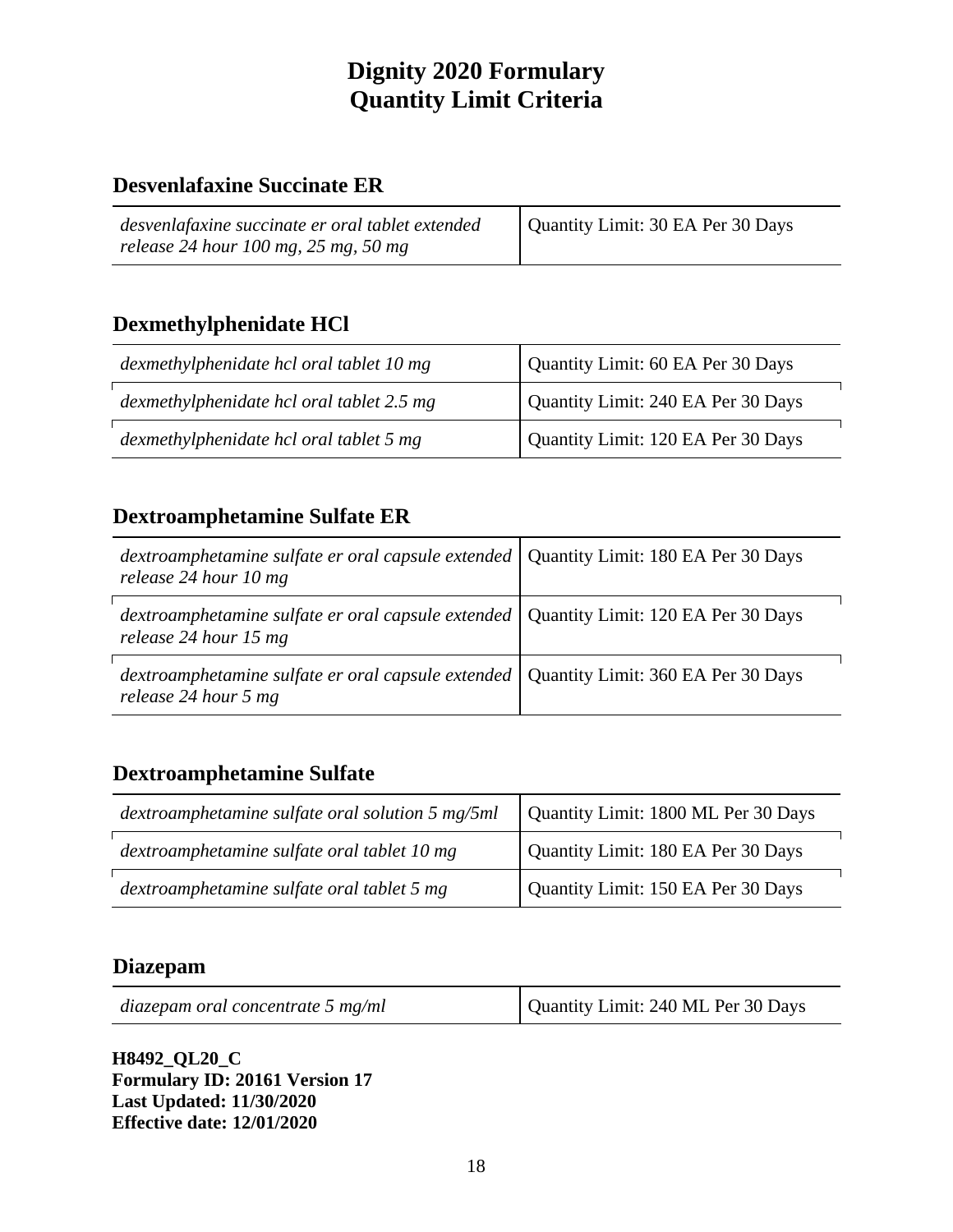# Dignity 2020 Formulary
# Quantity Limit Criteria

## Desvenlafaxine Succinate ER

| | |
|---|---|
| *desvenlafaxine succinate er oral tablet extended release 24 hour 100 mg, 25 mg, 50 mg* | Quantity Limit: 30 EA Per 30 Days |

## Dexmethylphenidate HCl

| | |
|---|---|
| *dexmethylphenidate hcl oral tablet 10 mg* | Quantity Limit: 60 EA Per 30 Days |
| *dexmethylphenidate hcl oral tablet 2.5 mg* | Quantity Limit: 240 EA Per 30 Days |
| *dexmethylphenidate hcl oral tablet 5 mg* | Quantity Limit: 120 EA Per 30 Days |

## Dextroamphetamine Sulfate ER

| | |
|---|---|
| *dextroamphetamine sulfate er oral capsule extended release 24 hour 10 mg* | Quantity Limit: 180 EA Per 30 Days |
| *dextroamphetamine sulfate er oral capsule extended release 24 hour 15 mg* | Quantity Limit: 120 EA Per 30 Days |
| *dextroamphetamine sulfate er oral capsule extended release 24 hour 5 mg* | Quantity Limit: 360 EA Per 30 Days |

## Dextroamphetamine Sulfate

| | |
|---|---|
| *dextroamphetamine sulfate oral solution 5 mg/5ml* | Quantity Limit: 1800 ML Per 30 Days |
| *dextroamphetamine sulfate oral tablet 10 mg* | Quantity Limit: 180 EA Per 30 Days |
| *dextroamphetamine sulfate oral tablet 5 mg* | Quantity Limit: 150 EA Per 30 Days |

## Diazepam

| | |
|---|---|
| *diazepam oral concentrate 5 mg/ml* | Quantity Limit: 240 ML Per 30 Days |

**H8492_QL20_C**
**Formulary ID: 20161 Version 17**
**Last Updated: 11/30/2020**
**Effective date: 12/01/2020**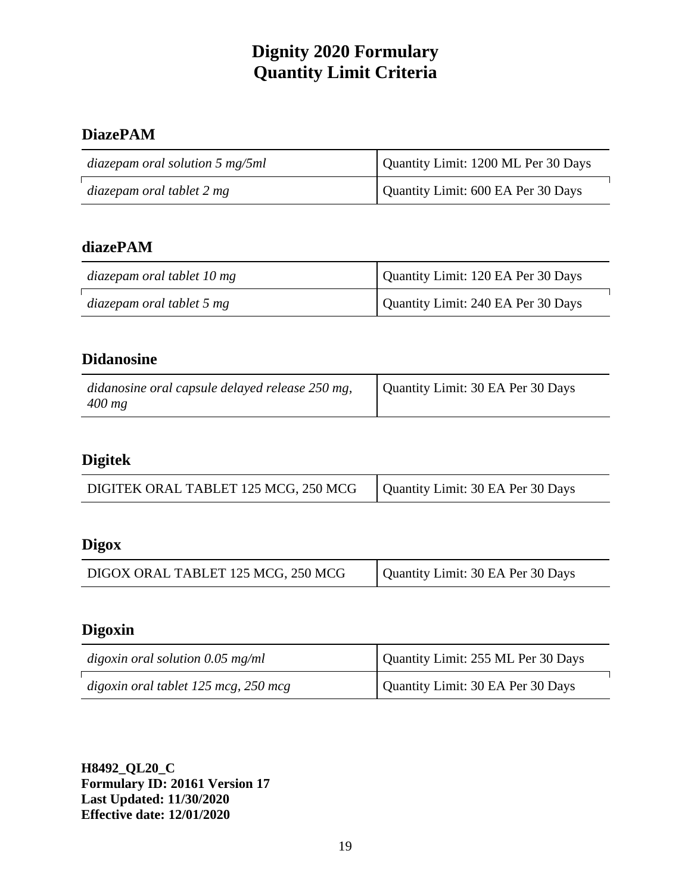# Dignity 2020 Formulary
# Quantity Limit Criteria

## DiazePAM

| | |
|---|---|
| *diazepam oral solution 5 mg/5ml* | Quantity Limit: 1200 ML Per 30 Days |
| *diazepam oral tablet 2 mg* | Quantity Limit: 600 EA Per 30 Days |

## diazePAM

| | |
|---|---|
| *diazepam oral tablet 10 mg* | Quantity Limit: 120 EA Per 30 Days |
| *diazepam oral tablet 5 mg* | Quantity Limit: 240 EA Per 30 Days |

## Didanosine

| | |
|---|---|
| *didanosine oral capsule delayed release 250 mg, 400 mg* | Quantity Limit: 30 EA Per 30 Days |

## Digitek

| | |
|---|---|
| DIGITEK ORAL TABLET 125 MCG, 250 MCG | Quantity Limit: 30 EA Per 30 Days |

## Digox

| | |
|---|---|
| DIGOX ORAL TABLET 125 MCG, 250 MCG | Quantity Limit: 30 EA Per 30 Days |

## Digoxin

| | |
|---|---|
| *digoxin oral solution 0.05 mg/ml* | Quantity Limit: 255 ML Per 30 Days |
| *digoxin oral tablet 125 mcg, 250 mcg* | Quantity Limit: 30 EA Per 30 Days |

**H8492_QL20_C**
**Formulary ID: 20161 Version 17**
**Last Updated: 11/30/2020**
**Effective date: 12/01/2020**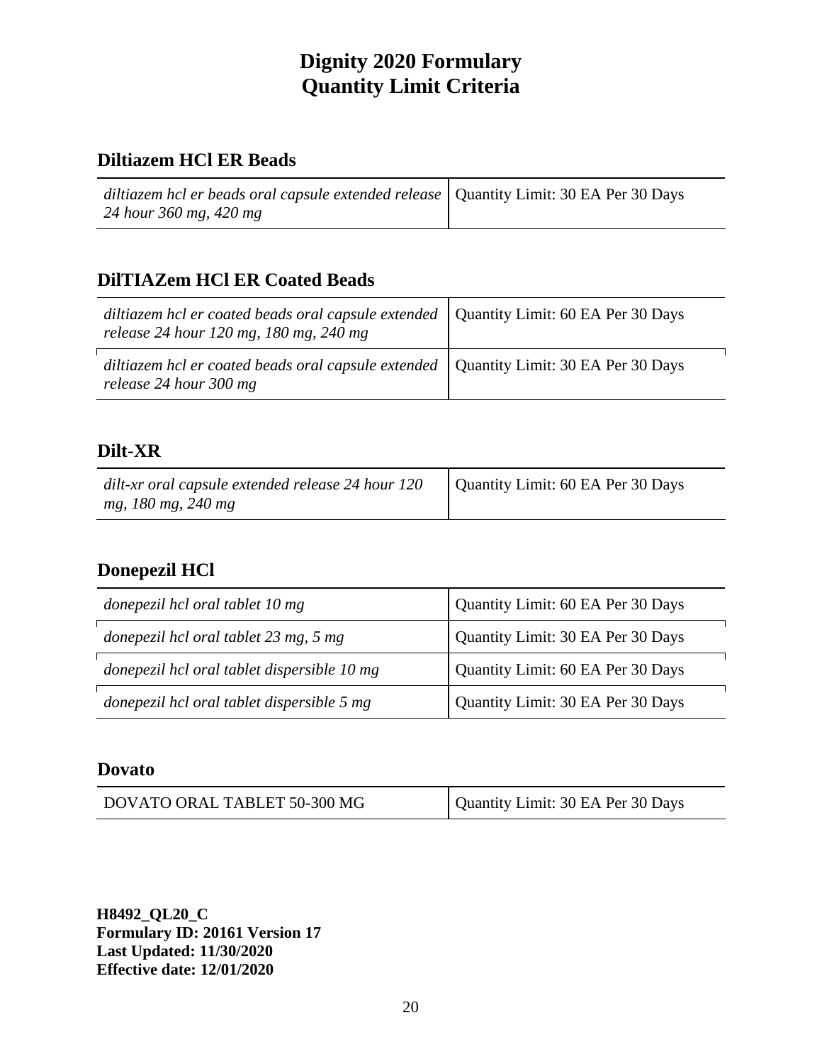# Dignity 2020 Formulary
# Quantity Limit Criteria

## Diltiazem HCl ER Beads

| | |
|---|---|
| *diltiazem hcl er beads oral capsule extended release 24 hour 360 mg, 420 mg* | Quantity Limit: 30 EA Per 30 Days |

## DilTIAZem HCl ER Coated Beads

| | |
|---|---|
| *diltiazem hcl er coated beads oral capsule extended release 24 hour 120 mg, 180 mg, 240 mg* | Quantity Limit: 60 EA Per 30 Days |
| *diltiazem hcl er coated beads oral capsule extended release 24 hour 300 mg* | Quantity Limit: 30 EA Per 30 Days |

## Dilt-XR

| | |
|---|---|
| *dilt-xr oral capsule extended release 24 hour 120 mg, 180 mg, 240 mg* | Quantity Limit: 60 EA Per 30 Days |

## Donepezil HCl

| | |
|---|---|
| *donepezil hcl oral tablet 10 mg* | Quantity Limit: 60 EA Per 30 Days |
| *donepezil hcl oral tablet 23 mg, 5 mg* | Quantity Limit: 30 EA Per 30 Days |
| *donepezil hcl oral tablet dispersible 10 mg* | Quantity Limit: 60 EA Per 30 Days |
| *donepezil hcl oral tablet dispersible 5 mg* | Quantity Limit: 30 EA Per 30 Days |

## Dovato

| | |
|---|---|
| DOVATO ORAL TABLET 50-300 MG | Quantity Limit: 30 EA Per 30 Days |

**H8492_QL20_C**
**Formulary ID: 20161 Version 17**
**Last Updated: 11/30/2020**
**Effective date: 12/01/2020**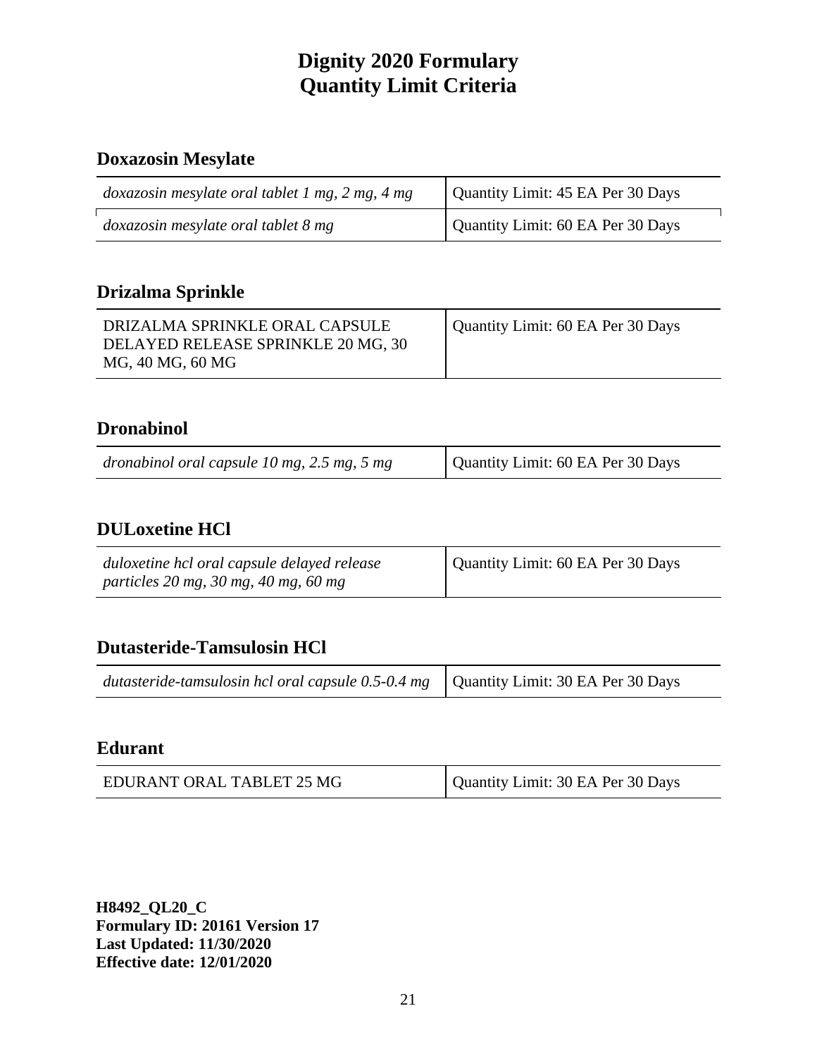# Dignity 2020 Formulary
# Quantity Limit Criteria

## Doxazosin Mesylate

| | |
|---|---|
| *doxazosin mesylate oral tablet 1 mg, 2 mg, 4 mg* | Quantity Limit: 45 EA Per 30 Days |
| *doxazosin mesylate oral tablet 8 mg* | Quantity Limit: 60 EA Per 30 Days |

## Drizalma Sprinkle

| | |
|---|---|
| DRIZALMA SPRINKLE ORAL CAPSULE DELAYED RELEASE SPRINKLE 20 MG, 30 MG, 40 MG, 60 MG | Quantity Limit: 60 EA Per 30 Days |

## Dronabinol

| | |
|---|---|
| *dronabinol oral capsule 10 mg, 2.5 mg, 5 mg* | Quantity Limit: 60 EA Per 30 Days |

## DULoxetine HCl

| | |
|---|---|
| *duloxetine hcl oral capsule delayed release particles 20 mg, 30 mg, 40 mg, 60 mg* | Quantity Limit: 60 EA Per 30 Days |

## Dutasteride-Tamsulosin HCl

| | |
|---|---|
| *dutasteride-tamsulosin hcl oral capsule 0.5-0.4 mg* | Quantity Limit: 30 EA Per 30 Days |

## Edurant

| | |
|---|---|
| EDURANT ORAL TABLET 25 MG | Quantity Limit: 30 EA Per 30 Days |

**H8492_QL20_C**
**Formulary ID: 20161 Version 17**
**Last Updated: 11/30/2020**
**Effective date: 12/01/2020**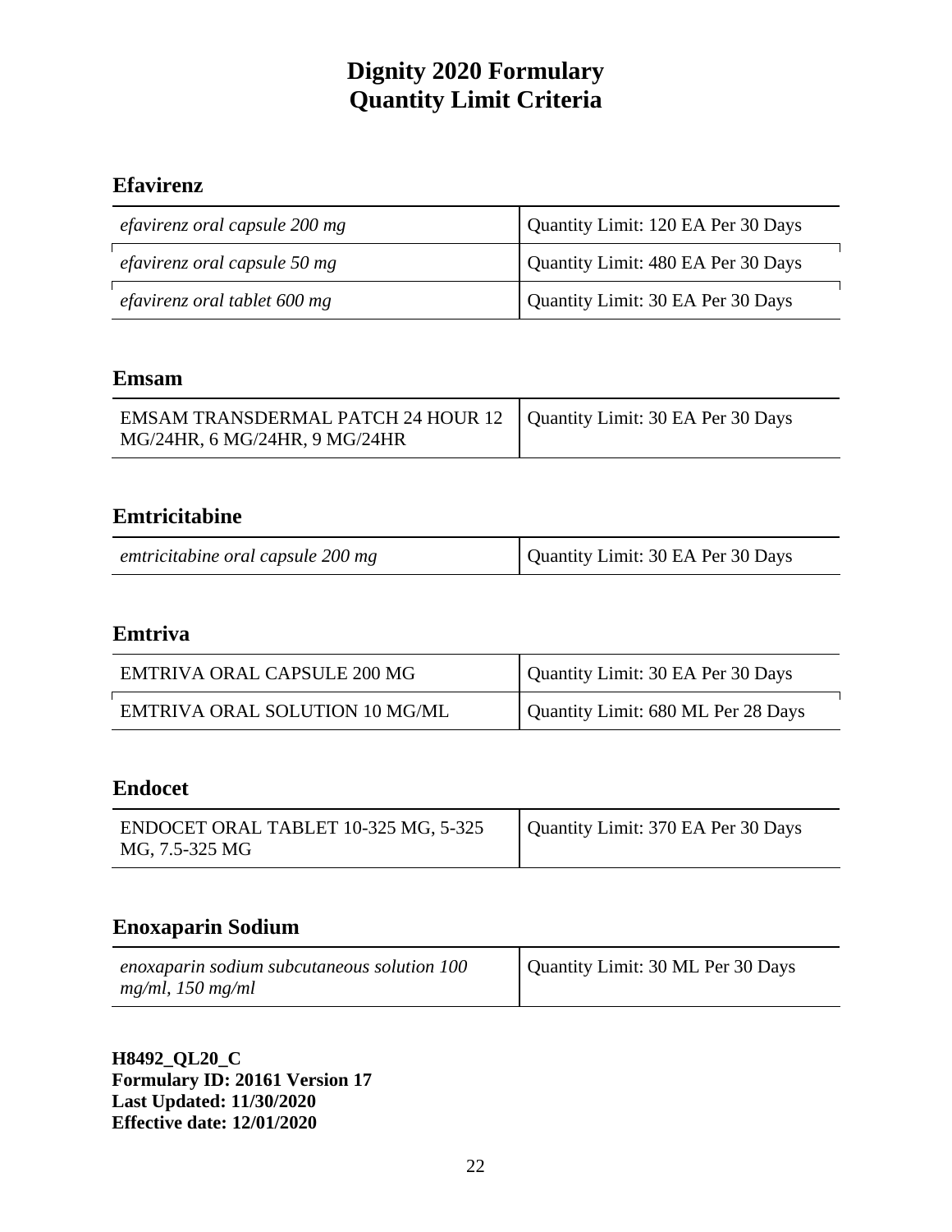# Dignity 2020 Formulary
# Quantity Limit Criteria

## Efavirenz

| | |
|---|---|
| *efavirenz oral capsule 200 mg* | Quantity Limit: 120 EA Per 30 Days |
| *efavirenz oral capsule 50 mg* | Quantity Limit: 480 EA Per 30 Days |
| *efavirenz oral tablet 600 mg* | Quantity Limit: 30 EA Per 30 Days |

## Emsam

| | |
|---|---|
| EMSAM TRANSDERMAL PATCH 24 HOUR 12 MG/24HR, 6 MG/24HR, 9 MG/24HR | Quantity Limit: 30 EA Per 30 Days |

## Emtricitabine

| | |
|---|---|
| *emtricitabine oral capsule 200 mg* | Quantity Limit: 30 EA Per 30 Days |

## Emtriva

| | |
|---|---|
| EMTRIVA ORAL CAPSULE 200 MG | Quantity Limit: 30 EA Per 30 Days |
| EMTRIVA ORAL SOLUTION 10 MG/ML | Quantity Limit: 680 ML Per 28 Days |

## Endocet

| | |
|---|---|
| ENDOCET ORAL TABLET 10-325 MG, 5-325 MG, 7.5-325 MG | Quantity Limit: 370 EA Per 30 Days |

## Enoxaparin Sodium

| | |
|---|---|
| *enoxaparin sodium subcutaneous solution 100 mg/ml, 150 mg/ml* | Quantity Limit: 30 ML Per 30 Days |

**H8492_QL20_C**
**Formulary ID: 20161 Version 17**
**Last Updated: 11/30/2020**
**Effective date: 12/01/2020**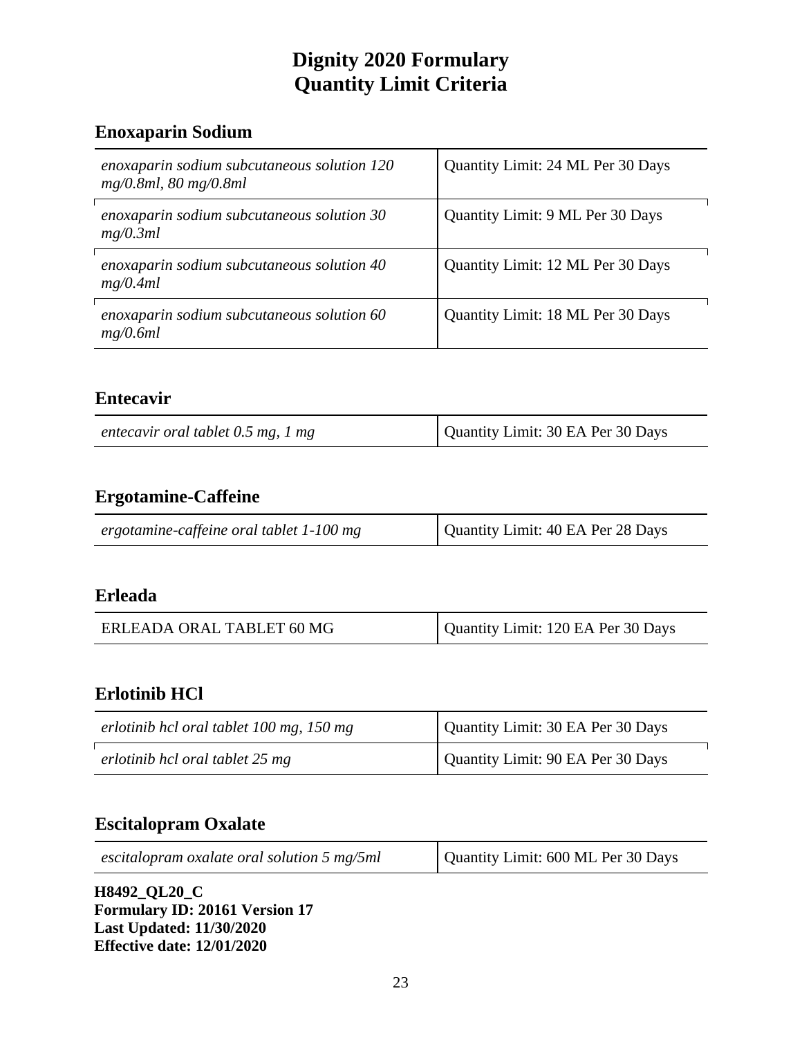# Dignity 2020 Formulary
# Quantity Limit Criteria

## Enoxaparin Sodium

| | |
|---|---|
| *enoxaparin sodium subcutaneous solution 120 mg/0.8ml, 80 mg/0.8ml* | Quantity Limit: 24 ML Per 30 Days |
| *enoxaparin sodium subcutaneous solution 30 mg/0.3ml* | Quantity Limit: 9 ML Per 30 Days |
| *enoxaparin sodium subcutaneous solution 40 mg/0.4ml* | Quantity Limit: 12 ML Per 30 Days |
| *enoxaparin sodium subcutaneous solution 60 mg/0.6ml* | Quantity Limit: 18 ML Per 30 Days |

## Entecavir

| | |
|---|---|
| *entecavir oral tablet 0.5 mg, 1 mg* | Quantity Limit: 30 EA Per 30 Days |

## Ergotamine-Caffeine

| | |
|---|---|
| *ergotamine-caffeine oral tablet 1-100 mg* | Quantity Limit: 40 EA Per 28 Days |

## Erleada

| | |
|---|---|
| ERLEADA ORAL TABLET 60 MG | Quantity Limit: 120 EA Per 30 Days |

## Erlotinib HCl

| | |
|---|---|
| *erlotinib hcl oral tablet 100 mg, 150 mg* | Quantity Limit: 30 EA Per 30 Days |
| *erlotinib hcl oral tablet 25 mg* | Quantity Limit: 90 EA Per 30 Days |

## Escitalopram Oxalate

| | |
|---|---|
| *escitalopram oxalate oral solution 5 mg/5ml* | Quantity Limit: 600 ML Per 30 Days |

**H8492_QL20_C**
**Formulary ID: 20161 Version 17**
**Last Updated: 11/30/2020**
**Effective date: 12/01/2020**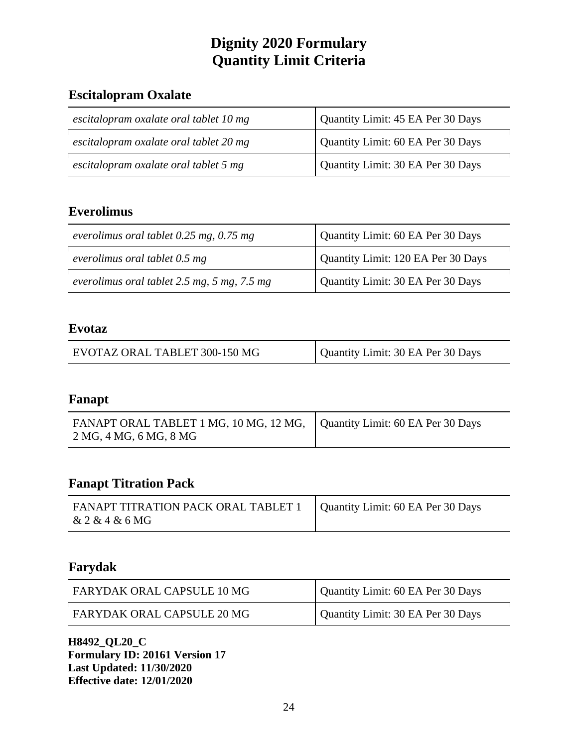# Dignity 2020 Formulary
# Quantity Limit Criteria

## Escitalopram Oxalate

| | |
|---|---|
| *escitalopram oxalate oral tablet 10 mg* | Quantity Limit: 45 EA Per 30 Days |
| *escitalopram oxalate oral tablet 20 mg* | Quantity Limit: 60 EA Per 30 Days |
| *escitalopram oxalate oral tablet 5 mg* | Quantity Limit: 30 EA Per 30 Days |

## Everolimus

| | |
|---|---|
| *everolimus oral tablet 0.25 mg, 0.75 mg* | Quantity Limit: 60 EA Per 30 Days |
| *everolimus oral tablet 0.5 mg* | Quantity Limit: 120 EA Per 30 Days |
| *everolimus oral tablet 2.5 mg, 5 mg, 7.5 mg* | Quantity Limit: 30 EA Per 30 Days |

## Evotaz

| | |
|---|---|
| EVOTAZ ORAL TABLET 300-150 MG | Quantity Limit: 30 EA Per 30 Days |

## Fanapt

| | |
|---|---|
| FANAPT ORAL TABLET 1 MG, 10 MG, 12 MG, 2 MG, 4 MG, 6 MG, 8 MG | Quantity Limit: 60 EA Per 30 Days |

## Fanapt Titration Pack

| | |
|---|---|
| FANAPT TITRATION PACK ORAL TABLET 1 & 2 & 4 & 6 MG | Quantity Limit: 60 EA Per 30 Days |

## Farydak

| | |
|---|---|
| FARYDAK ORAL CAPSULE 10 MG | Quantity Limit: 60 EA Per 30 Days |
| FARYDAK ORAL CAPSULE 20 MG | Quantity Limit: 30 EA Per 30 Days |

**H8492_QL20_C**
**Formulary ID: 20161 Version 17**
**Last Updated: 11/30/2020**
**Effective date: 12/01/2020**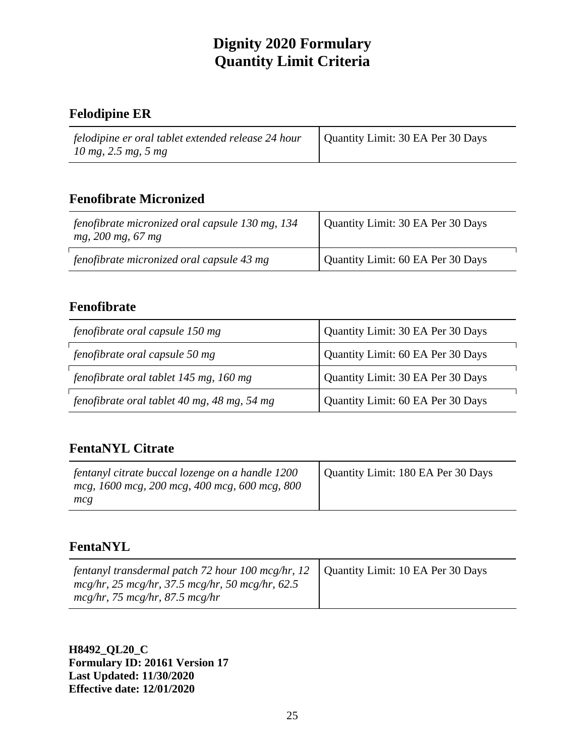# Dignity 2020 Formulary
# Quantity Limit Criteria

## Felodipine ER

| | |
|---|---|
| *felodipine er oral tablet extended release 24 hour 10 mg, 2.5 mg, 5 mg* | Quantity Limit: 30 EA Per 30 Days |

## Fenofibrate Micronized

| | |
|---|---|
| *fenofibrate micronized oral capsule 130 mg, 134 mg, 200 mg, 67 mg* | Quantity Limit: 30 EA Per 30 Days |
| *fenofibrate micronized oral capsule 43 mg* | Quantity Limit: 60 EA Per 30 Days |

## Fenofibrate

| | |
|---|---|
| *fenofibrate oral capsule 150 mg* | Quantity Limit: 30 EA Per 30 Days |
| *fenofibrate oral capsule 50 mg* | Quantity Limit: 60 EA Per 30 Days |
| *fenofibrate oral tablet 145 mg, 160 mg* | Quantity Limit: 30 EA Per 30 Days |
| *fenofibrate oral tablet 40 mg, 48 mg, 54 mg* | Quantity Limit: 60 EA Per 30 Days |

## FentaNYL Citrate

| | |
|---|---|
| *fentanyl citrate buccal lozenge on a handle 1200 mcg, 1600 mcg, 200 mcg, 400 mcg, 600 mcg, 800 mcg* | Quantity Limit: 180 EA Per 30 Days |

## FentaNYL

| | |
|---|---|
| *fentanyl transdermal patch 72 hour 100 mcg/hr, 12 mcg/hr, 25 mcg/hr, 37.5 mcg/hr, 50 mcg/hr, 62.5 mcg/hr, 75 mcg/hr, 87.5 mcg/hr* | Quantity Limit: 10 EA Per 30 Days |

**H8492_QL20_C**
**Formulary ID: 20161 Version 17**
**Last Updated: 11/30/2020**
**Effective date: 12/01/2020**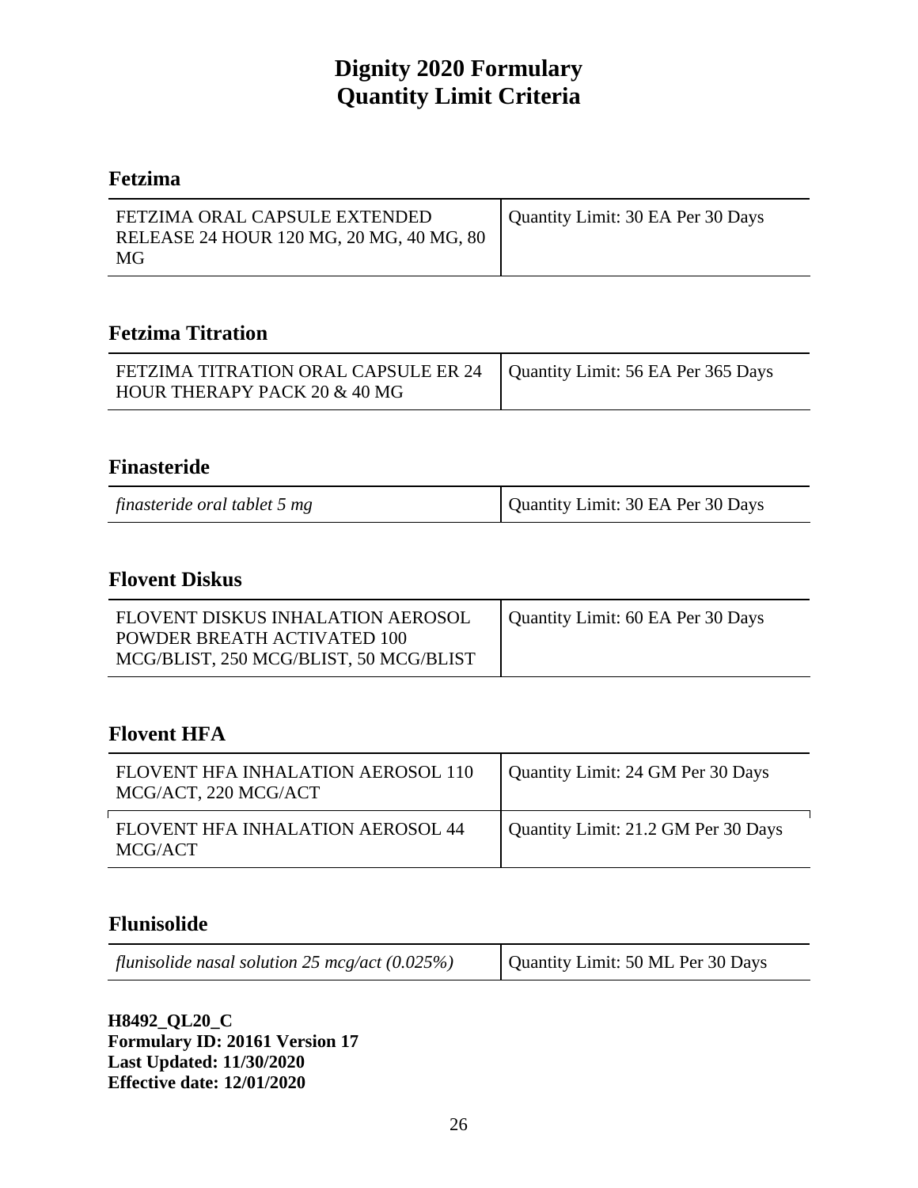# Dignity 2020 Formulary
# Quantity Limit Criteria

## Fetzima

| | |
|---|---|
| FETZIMA ORAL CAPSULE EXTENDED RELEASE 24 HOUR 120 MG, 20 MG, 40 MG, 80 MG | Quantity Limit: 30 EA Per 30 Days |

## Fetzima Titration

| | |
|---|---|
| FETZIMA TITRATION ORAL CAPSULE ER 24 HOUR THERAPY PACK 20 & 40 MG | Quantity Limit: 56 EA Per 365 Days |

## Finasteride

| | |
|---|---|
| *finasteride oral tablet 5 mg* | Quantity Limit: 30 EA Per 30 Days |

## Flovent Diskus

| | |
|---|---|
| FLOVENT DISKUS INHALATION AEROSOL POWDER BREATH ACTIVATED 100 MCG/BLIST, 250 MCG/BLIST, 50 MCG/BLIST | Quantity Limit: 60 EA Per 30 Days |

## Flovent HFA

| | |
|---|---|
| FLOVENT HFA INHALATION AEROSOL 110 MCG/ACT, 220 MCG/ACT | Quantity Limit: 24 GM Per 30 Days |
| FLOVENT HFA INHALATION AEROSOL 44 MCG/ACT | Quantity Limit: 21.2 GM Per 30 Days |

## Flunisolide

| | |
|---|---|
| *flunisolide nasal solution 25 mcg/act (0.025%)* | Quantity Limit: 50 ML Per 30 Days |

**H8492_QL20_C**
**Formulary ID: 20161 Version 17**
**Last Updated: 11/30/2020**
**Effective date: 12/01/2020**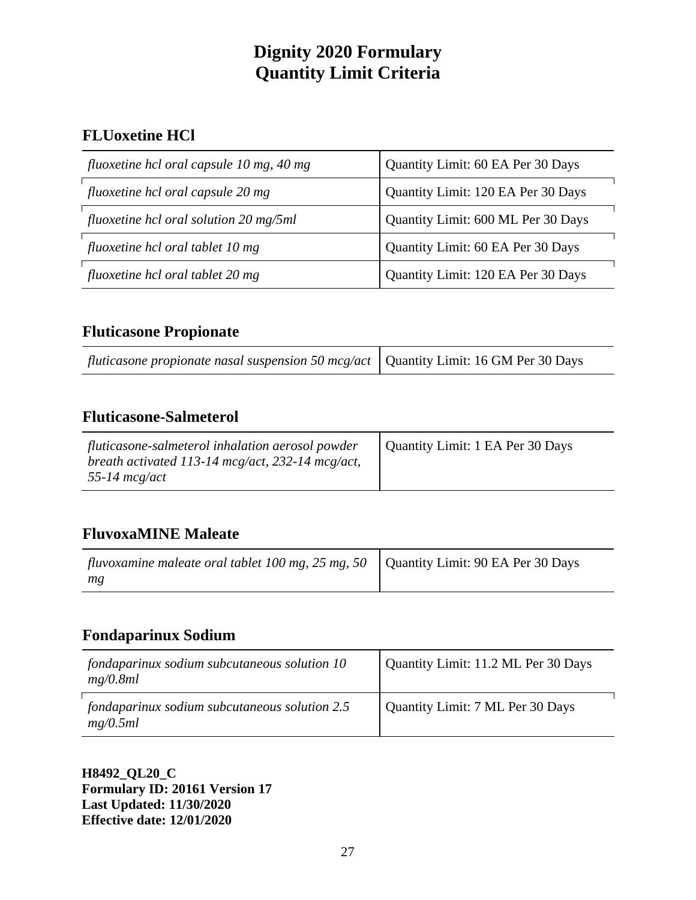# Dignity 2020 Formulary
# Quantity Limit Criteria

## FLUoxetine HCl

| | |
|---|---|
| *fluoxetine hcl oral capsule 10 mg, 40 mg* | Quantity Limit: 60 EA Per 30 Days |
| *fluoxetine hcl oral capsule 20 mg* | Quantity Limit: 120 EA Per 30 Days |
| *fluoxetine hcl oral solution 20 mg/5ml* | Quantity Limit: 600 ML Per 30 Days |
| *fluoxetine hcl oral tablet 10 mg* | Quantity Limit: 60 EA Per 30 Days |
| *fluoxetine hcl oral tablet 20 mg* | Quantity Limit: 120 EA Per 30 Days |

## Fluticasone Propionate

| | |
|---|---|
| *fluticasone propionate nasal suspension 50 mcg/act* | Quantity Limit: 16 GM Per 30 Days |

## Fluticasone-Salmeterol

| | |
|---|---|
| *fluticasone-salmeterol inhalation aerosol powder breath activated 113-14 mcg/act, 232-14 mcg/act, 55-14 mcg/act* | Quantity Limit: 1 EA Per 30 Days |

## FluvoxaMINE Maleate

| | |
|---|---|
| *fluvoxamine maleate oral tablet 100 mg, 25 mg, 50 mg* | Quantity Limit: 90 EA Per 30 Days |

## Fondaparinux Sodium

| | |
|---|---|
| *fondaparinux sodium subcutaneous solution 10 mg/0.8ml* | Quantity Limit: 11.2 ML Per 30 Days |
| *fondaparinux sodium subcutaneous solution 2.5 mg/0.5ml* | Quantity Limit: 7 ML Per 30 Days |

**H8492_QL20_C**
**Formulary ID: 20161 Version 17**
**Last Updated: 11/30/2020**
**Effective date: 12/01/2020**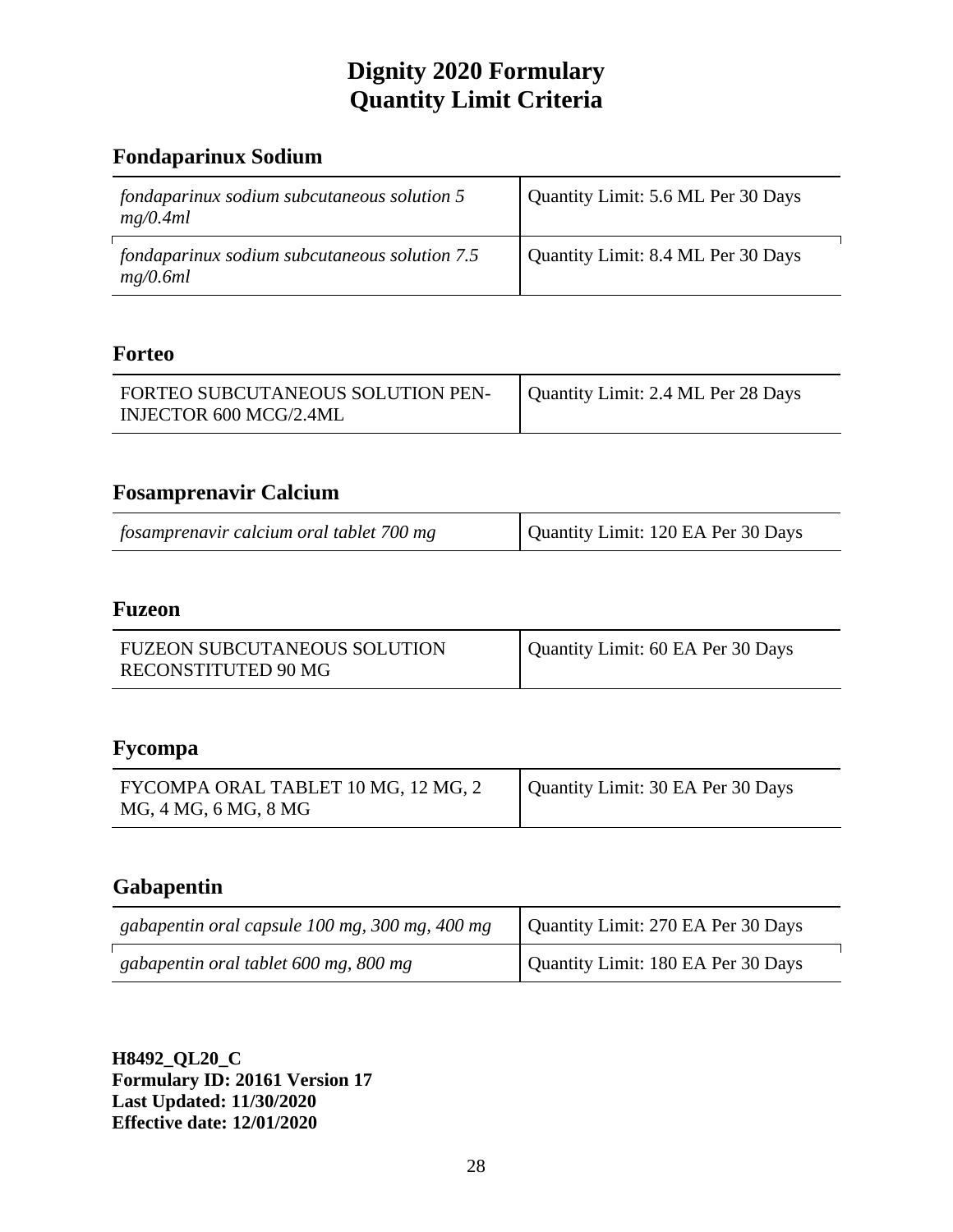# Dignity 2020 Formulary
# Quantity Limit Criteria

## Fondaparinux Sodium

| | |
|---|---|
| *fondaparinux sodium subcutaneous solution 5 mg/0.4ml* | Quantity Limit: 5.6 ML Per 30 Days |
| *fondaparinux sodium subcutaneous solution 7.5 mg/0.6ml* | Quantity Limit: 8.4 ML Per 30 Days |

## Forteo

| | |
|---|---|
| FORTEO SUBCUTANEOUS SOLUTION PEN-INJECTOR 600 MCG/2.4ML | Quantity Limit: 2.4 ML Per 28 Days |

## Fosamprenavir Calcium

| | |
|---|---|
| *fosamprenavir calcium oral tablet 700 mg* | Quantity Limit: 120 EA Per 30 Days |

## Fuzeon

| | |
|---|---|
| FUZEON SUBCUTANEOUS SOLUTION RECONSTITUTED 90 MG | Quantity Limit: 60 EA Per 30 Days |

## Fycompa

| | |
|---|---|
| FYCOMPA ORAL TABLET 10 MG, 12 MG, 2 MG, 4 MG, 6 MG, 8 MG | Quantity Limit: 30 EA Per 30 Days |

## Gabapentin

| | |
|---|---|
| *gabapentin oral capsule 100 mg, 300 mg, 400 mg* | Quantity Limit: 270 EA Per 30 Days |
| *gabapentin oral tablet 600 mg, 800 mg* | Quantity Limit: 180 EA Per 30 Days |

**H8492_QL20_C**
**Formulary ID: 20161 Version 17**
**Last Updated: 11/30/2020**
**Effective date: 12/01/2020**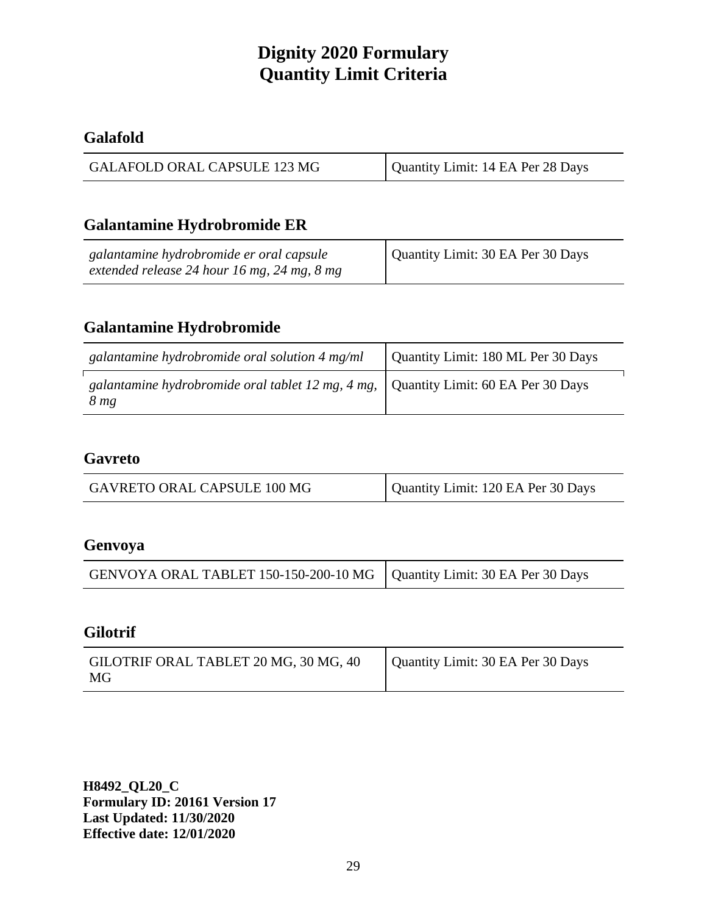# Dignity 2020 Formulary
# Quantity Limit Criteria

## Galafold

| | |
|---|---|
| GALAFOLD ORAL CAPSULE 123 MG | Quantity Limit: 14 EA Per 28 Days |

## Galantamine Hydrobromide ER

| | |
|---|---|
| *galantamine hydrobromide er oral capsule extended release 24 hour 16 mg, 24 mg, 8 mg* | Quantity Limit: 30 EA Per 30 Days |

## Galantamine Hydrobromide

| | |
|---|---|
| *galantamine hydrobromide oral solution 4 mg/ml* | Quantity Limit: 180 ML Per 30 Days |
| *galantamine hydrobromide oral tablet 12 mg, 4 mg, 8 mg* | Quantity Limit: 60 EA Per 30 Days |

## Gavreto

| | |
|---|---|
| GAVRETO ORAL CAPSULE 100 MG | Quantity Limit: 120 EA Per 30 Days |

## Genvoya

| | |
|---|---|
| GENVOYA ORAL TABLET 150-150-200-10 MG | Quantity Limit: 30 EA Per 30 Days |

## Gilotrif

| | |
|---|---|
| GILOTRIF ORAL TABLET 20 MG, 30 MG, 40 MG | Quantity Limit: 30 EA Per 30 Days |

**H8492_QL20_C**
**Formulary ID: 20161 Version 17**
**Last Updated: 11/30/2020**
**Effective date: 12/01/2020**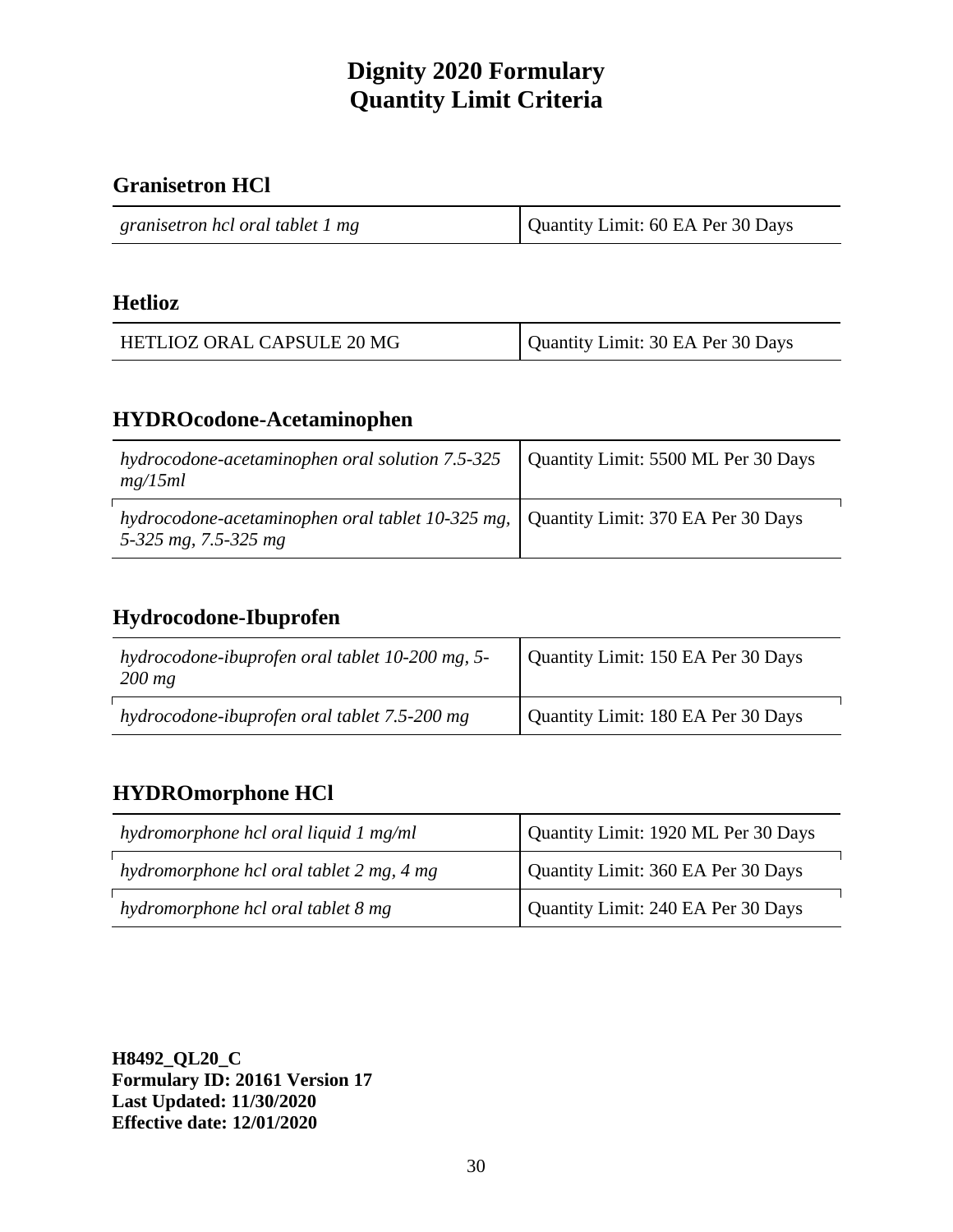# Dignity 2020 Formulary
# Quantity Limit Criteria

## Granisetron HCl

| | |
|---|---|
| *granisetron hcl oral tablet 1 mg* | Quantity Limit: 60 EA Per 30 Days |

## Hetlioz

| | |
|---|---|
| HETLIOZ ORAL CAPSULE 20 MG | Quantity Limit: 30 EA Per 30 Days |

## HYDROcodone-Acetaminophen

| | |
|---|---|
| *hydrocodone-acetaminophen oral solution 7.5-325 mg/15ml* | Quantity Limit: 5500 ML Per 30 Days |
| *hydrocodone-acetaminophen oral tablet 10-325 mg, 5-325 mg, 7.5-325 mg* | Quantity Limit: 370 EA Per 30 Days |

## Hydrocodone-Ibuprofen

| | |
|---|---|
| *hydrocodone-ibuprofen oral tablet 10-200 mg, 5-200 mg* | Quantity Limit: 150 EA Per 30 Days |
| *hydrocodone-ibuprofen oral tablet 7.5-200 mg* | Quantity Limit: 180 EA Per 30 Days |

## HYDROmorphone HCl

| | |
|---|---|
| *hydromorphone hcl oral liquid 1 mg/ml* | Quantity Limit: 1920 ML Per 30 Days |
| *hydromorphone hcl oral tablet 2 mg, 4 mg* | Quantity Limit: 360 EA Per 30 Days |
| *hydromorphone hcl oral tablet 8 mg* | Quantity Limit: 240 EA Per 30 Days |

**H8492_QL20_C**
**Formulary ID: 20161 Version 17**
**Last Updated: 11/30/2020**
**Effective date: 12/01/2020**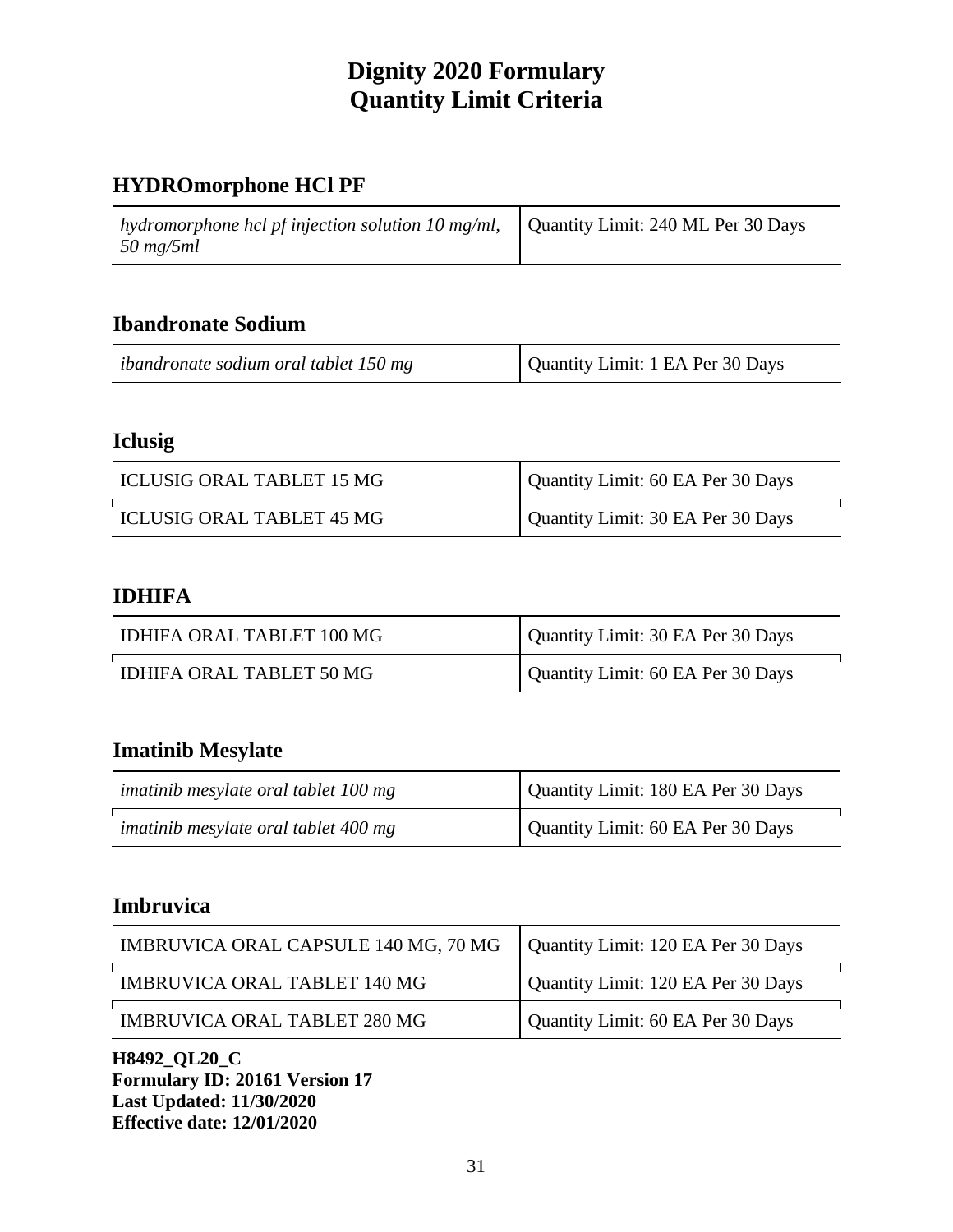# Dignity 2020 Formulary
# Quantity Limit Criteria

## HYDROmorphone HCl PF

| | |
|---|---|
| *hydromorphone hcl pf injection solution 10 mg/ml, 50 mg/5ml* | Quantity Limit: 240 ML Per 30 Days |

## Ibandronate Sodium

| | |
|---|---|
| *ibandronate sodium oral tablet 150 mg* | Quantity Limit: 1 EA Per 30 Days |

## Iclusig

| | |
|---|---|
| ICLUSIG ORAL TABLET 15 MG | Quantity Limit: 60 EA Per 30 Days |
| ICLUSIG ORAL TABLET 45 MG | Quantity Limit: 30 EA Per 30 Days |

## IDHIFA

| | |
|---|---|
| IDHIFA ORAL TABLET 100 MG | Quantity Limit: 30 EA Per 30 Days |
| IDHIFA ORAL TABLET 50 MG | Quantity Limit: 60 EA Per 30 Days |

## Imatinib Mesylate

| | |
|---|---|
| *imatinib mesylate oral tablet 100 mg* | Quantity Limit: 180 EA Per 30 Days |
| *imatinib mesylate oral tablet 400 mg* | Quantity Limit: 60 EA Per 30 Days |

## Imbruvica

| | |
|---|---|
| IMBRUVICA ORAL CAPSULE 140 MG, 70 MG | Quantity Limit: 120 EA Per 30 Days |
| IMBRUVICA ORAL TABLET 140 MG | Quantity Limit: 120 EA Per 30 Days |
| IMBRUVICA ORAL TABLET 280 MG | Quantity Limit: 60 EA Per 30 Days |

**H8492_QL20_C**
**Formulary ID: 20161 Version 17**
**Last Updated: 11/30/2020**
**Effective date: 12/01/2020**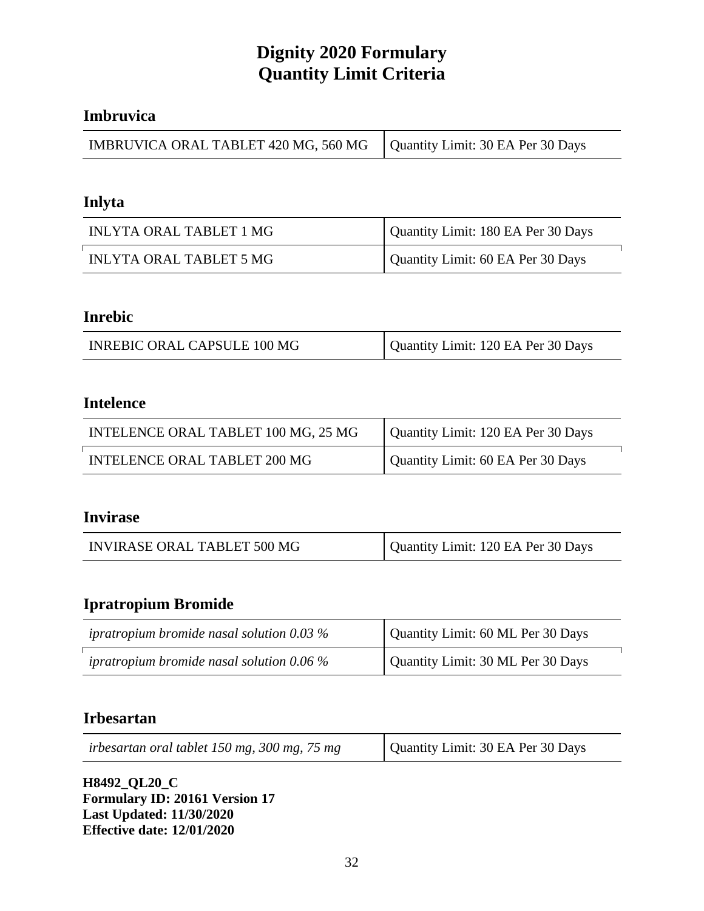# Dignity 2020 Formulary
# Quantity Limit Criteria

## Imbruvica

| | |
|---|---|
| IMBRUVICA ORAL TABLET 420 MG, 560 MG | Quantity Limit: 30 EA Per 30 Days |

## Inlyta

| | |
|---|---|
| INLYTA ORAL TABLET 1 MG | Quantity Limit: 180 EA Per 30 Days |
| INLYTA ORAL TABLET 5 MG | Quantity Limit: 60 EA Per 30 Days |

## Inrebic

| | |
|---|---|
| INREBIC ORAL CAPSULE 100 MG | Quantity Limit: 120 EA Per 30 Days |

## Intelence

| | |
|---|---|
| INTELENCE ORAL TABLET 100 MG, 25 MG | Quantity Limit: 120 EA Per 30 Days |
| INTELENCE ORAL TABLET 200 MG | Quantity Limit: 60 EA Per 30 Days |

## Invirase

| | |
|---|---|
| INVIRASE ORAL TABLET 500 MG | Quantity Limit: 120 EA Per 30 Days |

## Ipratropium Bromide

| | |
|---|---|
| *ipratropium bromide nasal solution 0.03 %* | Quantity Limit: 60 ML Per 30 Days |
| *ipratropium bromide nasal solution 0.06 %* | Quantity Limit: 30 ML Per 30 Days |

## Irbesartan

| | |
|---|---|
| *irbesartan oral tablet 150 mg, 300 mg, 75 mg* | Quantity Limit: 30 EA Per 30 Days |

**H8492_QL20_C**
**Formulary ID: 20161 Version 17**
**Last Updated: 11/30/2020**
**Effective date: 12/01/2020**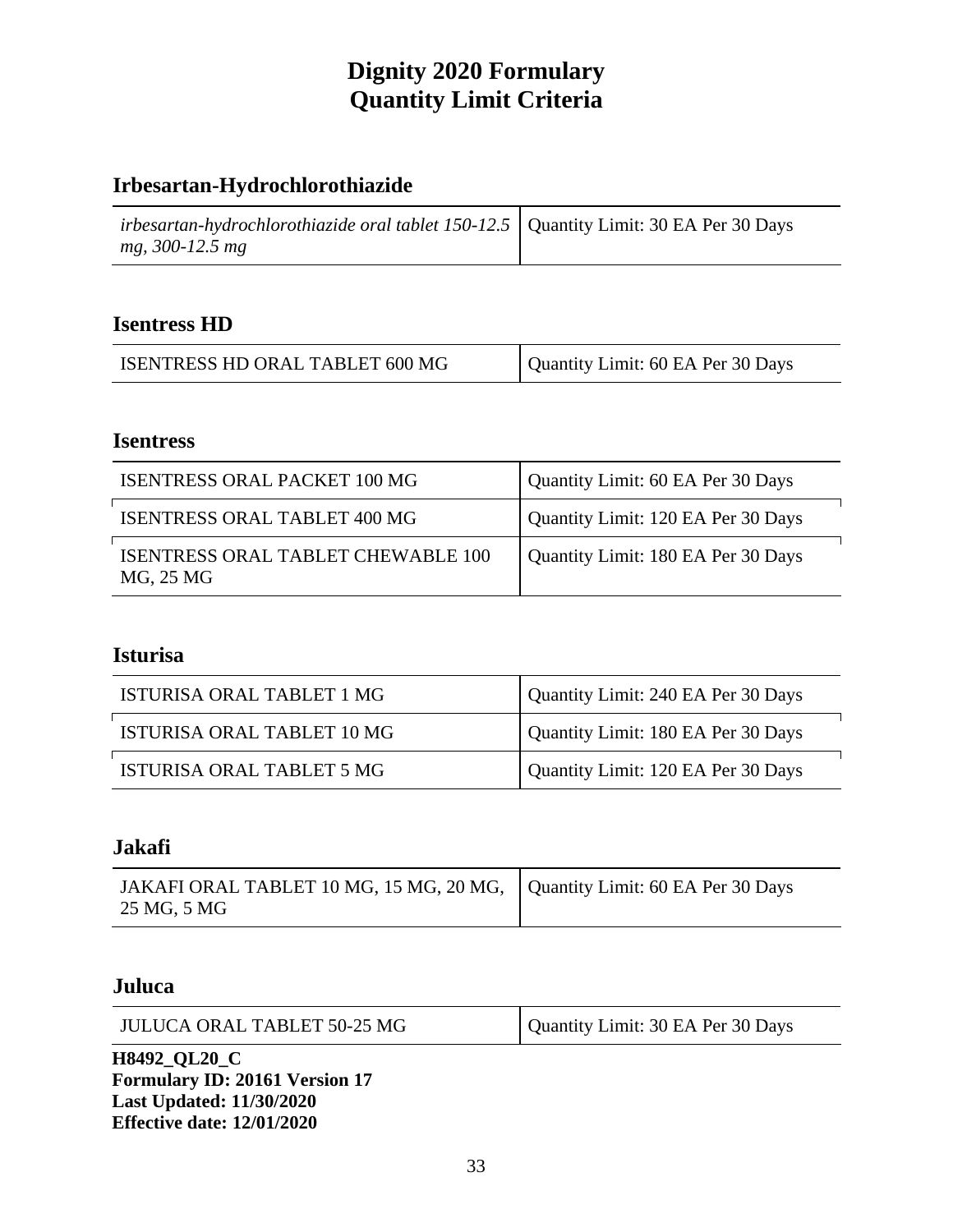# Dignity 2020 Formulary
# Quantity Limit Criteria

## Irbesartan-Hydrochlorothiazide

| | |
|---|---|
| *irbesartan-hydrochlorothiazide oral tablet 150-12.5 mg, 300-12.5 mg* | Quantity Limit: 30 EA Per 30 Days |

## Isentress HD

| | |
|---|---|
| ISENTRESS HD ORAL TABLET 600 MG | Quantity Limit: 60 EA Per 30 Days |

## Isentress

| | |
|---|---|
| ISENTRESS ORAL PACKET 100 MG | Quantity Limit: 60 EA Per 30 Days |
| ISENTRESS ORAL TABLET 400 MG | Quantity Limit: 120 EA Per 30 Days |
| ISENTRESS ORAL TABLET CHEWABLE 100 MG, 25 MG | Quantity Limit: 180 EA Per 30 Days |

## Isturisa

| | |
|---|---|
| ISTURISA ORAL TABLET 1 MG | Quantity Limit: 240 EA Per 30 Days |
| ISTURISA ORAL TABLET 10 MG | Quantity Limit: 180 EA Per 30 Days |
| ISTURISA ORAL TABLET 5 MG | Quantity Limit: 120 EA Per 30 Days |

## Jakafi

| | |
|---|---|
| JAKAFI ORAL TABLET 10 MG, 15 MG, 20 MG, 25 MG, 5 MG | Quantity Limit: 60 EA Per 30 Days |

## Juluca

| | |
|---|---|
| JULUCA ORAL TABLET 50-25 MG | Quantity Limit: 30 EA Per 30 Days |

**H8492_QL20_C**
**Formulary ID: 20161 Version 17**
**Last Updated: 11/30/2020**
**Effective date: 12/01/2020**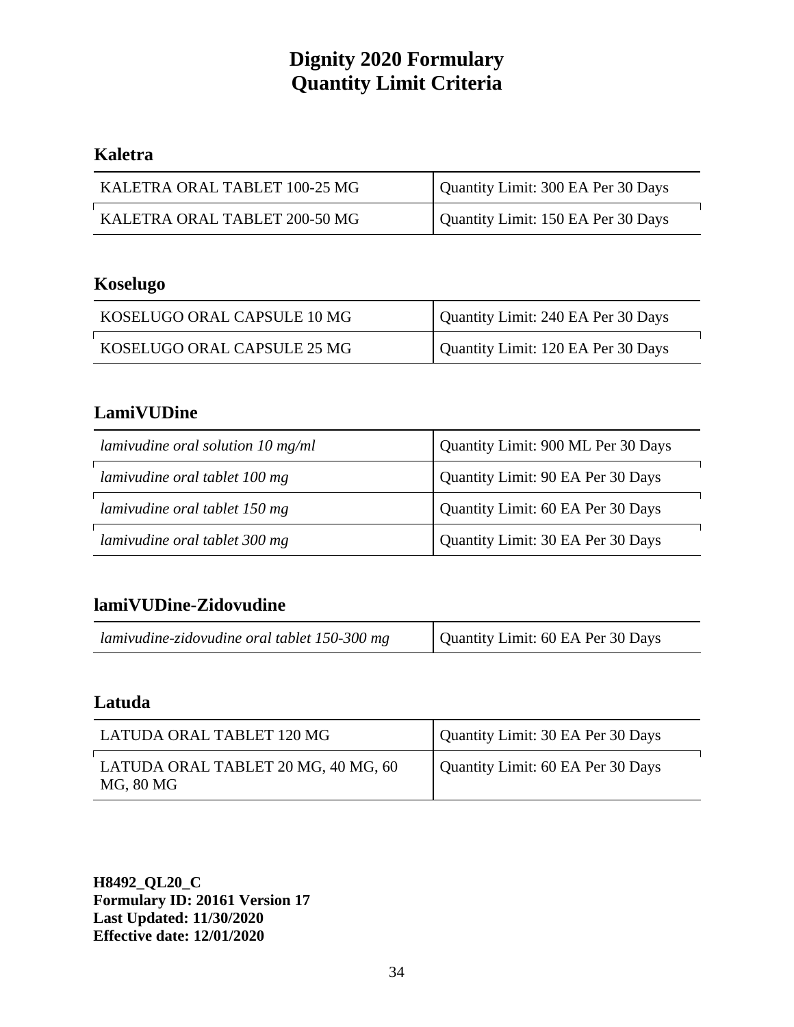# Dignity 2020 Formulary
# Quantity Limit Criteria

## Kaletra

| | |
|---|---|
| KALETRA ORAL TABLET 100-25 MG | Quantity Limit: 300 EA Per 30 Days |
| KALETRA ORAL TABLET 200-50 MG | Quantity Limit: 150 EA Per 30 Days |

## Koselugo

| | |
|---|---|
| KOSELUGO ORAL CAPSULE 10 MG | Quantity Limit: 240 EA Per 30 Days |
| KOSELUGO ORAL CAPSULE 25 MG | Quantity Limit: 120 EA Per 30 Days |

## LamiVUDine

| | |
|---|---|
| *lamivudine oral solution 10 mg/ml* | Quantity Limit: 900 ML Per 30 Days |
| *lamivudine oral tablet 100 mg* | Quantity Limit: 90 EA Per 30 Days |
| *lamivudine oral tablet 150 mg* | Quantity Limit: 60 EA Per 30 Days |
| *lamivudine oral tablet 300 mg* | Quantity Limit: 30 EA Per 30 Days |

## lamiVUDine-Zidovudine

| | |
|---|---|
| *lamivudine-zidovudine oral tablet 150-300 mg* | Quantity Limit: 60 EA Per 30 Days |

## Latuda

| | |
|---|---|
| LATUDA ORAL TABLET 120 MG | Quantity Limit: 30 EA Per 30 Days |
| LATUDA ORAL TABLET 20 MG, 40 MG, 60 MG, 80 MG | Quantity Limit: 60 EA Per 30 Days |

**H8492_QL20_C**
**Formulary ID: 20161 Version 17**
**Last Updated: 11/30/2020**
**Effective date: 12/01/2020**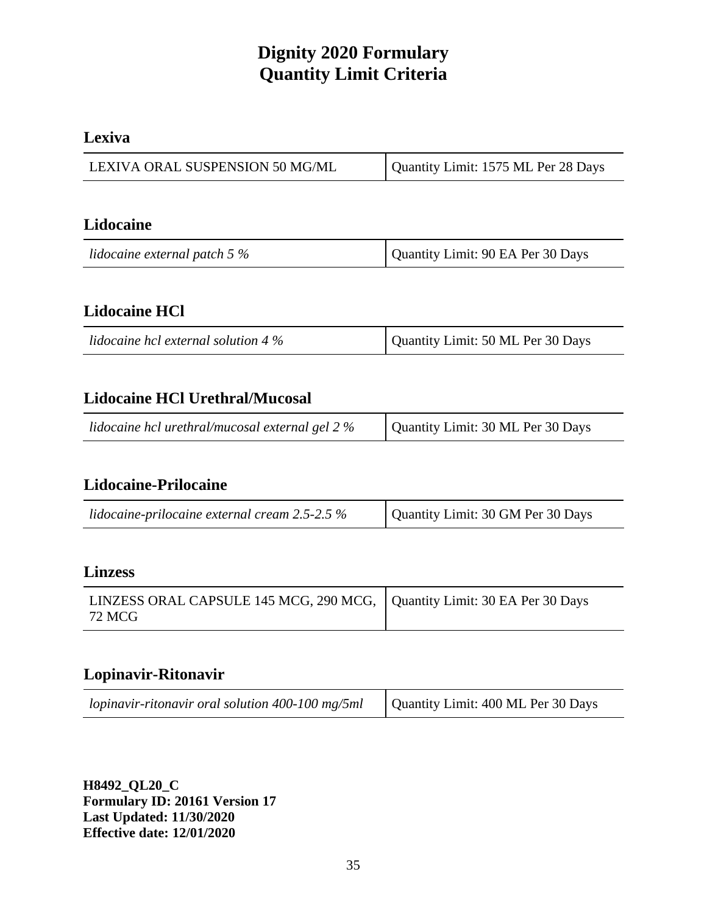# Dignity 2020 Formulary
# Quantity Limit Criteria

## Lexiva

| | |
|---|---|
| LEXIVA ORAL SUSPENSION 50 MG/ML | Quantity Limit: 1575 ML Per 28 Days |

## Lidocaine

| | |
|---|---|
| *lidocaine external patch 5 %* | Quantity Limit: 90 EA Per 30 Days |

## Lidocaine HCl

| | |
|---|---|
| *lidocaine hcl external solution 4 %* | Quantity Limit: 50 ML Per 30 Days |

## Lidocaine HCl Urethral/Mucosal

| | |
|---|---|
| *lidocaine hcl urethral/mucosal external gel 2 %* | Quantity Limit: 30 ML Per 30 Days |

## Lidocaine-Prilocaine

| | |
|---|---|
| *lidocaine-prilocaine external cream 2.5-2.5 %* | Quantity Limit: 30 GM Per 30 Days |

## Linzess

| | |
|---|---|
| LINZESS ORAL CAPSULE 145 MCG, 290 MCG, 72 MCG | Quantity Limit: 30 EA Per 30 Days |

## Lopinavir-Ritonavir

| | |
|---|---|
| *lopinavir-ritonavir oral solution 400-100 mg/5ml* | Quantity Limit: 400 ML Per 30 Days |

**H8492_QL20_C**
**Formulary ID: 20161 Version 17**
**Last Updated: 11/30/2020**
**Effective date: 12/01/2020**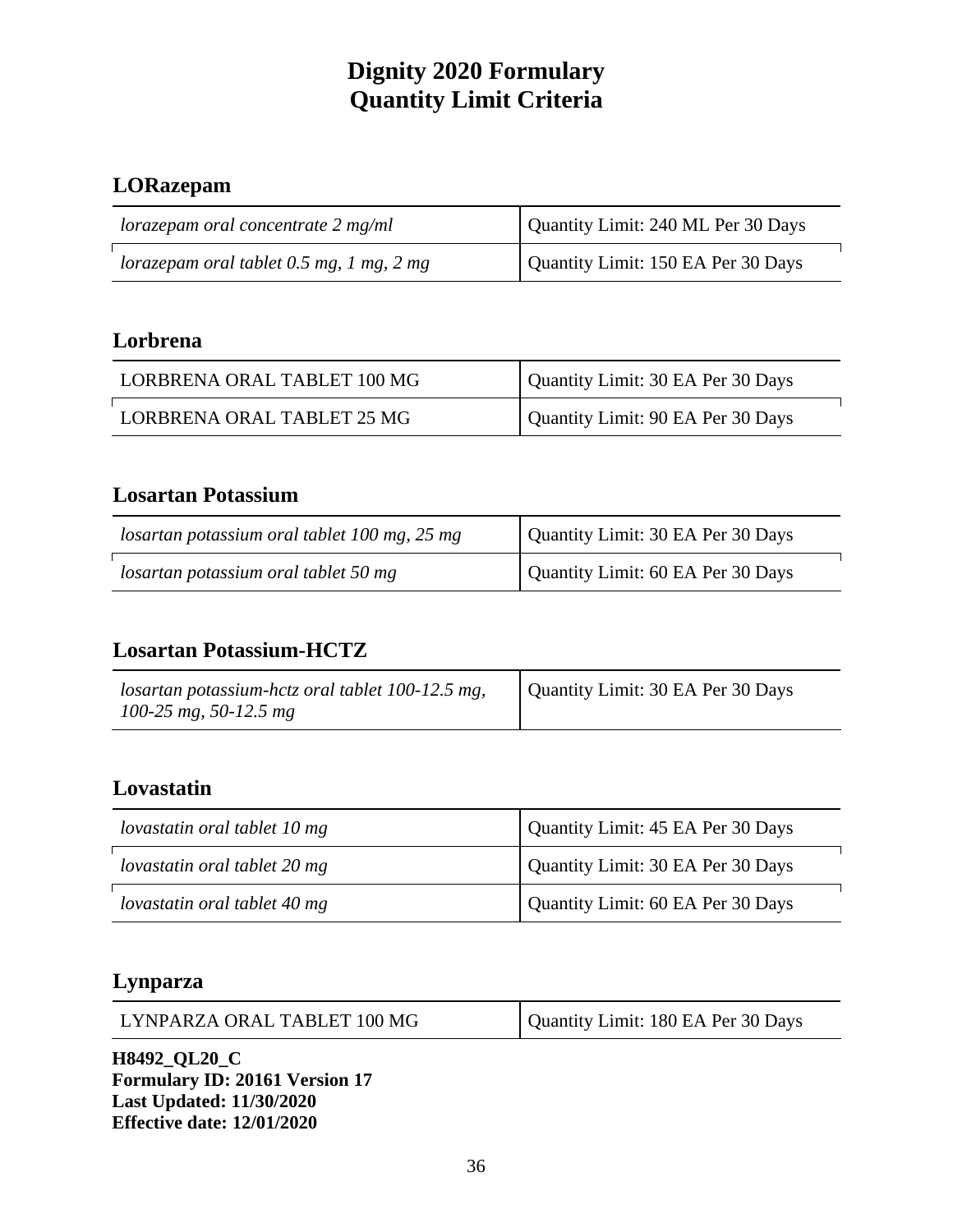# Dignity 2020 Formulary
# Quantity Limit Criteria

## LORazepam

| | |
|---|---|
| *lorazepam oral concentrate 2 mg/ml* | Quantity Limit: 240 ML Per 30 Days |
| *lorazepam oral tablet 0.5 mg, 1 mg, 2 mg* | Quantity Limit: 150 EA Per 30 Days |

## Lorbrena

| | |
|---|---|
| LORBRENA ORAL TABLET 100 MG | Quantity Limit: 30 EA Per 30 Days |
| LORBRENA ORAL TABLET 25 MG | Quantity Limit: 90 EA Per 30 Days |

## Losartan Potassium

| | |
|---|---|
| *losartan potassium oral tablet 100 mg, 25 mg* | Quantity Limit: 30 EA Per 30 Days |
| *losartan potassium oral tablet 50 mg* | Quantity Limit: 60 EA Per 30 Days |

## Losartan Potassium-HCTZ

| | |
|---|---|
| *losartan potassium-hctz oral tablet 100-12.5 mg, 100-25 mg, 50-12.5 mg* | Quantity Limit: 30 EA Per 30 Days |

## Lovastatin

| | |
|---|---|
| *lovastatin oral tablet 10 mg* | Quantity Limit: 45 EA Per 30 Days |
| *lovastatin oral tablet 20 mg* | Quantity Limit: 30 EA Per 30 Days |
| *lovastatin oral tablet 40 mg* | Quantity Limit: 60 EA Per 30 Days |

## Lynparza

| | |
|---|---|
| LYNPARZA ORAL TABLET 100 MG | Quantity Limit: 180 EA Per 30 Days |

**H8492_QL20_C**
**Formulary ID: 20161 Version 17**
**Last Updated: 11/30/2020**
**Effective date: 12/01/2020**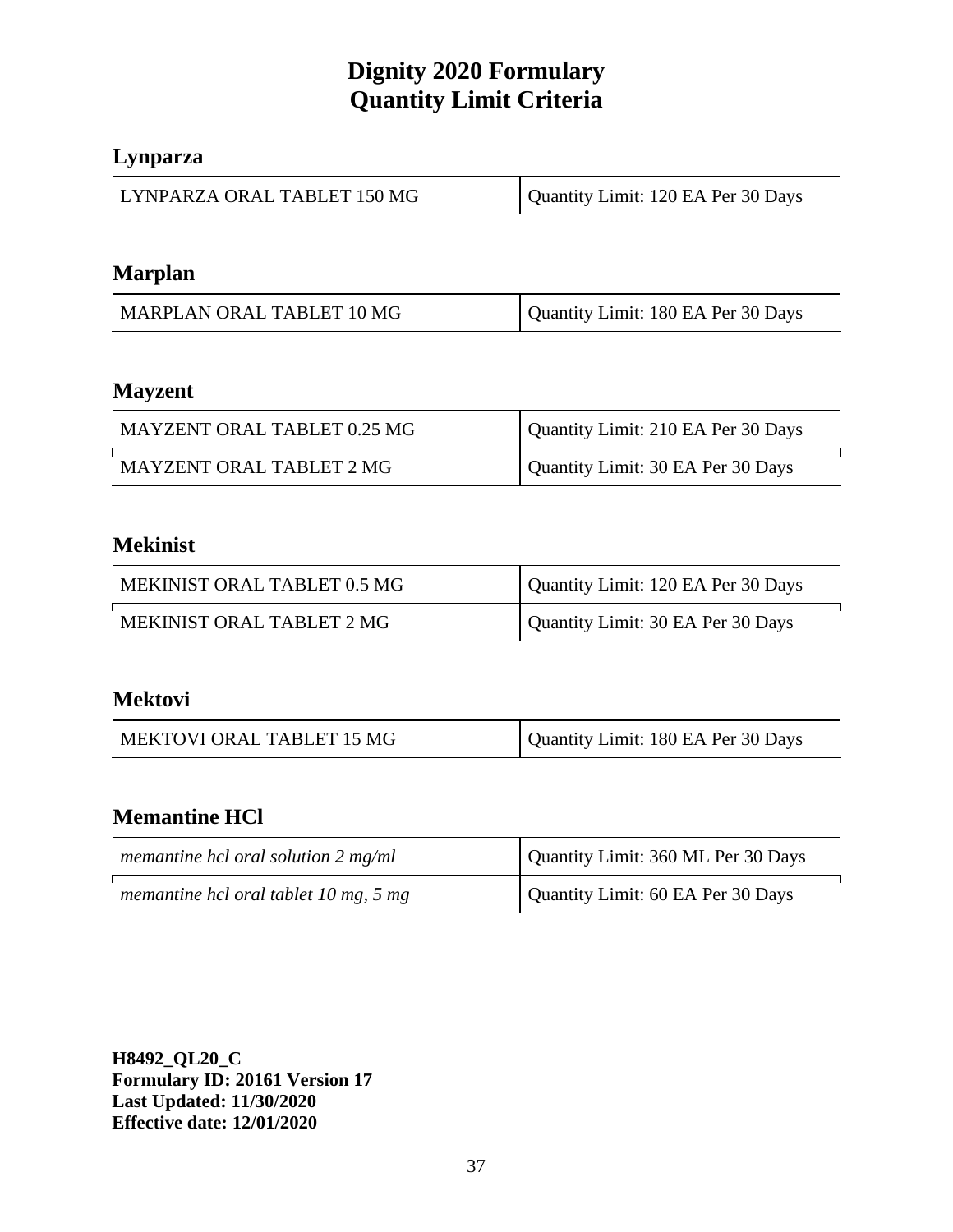# Dignity 2020 Formulary
# Quantity Limit Criteria

## Lynparza

| | |
|---|---|
| LYNPARZA ORAL TABLET 150 MG | Quantity Limit: 120 EA Per 30 Days |

## Marplan

| | |
|---|---|
| MARPLAN ORAL TABLET 10 MG | Quantity Limit: 180 EA Per 30 Days |

## Mayzent

| | |
|---|---|
| MAYZENT ORAL TABLET 0.25 MG | Quantity Limit: 210 EA Per 30 Days |
| MAYZENT ORAL TABLET 2 MG | Quantity Limit: 30 EA Per 30 Days |

## Mekinist

| | |
|---|---|
| MEKINIST ORAL TABLET 0.5 MG | Quantity Limit: 120 EA Per 30 Days |
| MEKINIST ORAL TABLET 2 MG | Quantity Limit: 30 EA Per 30 Days |

## Mektovi

| | |
|---|---|
| MEKTOVI ORAL TABLET 15 MG | Quantity Limit: 180 EA Per 30 Days |

## Memantine HCl

| | |
|---|---|
| *memantine hcl oral solution 2 mg/ml* | Quantity Limit: 360 ML Per 30 Days |
| *memantine hcl oral tablet 10 mg, 5 mg* | Quantity Limit: 60 EA Per 30 Days |

**H8492_QL20_C**
**Formulary ID: 20161 Version 17**
**Last Updated: 11/30/2020**
**Effective date: 12/01/2020**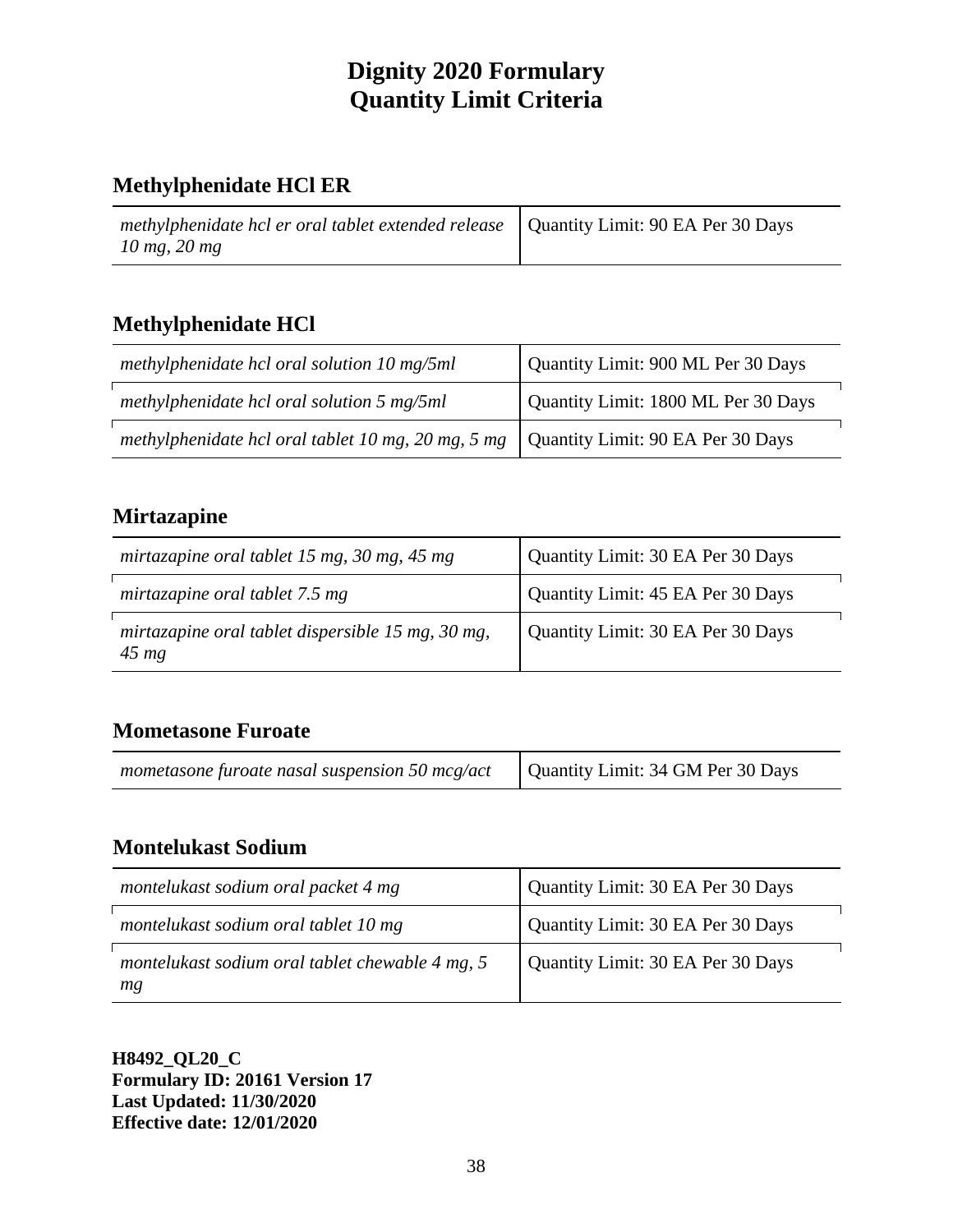# Dignity 2020 Formulary
# Quantity Limit Criteria

## Methylphenidate HCl ER

| | |
|---|---|
| *methylphenidate hcl er oral tablet extended release 10 mg, 20 mg* | Quantity Limit: 90 EA Per 30 Days |

## Methylphenidate HCl

| | |
|---|---|
| *methylphenidate hcl oral solution 10 mg/5ml* | Quantity Limit: 900 ML Per 30 Days |
| *methylphenidate hcl oral solution 5 mg/5ml* | Quantity Limit: 1800 ML Per 30 Days |
| *methylphenidate hcl oral tablet 10 mg, 20 mg, 5 mg* | Quantity Limit: 90 EA Per 30 Days |

## Mirtazapine

| | |
|---|---|
| *mirtazapine oral tablet 15 mg, 30 mg, 45 mg* | Quantity Limit: 30 EA Per 30 Days |
| *mirtazapine oral tablet 7.5 mg* | Quantity Limit: 45 EA Per 30 Days |
| *mirtazapine oral tablet dispersible 15 mg, 30 mg, 45 mg* | Quantity Limit: 30 EA Per 30 Days |

## Mometasone Furoate

| | |
|---|---|
| *mometasone furoate nasal suspension 50 mcg/act* | Quantity Limit: 34 GM Per 30 Days |

## Montelukast Sodium

| | |
|---|---|
| *montelukast sodium oral packet 4 mg* | Quantity Limit: 30 EA Per 30 Days |
| *montelukast sodium oral tablet 10 mg* | Quantity Limit: 30 EA Per 30 Days |
| *montelukast sodium oral tablet chewable 4 mg, 5 mg* | Quantity Limit: 30 EA Per 30 Days |

**H8492_QL20_C**
**Formulary ID: 20161 Version 17**
**Last Updated: 11/30/2020**
**Effective date: 12/01/2020**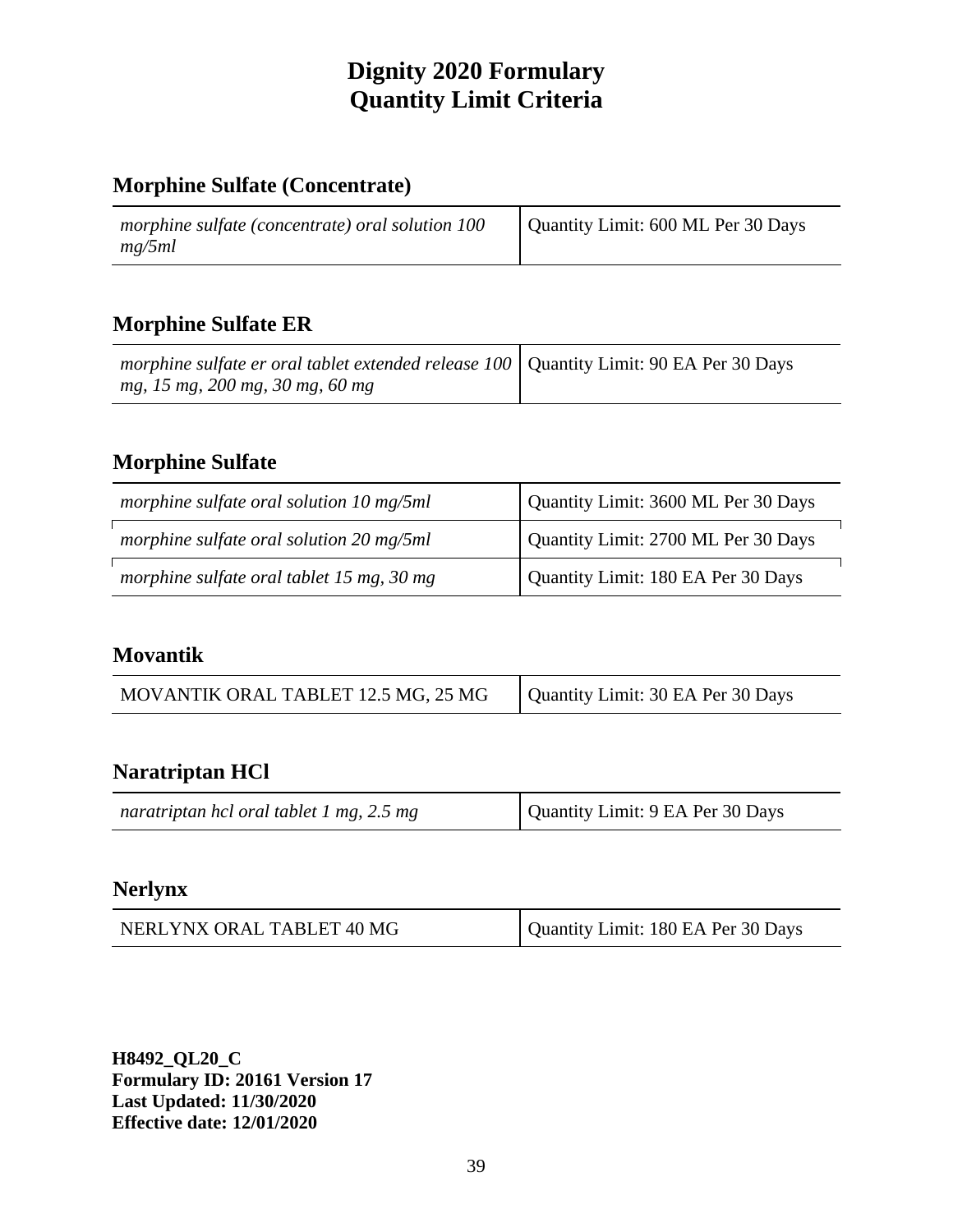# Dignity 2020 Formulary
# Quantity Limit Criteria

## Morphine Sulfate (Concentrate)

| | |
|---|---|
| *morphine sulfate (concentrate) oral solution 100 mg/5ml* | Quantity Limit: 600 ML Per 30 Days |

## Morphine Sulfate ER

| | |
|---|---|
| *morphine sulfate er oral tablet extended release 100 mg, 15 mg, 200 mg, 30 mg, 60 mg* | Quantity Limit: 90 EA Per 30 Days |

## Morphine Sulfate

| | |
|---|---|
| *morphine sulfate oral solution 10 mg/5ml* | Quantity Limit: 3600 ML Per 30 Days |
| *morphine sulfate oral solution 20 mg/5ml* | Quantity Limit: 2700 ML Per 30 Days |
| *morphine sulfate oral tablet 15 mg, 30 mg* | Quantity Limit: 180 EA Per 30 Days |

## Movantik

| | |
|---|---|
| MOVANTIK ORAL TABLET 12.5 MG, 25 MG | Quantity Limit: 30 EA Per 30 Days |

## Naratriptan HCl

| | |
|---|---|
| *naratriptan hcl oral tablet 1 mg, 2.5 mg* | Quantity Limit: 9 EA Per 30 Days |

## Nerlynx

| | |
|---|---|
| NERLYNX ORAL TABLET 40 MG | Quantity Limit: 180 EA Per 30 Days |

**H8492_QL20_C**
**Formulary ID: 20161 Version 17**
**Last Updated: 11/30/2020**
**Effective date: 12/01/2020**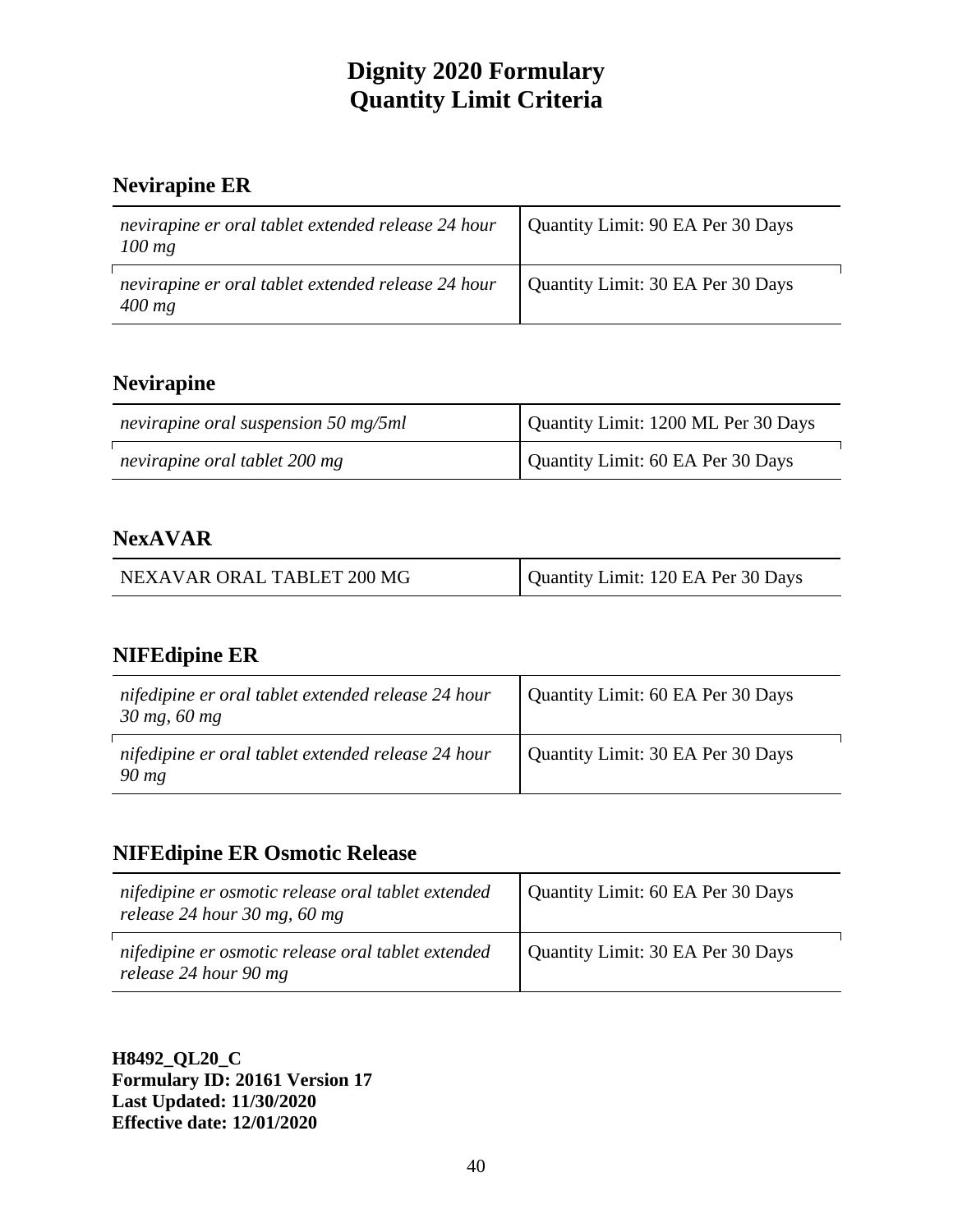# Dignity 2020 Formulary
# Quantity Limit Criteria

## Nevirapine ER

| | |
|---|---|
| *nevirapine er oral tablet extended release 24 hour 100 mg* | Quantity Limit: 90 EA Per 30 Days |
| *nevirapine er oral tablet extended release 24 hour 400 mg* | Quantity Limit: 30 EA Per 30 Days |

## Nevirapine

| | |
|---|---|
| *nevirapine oral suspension 50 mg/5ml* | Quantity Limit: 1200 ML Per 30 Days |
| *nevirapine oral tablet 200 mg* | Quantity Limit: 60 EA Per 30 Days |

## NexAVAR

| | |
|---|---|
| NEXAVAR ORAL TABLET 200 MG | Quantity Limit: 120 EA Per 30 Days |

## NIFEdipine ER

| | |
|---|---|
| *nifedipine er oral tablet extended release 24 hour 30 mg, 60 mg* | Quantity Limit: 60 EA Per 30 Days |
| *nifedipine er oral tablet extended release 24 hour 90 mg* | Quantity Limit: 30 EA Per 30 Days |

## NIFEdipine ER Osmotic Release

| | |
|---|---|
| *nifedipine er osmotic release oral tablet extended release 24 hour 30 mg, 60 mg* | Quantity Limit: 60 EA Per 30 Days |
| *nifedipine er osmotic release oral tablet extended release 24 hour 90 mg* | Quantity Limit: 30 EA Per 30 Days |

**H8492_QL20_C**
**Formulary ID: 20161 Version 17**
**Last Updated: 11/30/2020**
**Effective date: 12/01/2020**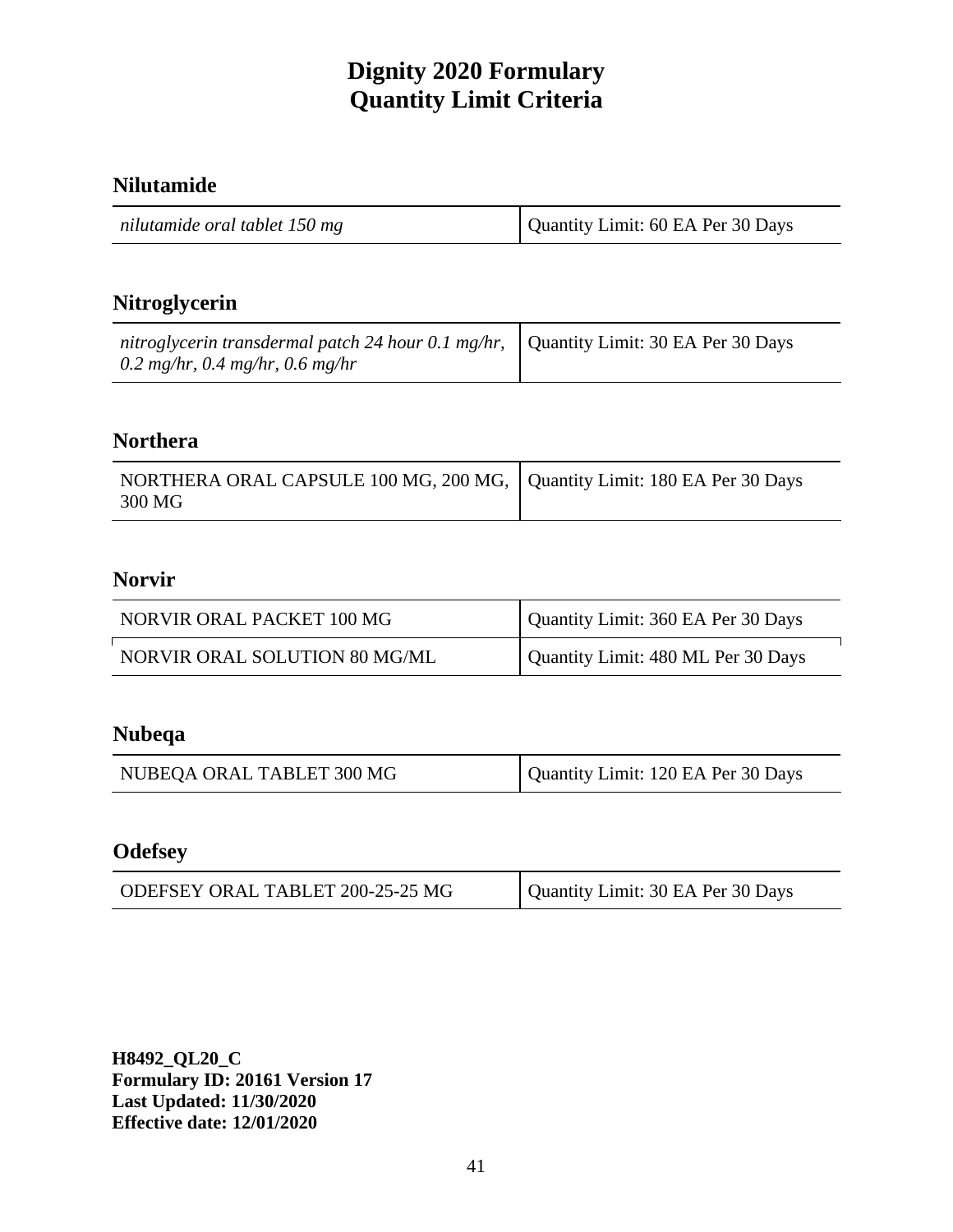# Dignity 2020 Formulary
# Quantity Limit Criteria

## Nilutamide

| | |
|---|---|
| *nilutamide oral tablet 150 mg* | Quantity Limit: 60 EA Per 30 Days |

## Nitroglycerin

| | |
|---|---|
| *nitroglycerin transdermal patch 24 hour 0.1 mg/hr, 0.2 mg/hr, 0.4 mg/hr, 0.6 mg/hr* | Quantity Limit: 30 EA Per 30 Days |

## Northera

| | |
|---|---|
| NORTHERA ORAL CAPSULE 100 MG, 200 MG, 300 MG | Quantity Limit: 180 EA Per 30 Days |

## Norvir

| | |
|---|---|
| NORVIR ORAL PACKET 100 MG | Quantity Limit: 360 EA Per 30 Days |
| NORVIR ORAL SOLUTION 80 MG/ML | Quantity Limit: 480 ML Per 30 Days |

## Nubeqa

| | |
|---|---|
| NUBEQA ORAL TABLET 300 MG | Quantity Limit: 120 EA Per 30 Days |

## Odefsey

| | |
|---|---|
| ODEFSEY ORAL TABLET 200-25-25 MG | Quantity Limit: 30 EA Per 30 Days |

**H8492_QL20_C**
**Formulary ID: 20161 Version 17**
**Last Updated: 11/30/2020**
**Effective date: 12/01/2020**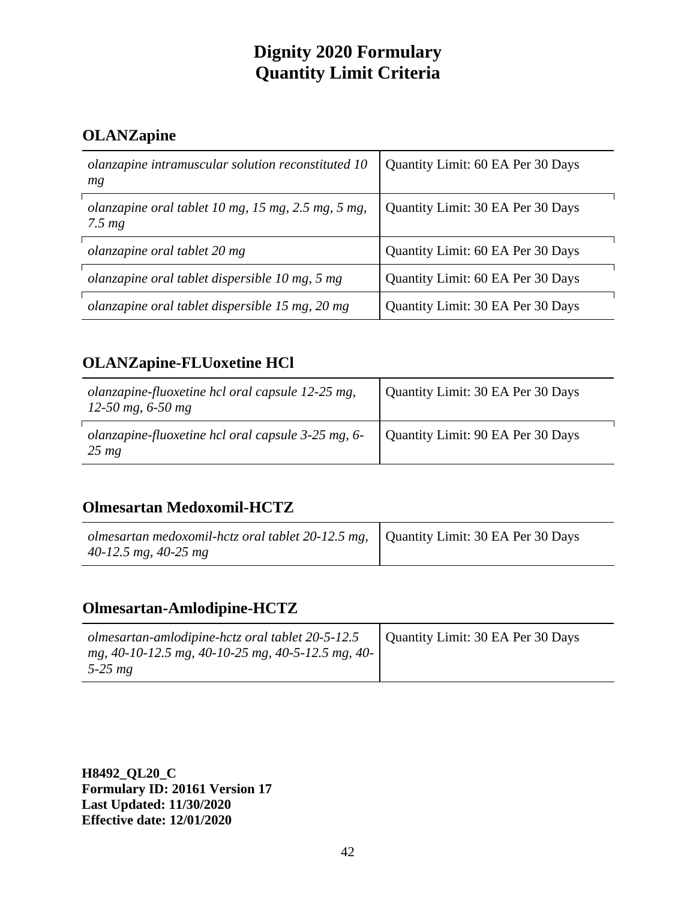# Dignity 2020 Formulary
# Quantity Limit Criteria

## OLANZapine

| | |
|---|---|
| *olanzapine intramuscular solution reconstituted 10 mg* | Quantity Limit: 60 EA Per 30 Days |
| *olanzapine oral tablet 10 mg, 15 mg, 2.5 mg, 5 mg, 7.5 mg* | Quantity Limit: 30 EA Per 30 Days |
| *olanzapine oral tablet 20 mg* | Quantity Limit: 60 EA Per 30 Days |
| *olanzapine oral tablet dispersible 10 mg, 5 mg* | Quantity Limit: 60 EA Per 30 Days |
| *olanzapine oral tablet dispersible 15 mg, 20 mg* | Quantity Limit: 30 EA Per 30 Days |

## OLANZapine-FLUoxetine HCl

| | |
|---|---|
| *olanzapine-fluoxetine hcl oral capsule 12-25 mg, 12-50 mg, 6-50 mg* | Quantity Limit: 30 EA Per 30 Days |
| *olanzapine-fluoxetine hcl oral capsule 3-25 mg, 6-25 mg* | Quantity Limit: 90 EA Per 30 Days |

## Olmesartan Medoxomil-HCTZ

| | |
|---|---|
| *olmesartan medoxomil-hctz oral tablet 20-12.5 mg, 40-12.5 mg, 40-25 mg* | Quantity Limit: 30 EA Per 30 Days |

## Olmesartan-Amlodipine-HCTZ

| | |
|---|---|
| *olmesartan-amlodipine-hctz oral tablet 20-5-12.5 mg, 40-10-12.5 mg, 40-10-25 mg, 40-5-12.5 mg, 40-5-25 mg* | Quantity Limit: 30 EA Per 30 Days |

**H8492_QL20_C**
**Formulary ID: 20161 Version 17**
**Last Updated: 11/30/2020**
**Effective date: 12/01/2020**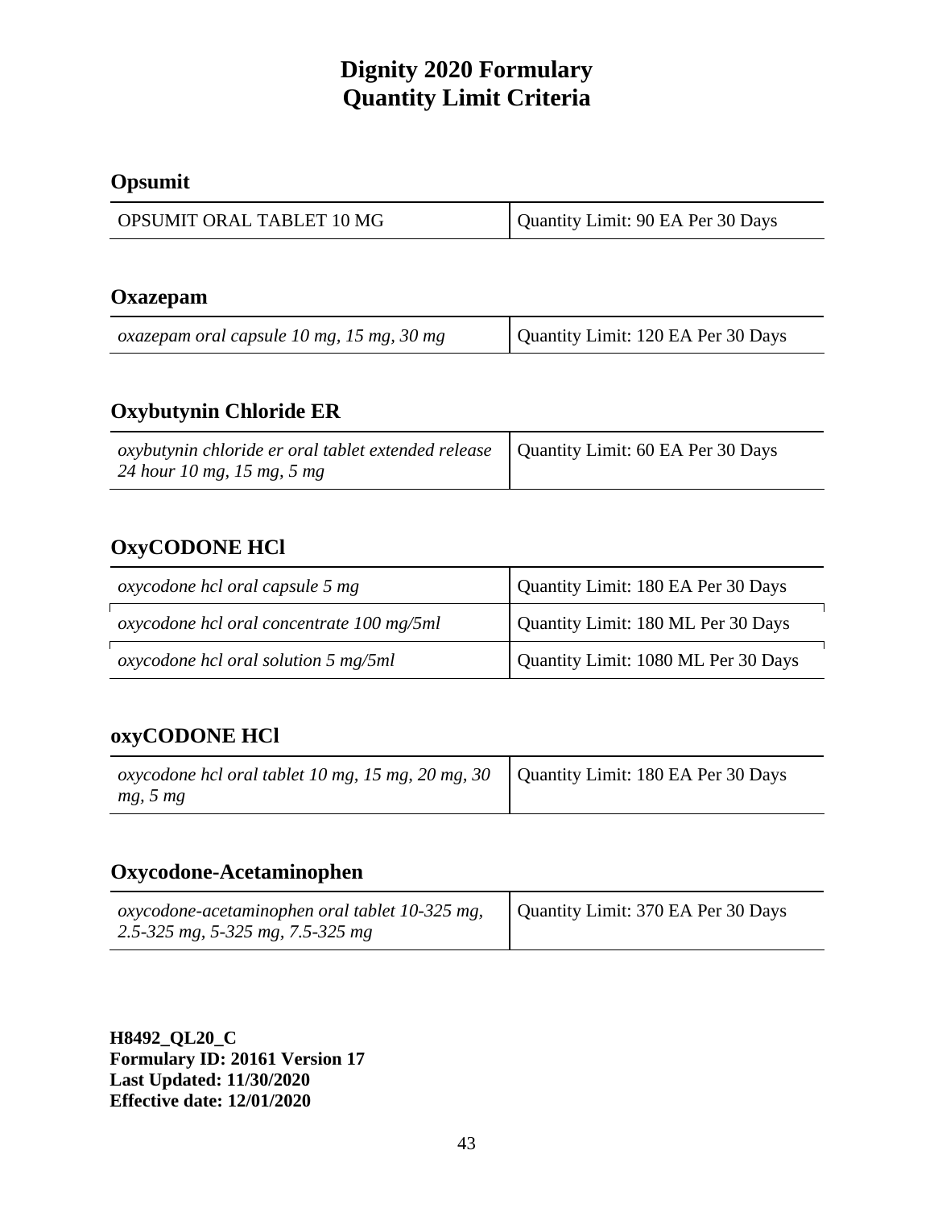# Dignity 2020 Formulary
# Quantity Limit Criteria

## Opsumit

| | |
|---|---|
| OPSUMIT ORAL TABLET 10 MG | Quantity Limit: 90 EA Per 30 Days |

## Oxazepam

| | |
|---|---|
| *oxazepam oral capsule 10 mg, 15 mg, 30 mg* | Quantity Limit: 120 EA Per 30 Days |

## Oxybutynin Chloride ER

| | |
|---|---|
| *oxybutynin chloride er oral tablet extended release 24 hour 10 mg, 15 mg, 5 mg* | Quantity Limit: 60 EA Per 30 Days |

## OxyCODONE HCl

| | |
|---|---|
| *oxycodone hcl oral capsule 5 mg* | Quantity Limit: 180 EA Per 30 Days |
| *oxycodone hcl oral concentrate 100 mg/5ml* | Quantity Limit: 180 ML Per 30 Days |
| *oxycodone hcl oral solution 5 mg/5ml* | Quantity Limit: 1080 ML Per 30 Days |

## oxyCODONE HCl

| | |
|---|---|
| *oxycodone hcl oral tablet 10 mg, 15 mg, 20 mg, 30 mg, 5 mg* | Quantity Limit: 180 EA Per 30 Days |

## Oxycodone-Acetaminophen

| | |
|---|---|
| *oxycodone-acetaminophen oral tablet 10-325 mg, 2.5-325 mg, 5-325 mg, 7.5-325 mg* | Quantity Limit: 370 EA Per 30 Days |

**H8492_QL20_C**
**Formulary ID: 20161 Version 17**
**Last Updated: 11/30/2020**
**Effective date: 12/01/2020**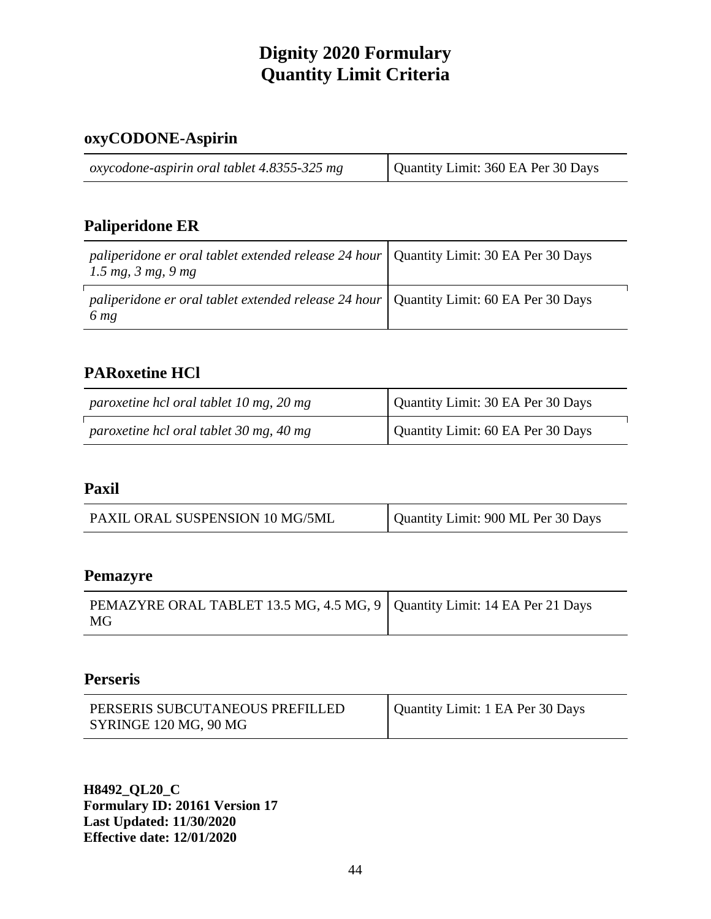# Dignity 2020 Formulary
# Quantity Limit Criteria

## oxyCODONE-Aspirin

| | |
|---|---|
| *oxycodone-aspirin oral tablet 4.8355-325 mg* | Quantity Limit: 360 EA Per 30 Days |

## Paliperidone ER

| | |
|---|---|
| *paliperidone er oral tablet extended release 24 hour 1.5 mg, 3 mg, 9 mg* | Quantity Limit: 30 EA Per 30 Days |
| *paliperidone er oral tablet extended release 24 hour 6 mg* | Quantity Limit: 60 EA Per 30 Days |

## PARoxetine HCl

| | |
|---|---|
| *paroxetine hcl oral tablet 10 mg, 20 mg* | Quantity Limit: 30 EA Per 30 Days |
| *paroxetine hcl oral tablet 30 mg, 40 mg* | Quantity Limit: 60 EA Per 30 Days |

## Paxil

| | |
|---|---|
| PAXIL ORAL SUSPENSION 10 MG/5ML | Quantity Limit: 900 ML Per 30 Days |

## Pemazyre

| | |
|---|---|
| PEMAZYRE ORAL TABLET 13.5 MG, 4.5 MG, 9 MG | Quantity Limit: 14 EA Per 21 Days |

## Perseris

| | |
|---|---|
| PERSERIS SUBCUTANEOUS PREFILLED SYRINGE 120 MG, 90 MG | Quantity Limit: 1 EA Per 30 Days |

**H8492_QL20_C**
**Formulary ID: 20161 Version 17**
**Last Updated: 11/30/2020**
**Effective date: 12/01/2020**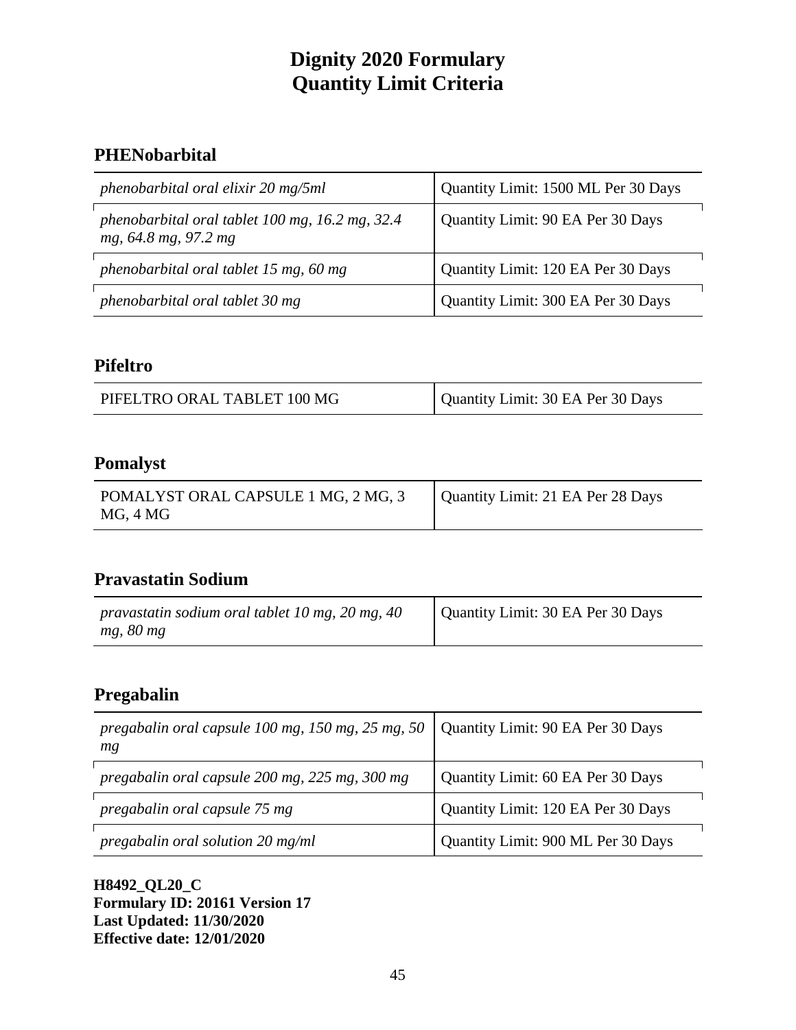# Dignity 2020 Formulary
# Quantity Limit Criteria

## PHENobarbital

| | |
|---|---|
| *phenobarbital oral elixir 20 mg/5ml* | Quantity Limit: 1500 ML Per 30 Days |
| *phenobarbital oral tablet 100 mg, 16.2 mg, 32.4 mg, 64.8 mg, 97.2 mg* | Quantity Limit: 90 EA Per 30 Days |
| *phenobarbital oral tablet 15 mg, 60 mg* | Quantity Limit: 120 EA Per 30 Days |
| *phenobarbital oral tablet 30 mg* | Quantity Limit: 300 EA Per 30 Days |

## Pifeltro

| | |
|---|---|
| PIFELTRO ORAL TABLET 100 MG | Quantity Limit: 30 EA Per 30 Days |

## Pomalyst

| | |
|---|---|
| POMALYST ORAL CAPSULE 1 MG, 2 MG, 3 MG, 4 MG | Quantity Limit: 21 EA Per 28 Days |

## Pravastatin Sodium

| | |
|---|---|
| *pravastatin sodium oral tablet 10 mg, 20 mg, 40 mg, 80 mg* | Quantity Limit: 30 EA Per 30 Days |

## Pregabalin

| | |
|---|---|
| *pregabalin oral capsule 100 mg, 150 mg, 25 mg, 50 mg* | Quantity Limit: 90 EA Per 30 Days |
| *pregabalin oral capsule 200 mg, 225 mg, 300 mg* | Quantity Limit: 60 EA Per 30 Days |
| *pregabalin oral capsule 75 mg* | Quantity Limit: 120 EA Per 30 Days |
| *pregabalin oral solution 20 mg/ml* | Quantity Limit: 900 ML Per 30 Days |

**H8492_QL20_C**
**Formulary ID: 20161 Version 17**
**Last Updated: 11/30/2020**
**Effective date: 12/01/2020**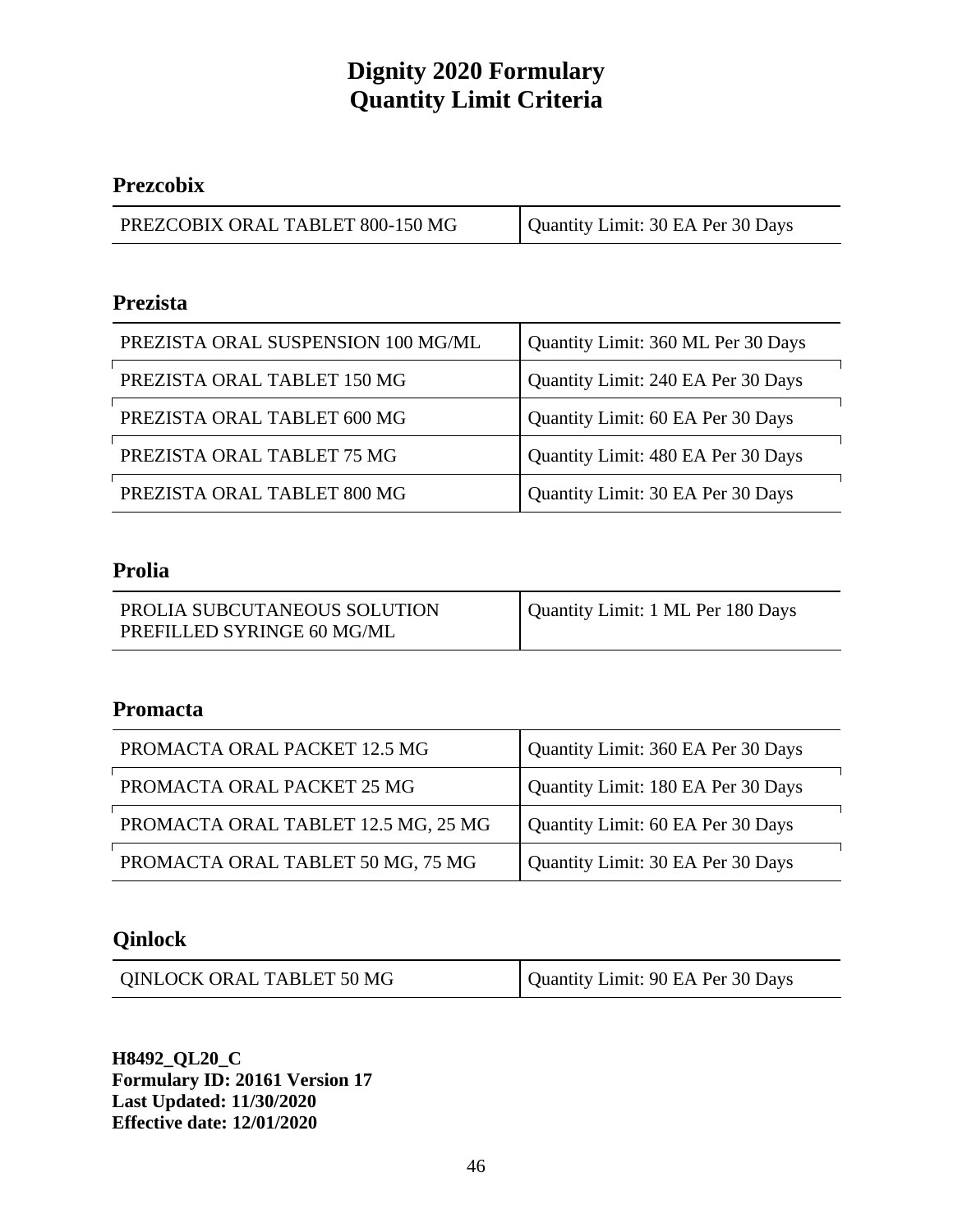# Dignity 2020 Formulary
# Quantity Limit Criteria

## Prezcobix

| | |
|---|---|
| PREZCOBIX ORAL TABLET 800-150 MG | Quantity Limit: 30 EA Per 30 Days |

## Prezista

| | |
|---|---|
| PREZISTA ORAL SUSPENSION 100 MG/ML | Quantity Limit: 360 ML Per 30 Days |
| PREZISTA ORAL TABLET 150 MG | Quantity Limit: 240 EA Per 30 Days |
| PREZISTA ORAL TABLET 600 MG | Quantity Limit: 60 EA Per 30 Days |
| PREZISTA ORAL TABLET 75 MG | Quantity Limit: 480 EA Per 30 Days |
| PREZISTA ORAL TABLET 800 MG | Quantity Limit: 30 EA Per 30 Days |

## Prolia

| | |
|---|---|
| PROLIA SUBCUTANEOUS SOLUTION PREFILLED SYRINGE 60 MG/ML | Quantity Limit: 1 ML Per 180 Days |

## Promacta

| | |
|---|---|
| PROMACTA ORAL PACKET 12.5 MG | Quantity Limit: 360 EA Per 30 Days |
| PROMACTA ORAL PACKET 25 MG | Quantity Limit: 180 EA Per 30 Days |
| PROMACTA ORAL TABLET 12.5 MG, 25 MG | Quantity Limit: 60 EA Per 30 Days |
| PROMACTA ORAL TABLET 50 MG, 75 MG | Quantity Limit: 30 EA Per 30 Days |

## Qinlock

| | |
|---|---|
| QINLOCK ORAL TABLET 50 MG | Quantity Limit: 90 EA Per 30 Days |

**H8492_QL20_C**
**Formulary ID: 20161 Version 17**
**Last Updated: 11/30/2020**
**Effective date: 12/01/2020**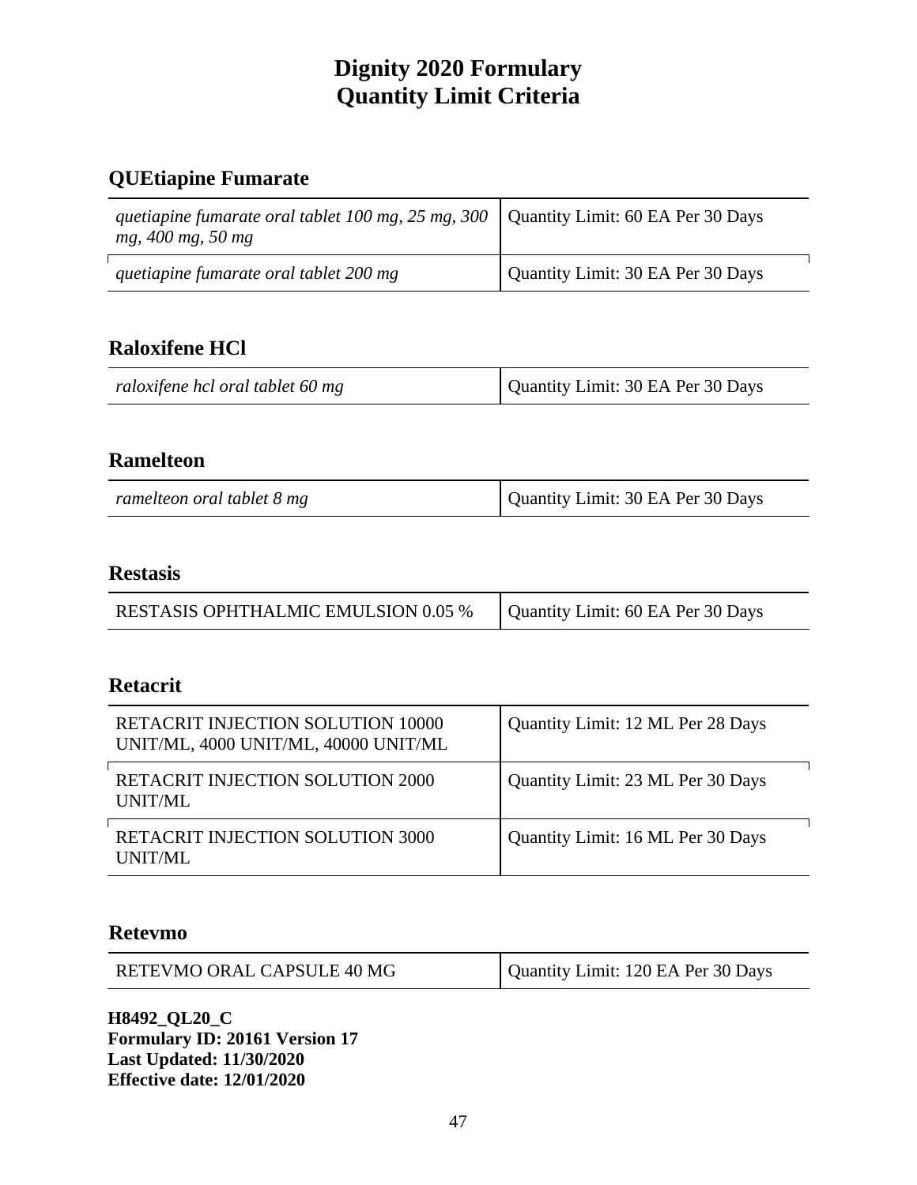# Dignity 2020 Formulary
# Quantity Limit Criteria

## QUEtiapine Fumarate

| | |
|---|---|
| *quetiapine fumarate oral tablet 100 mg, 25 mg, 300 mg, 400 mg, 50 mg* | Quantity Limit: 60 EA Per 30 Days |
| *quetiapine fumarate oral tablet 200 mg* | Quantity Limit: 30 EA Per 30 Days |

## Raloxifene HCl

| | |
|---|---|
| *raloxifene hcl oral tablet 60 mg* | Quantity Limit: 30 EA Per 30 Days |

## Ramelteon

| | |
|---|---|
| *ramelteon oral tablet 8 mg* | Quantity Limit: 30 EA Per 30 Days |

## Restasis

| | |
|---|---|
| RESTASIS OPHTHALMIC EMULSION 0.05 % | Quantity Limit: 60 EA Per 30 Days |

## Retacrit

| | |
|---|---|
| RETACRIT INJECTION SOLUTION 10000 UNIT/ML, 4000 UNIT/ML, 40000 UNIT/ML | Quantity Limit: 12 ML Per 28 Days |
| RETACRIT INJECTION SOLUTION 2000 UNIT/ML | Quantity Limit: 23 ML Per 30 Days |
| RETACRIT INJECTION SOLUTION 3000 UNIT/ML | Quantity Limit: 16 ML Per 30 Days |

## Retevmo

| | |
|---|---|
| RETEVMO ORAL CAPSULE 40 MG | Quantity Limit: 120 EA Per 30 Days |

**H8492_QL20_C**
**Formulary ID: 20161 Version 17**
**Last Updated: 11/30/2020**
**Effective date: 12/01/2020**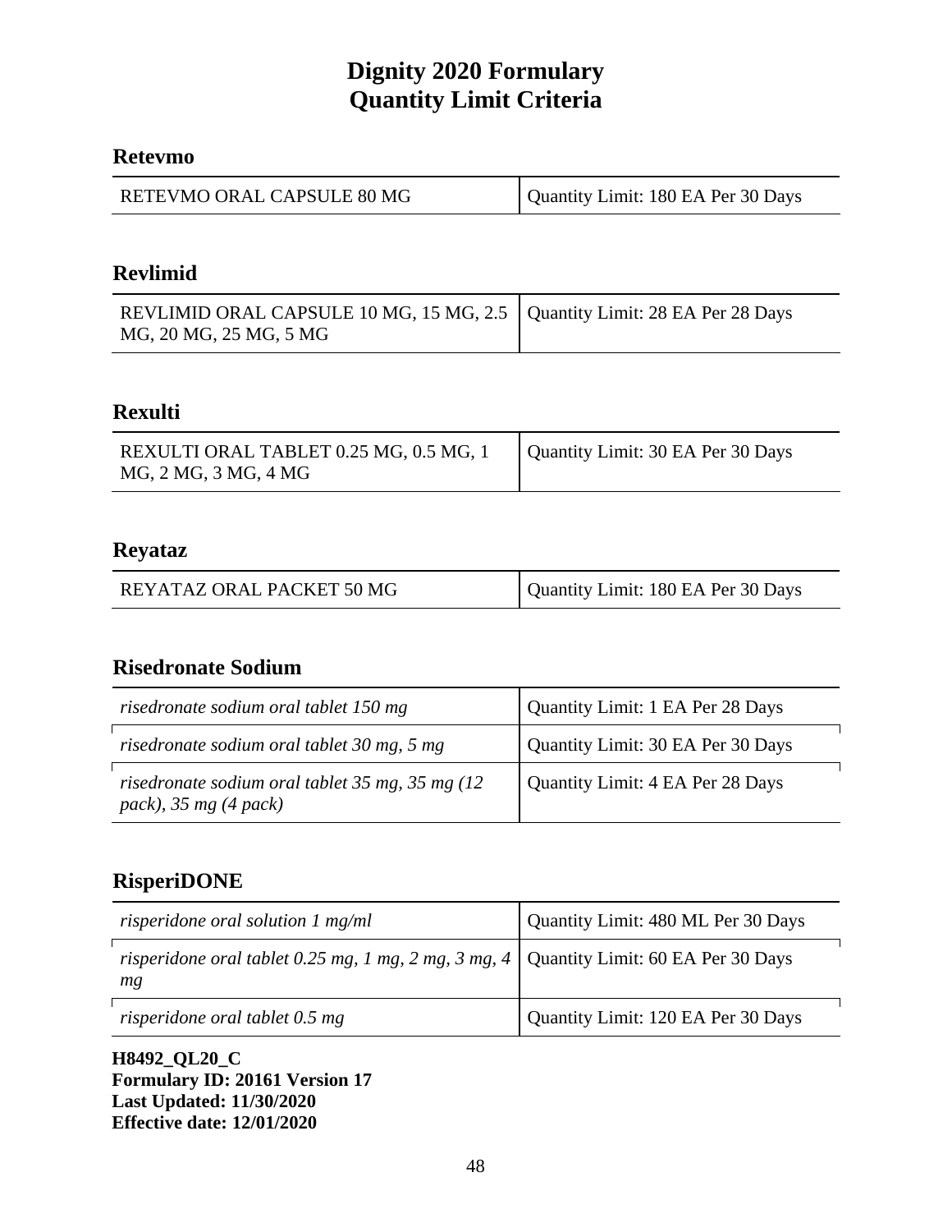# Dignity 2020 Formulary
# Quantity Limit Criteria

## Retevmo

| | |
|---|---|
| RETEVMO ORAL CAPSULE 80 MG | Quantity Limit: 180 EA Per 30 Days |

## Revlimid

| | |
|---|---|
| REVLIMID ORAL CAPSULE 10 MG, 15 MG, 2.5 MG, 20 MG, 25 MG, 5 MG | Quantity Limit: 28 EA Per 28 Days |

## Rexulti

| | |
|---|---|
| REXULTI ORAL TABLET 0.25 MG, 0.5 MG, 1 MG, 2 MG, 3 MG, 4 MG | Quantity Limit: 30 EA Per 30 Days |

## Reyataz

| | |
|---|---|
| REYATAZ ORAL PACKET 50 MG | Quantity Limit: 180 EA Per 30 Days |

## Risedronate Sodium

| | |
|---|---|
| *risedronate sodium oral tablet 150 mg* | Quantity Limit: 1 EA Per 28 Days |
| *risedronate sodium oral tablet 30 mg, 5 mg* | Quantity Limit: 30 EA Per 30 Days |
| *risedronate sodium oral tablet 35 mg, 35 mg (12 pack), 35 mg (4 pack)* | Quantity Limit: 4 EA Per 28 Days |

## RisperiDONE

| | |
|---|---|
| *risperidone oral solution 1 mg/ml* | Quantity Limit: 480 ML Per 30 Days |
| *risperidone oral tablet 0.25 mg, 1 mg, 2 mg, 3 mg, 4 mg* | Quantity Limit: 60 EA Per 30 Days |
| *risperidone oral tablet 0.5 mg* | Quantity Limit: 120 EA Per 30 Days |

**H8492_QL20_C**
**Formulary ID: 20161 Version 17**
**Last Updated: 11/30/2020**
**Effective date: 12/01/2020**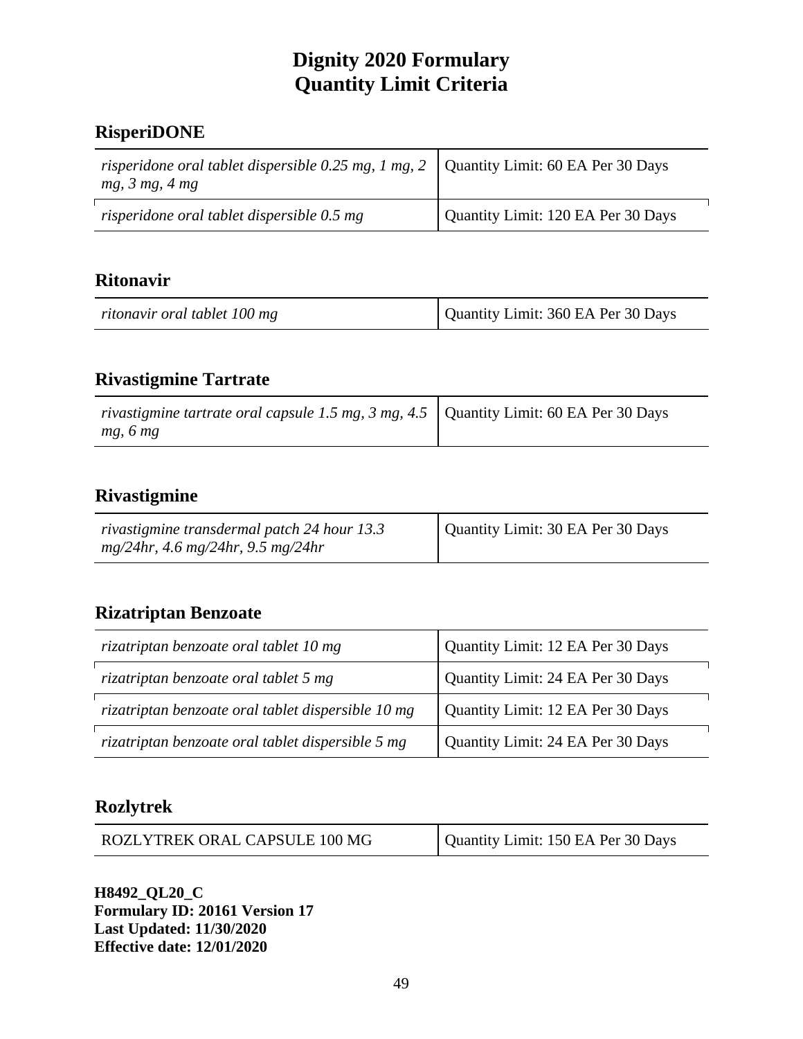# Dignity 2020 Formulary
# Quantity Limit Criteria

## RisperiDONE

| | |
|---|---|
| *risperidone oral tablet dispersible 0.25 mg, 1 mg, 2 mg, 3 mg, 4 mg* | Quantity Limit: 60 EA Per 30 Days |
| *risperidone oral tablet dispersible 0.5 mg* | Quantity Limit: 120 EA Per 30 Days |

## Ritonavir

| | |
|---|---|
| *ritonavir oral tablet 100 mg* | Quantity Limit: 360 EA Per 30 Days |

## Rivastigmine Tartrate

| | |
|---|---|
| *rivastigmine tartrate oral capsule 1.5 mg, 3 mg, 4.5 mg, 6 mg* | Quantity Limit: 60 EA Per 30 Days |

## Rivastigmine

| | |
|---|---|
| *rivastigmine transdermal patch 24 hour 13.3 mg/24hr, 4.6 mg/24hr, 9.5 mg/24hr* | Quantity Limit: 30 EA Per 30 Days |

## Rizatriptan Benzoate

| | |
|---|---|
| *rizatriptan benzoate oral tablet 10 mg* | Quantity Limit: 12 EA Per 30 Days |
| *rizatriptan benzoate oral tablet 5 mg* | Quantity Limit: 24 EA Per 30 Days |
| *rizatriptan benzoate oral tablet dispersible 10 mg* | Quantity Limit: 12 EA Per 30 Days |
| *rizatriptan benzoate oral tablet dispersible 5 mg* | Quantity Limit: 24 EA Per 30 Days |

## Rozlytrek

| | |
|---|---|
| ROZLYTREK ORAL CAPSULE 100 MG | Quantity Limit: 150 EA Per 30 Days |

**H8492_QL20_C**
**Formulary ID: 20161 Version 17**
**Last Updated: 11/30/2020**
**Effective date: 12/01/2020**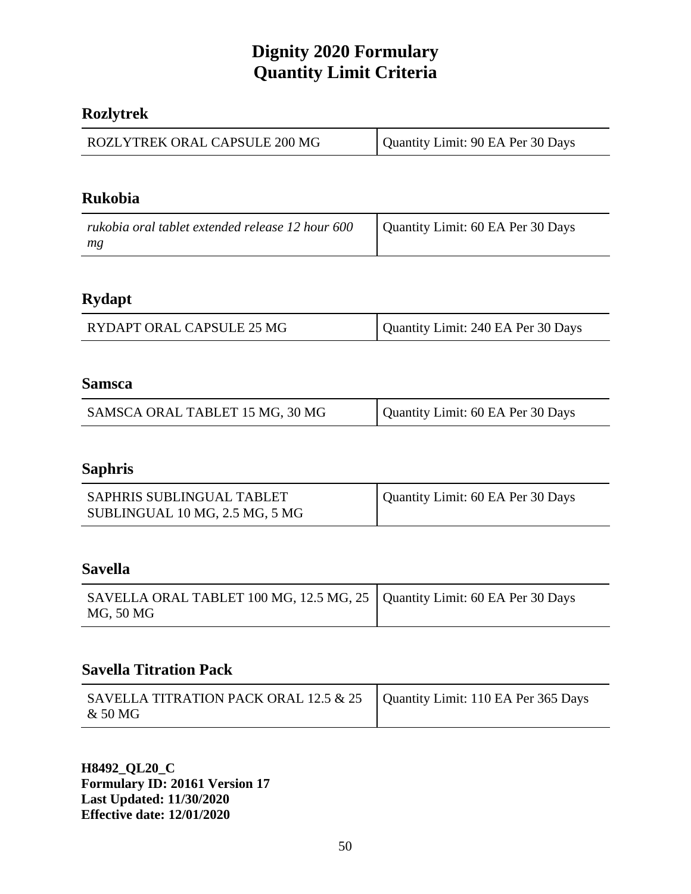# Dignity 2020 Formulary
# Quantity Limit Criteria

## Rozlytrek

| | |
|---|---|
| ROZLYTREK ORAL CAPSULE 200 MG | Quantity Limit: 90 EA Per 30 Days |

## Rukobia

| | |
|---|---|
| *rukobia oral tablet extended release 12 hour 600 mg* | Quantity Limit: 60 EA Per 30 Days |

## Rydapt

| | |
|---|---|
| RYDAPT ORAL CAPSULE 25 MG | Quantity Limit: 240 EA Per 30 Days |

## Samsca

| | |
|---|---|
| SAMSCA ORAL TABLET 15 MG, 30 MG | Quantity Limit: 60 EA Per 30 Days |

## Saphris

| | |
|---|---|
| SAPHRIS SUBLINGUAL TABLET SUBLINGUAL 10 MG, 2.5 MG, 5 MG | Quantity Limit: 60 EA Per 30 Days |

## Savella

| | |
|---|---|
| SAVELLA ORAL TABLET 100 MG, 12.5 MG, 25 MG, 50 MG | Quantity Limit: 60 EA Per 30 Days |

## Savella Titration Pack

| | |
|---|---|
| SAVELLA TITRATION PACK ORAL 12.5 & 25 & 50 MG | Quantity Limit: 110 EA Per 365 Days |

**H8492_QL20_C**
**Formulary ID: 20161 Version 17**
**Last Updated: 11/30/2020**
**Effective date: 12/01/2020**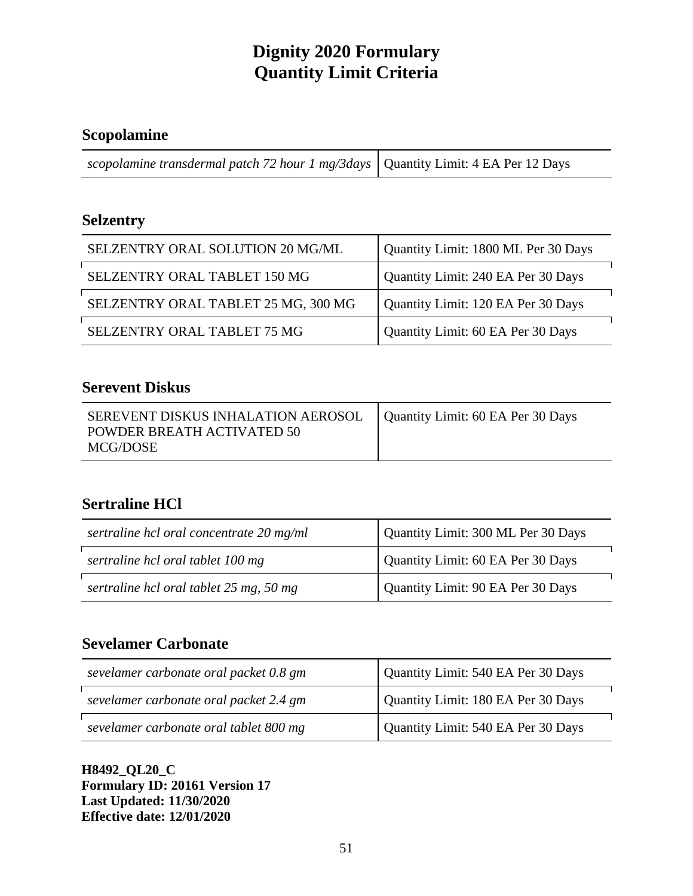# Dignity 2020 Formulary
# Quantity Limit Criteria

## Scopolamine

| | |
|---|---|
| *scopolamine transdermal patch 72 hour 1 mg/3days* | Quantity Limit: 4 EA Per 12 Days |

## Selzentry

| | |
|---|---|
| SELZENTRY ORAL SOLUTION 20 MG/ML | Quantity Limit: 1800 ML Per 30 Days |
| SELZENTRY ORAL TABLET 150 MG | Quantity Limit: 240 EA Per 30 Days |
| SELZENTRY ORAL TABLET 25 MG, 300 MG | Quantity Limit: 120 EA Per 30 Days |
| SELZENTRY ORAL TABLET 75 MG | Quantity Limit: 60 EA Per 30 Days |

## Serevent Diskus

| | |
|---|---|
| SEREVENT DISKUS INHALATION AEROSOL POWDER BREATH ACTIVATED 50 MCG/DOSE | Quantity Limit: 60 EA Per 30 Days |

## Sertraline HCl

| | |
|---|---|
| *sertraline hcl oral concentrate 20 mg/ml* | Quantity Limit: 300 ML Per 30 Days |
| *sertraline hcl oral tablet 100 mg* | Quantity Limit: 60 EA Per 30 Days |
| *sertraline hcl oral tablet 25 mg, 50 mg* | Quantity Limit: 90 EA Per 30 Days |

## Sevelamer Carbonate

| | |
|---|---|
| *sevelamer carbonate oral packet 0.8 gm* | Quantity Limit: 540 EA Per 30 Days |
| *sevelamer carbonate oral packet 2.4 gm* | Quantity Limit: 180 EA Per 30 Days |
| *sevelamer carbonate oral tablet 800 mg* | Quantity Limit: 540 EA Per 30 Days |

**H8492_QL20_C**
**Formulary ID: 20161 Version 17**
**Last Updated: 11/30/2020**
**Effective date: 12/01/2020**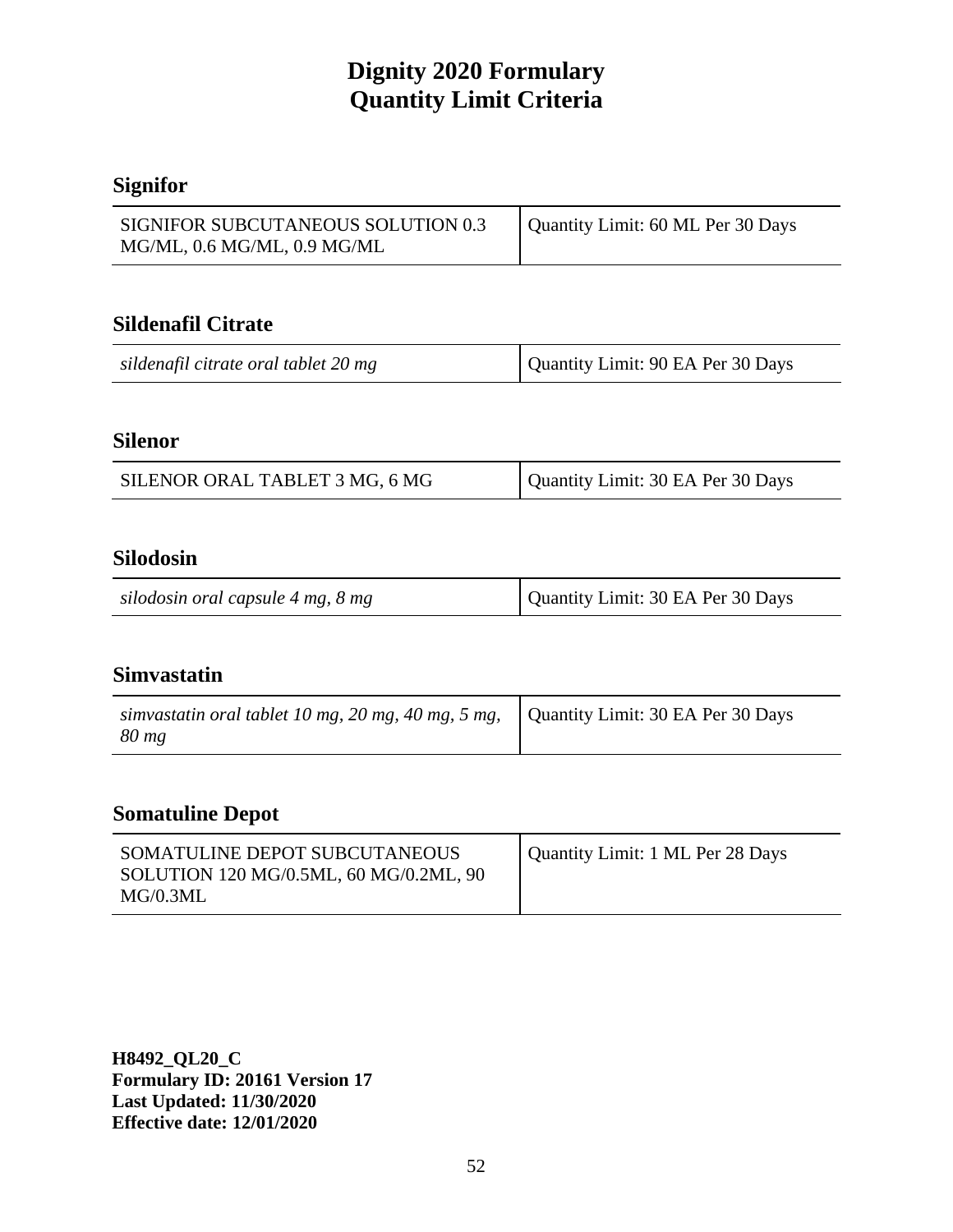# Dignity 2020 Formulary
# Quantity Limit Criteria

## Signifor

| | |
|---|---|
| SIGNIFOR SUBCUTANEOUS SOLUTION 0.3 MG/ML, 0.6 MG/ML, 0.9 MG/ML | Quantity Limit: 60 ML Per 30 Days |

## Sildenafil Citrate

| | |
|---|---|
| *sildenafil citrate oral tablet 20 mg* | Quantity Limit: 90 EA Per 30 Days |

## Silenor

| | |
|---|---|
| SILENOR ORAL TABLET 3 MG, 6 MG | Quantity Limit: 30 EA Per 30 Days |

## Silodosin

| | |
|---|---|
| *silodosin oral capsule 4 mg, 8 mg* | Quantity Limit: 30 EA Per 30 Days |

## Simvastatin

| | |
|---|---|
| *simvastatin oral tablet 10 mg, 20 mg, 40 mg, 5 mg, 80 mg* | Quantity Limit: 30 EA Per 30 Days |

## Somatuline Depot

| | |
|---|---|
| SOMATULINE DEPOT SUBCUTANEOUS SOLUTION 120 MG/0.5ML, 60 MG/0.2ML, 90 MG/0.3ML | Quantity Limit: 1 ML Per 28 Days |

**H8492_QL20_C**
**Formulary ID: 20161 Version 17**
**Last Updated: 11/30/2020**
**Effective date: 12/01/2020**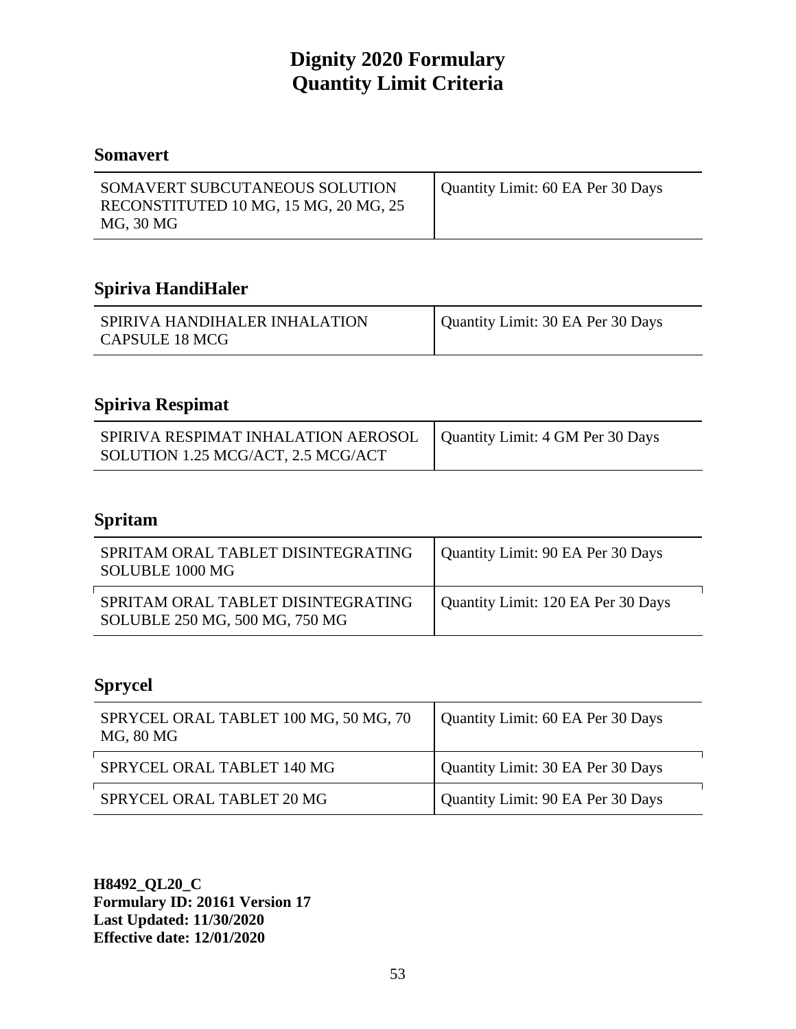# Dignity 2020 Formulary
# Quantity Limit Criteria

## Somavert

| | |
|---|---|
| SOMAVERT SUBCUTANEOUS SOLUTION RECONSTITUTED 10 MG, 15 MG, 20 MG, 25 MG, 30 MG | Quantity Limit: 60 EA Per 30 Days |

## Spiriva HandiHaler

| | |
|---|---|
| SPIRIVA HANDIHALER INHALATION CAPSULE 18 MCG | Quantity Limit: 30 EA Per 30 Days |

## Spiriva Respimat

| | |
|---|---|
| SPIRIVA RESPIMAT INHALATION AEROSOL SOLUTION 1.25 MCG/ACT, 2.5 MCG/ACT | Quantity Limit: 4 GM Per 30 Days |

## Spritam

| | |
|---|---|
| SPRITAM ORAL TABLET DISINTEGRATING SOLUBLE 1000 MG | Quantity Limit: 90 EA Per 30 Days |
| SPRITAM ORAL TABLET DISINTEGRATING SOLUBLE 250 MG, 500 MG, 750 MG | Quantity Limit: 120 EA Per 30 Days |

## Sprycel

| | |
|---|---|
| SPRYCEL ORAL TABLET 100 MG, 50 MG, 70 MG, 80 MG | Quantity Limit: 60 EA Per 30 Days |
| SPRYCEL ORAL TABLET 140 MG | Quantity Limit: 30 EA Per 30 Days |
| SPRYCEL ORAL TABLET 20 MG | Quantity Limit: 90 EA Per 30 Days |

**H8492_QL20_C**
**Formulary ID: 20161 Version 17**
**Last Updated: 11/30/2020**
**Effective date: 12/01/2020**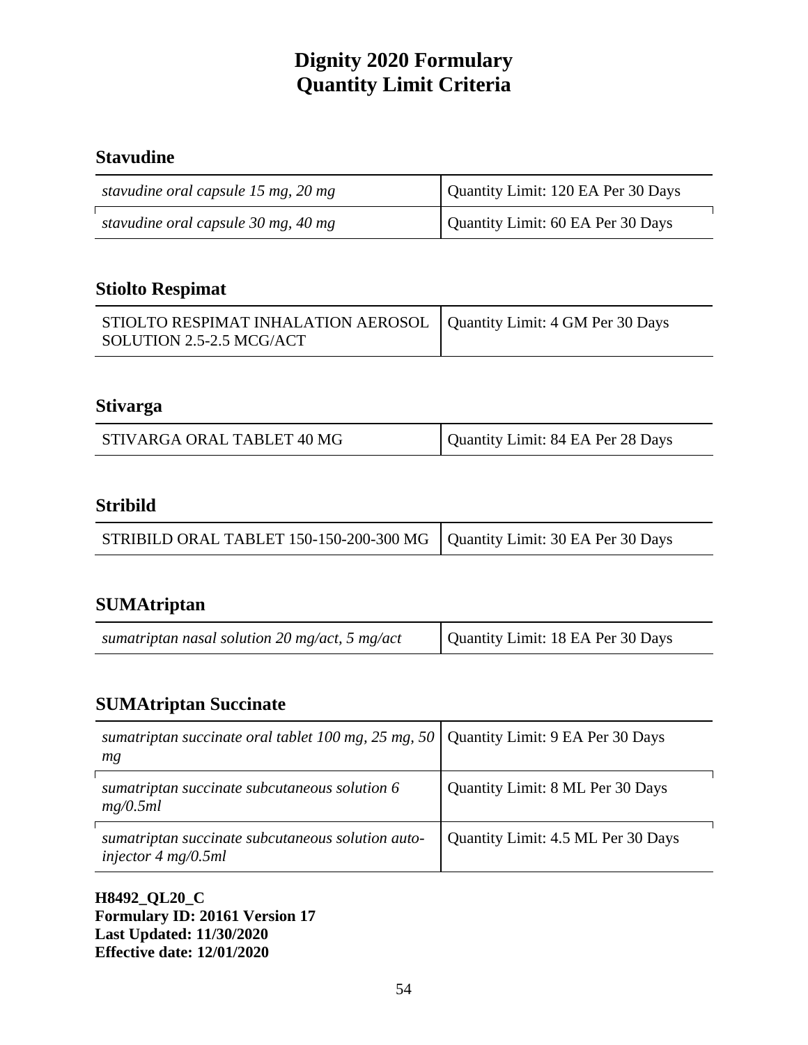# Dignity 2020 Formulary
# Quantity Limit Criteria

## Stavudine

| | |
|---|---|
| *stavudine oral capsule 15 mg, 20 mg* | Quantity Limit: 120 EA Per 30 Days |
| *stavudine oral capsule 30 mg, 40 mg* | Quantity Limit: 60 EA Per 30 Days |

## Stiolto Respimat

| | |
|---|---|
| STIOLTO RESPIMAT INHALATION AEROSOL SOLUTION 2.5-2.5 MCG/ACT | Quantity Limit: 4 GM Per 30 Days |

## Stivarga

| | |
|---|---|
| STIVARGA ORAL TABLET 40 MG | Quantity Limit: 84 EA Per 28 Days |

## Stribild

| | |
|---|---|
| STRIBILD ORAL TABLET 150-150-200-300 MG | Quantity Limit: 30 EA Per 30 Days |

## SUMAtriptan

| | |
|---|---|
| *sumatriptan nasal solution 20 mg/act, 5 mg/act* | Quantity Limit: 18 EA Per 30 Days |

## SUMAtriptan Succinate

| | |
|---|---|
| *sumatriptan succinate oral tablet 100 mg, 25 mg, 50 mg* | Quantity Limit: 9 EA Per 30 Days |
| *sumatriptan succinate subcutaneous solution 6 mg/0.5ml* | Quantity Limit: 8 ML Per 30 Days |
| *sumatriptan succinate subcutaneous solution auto-injector 4 mg/0.5ml* | Quantity Limit: 4.5 ML Per 30 Days |

**H8492_QL20_C**
**Formulary ID: 20161 Version 17**
**Last Updated: 11/30/2020**
**Effective date: 12/01/2020**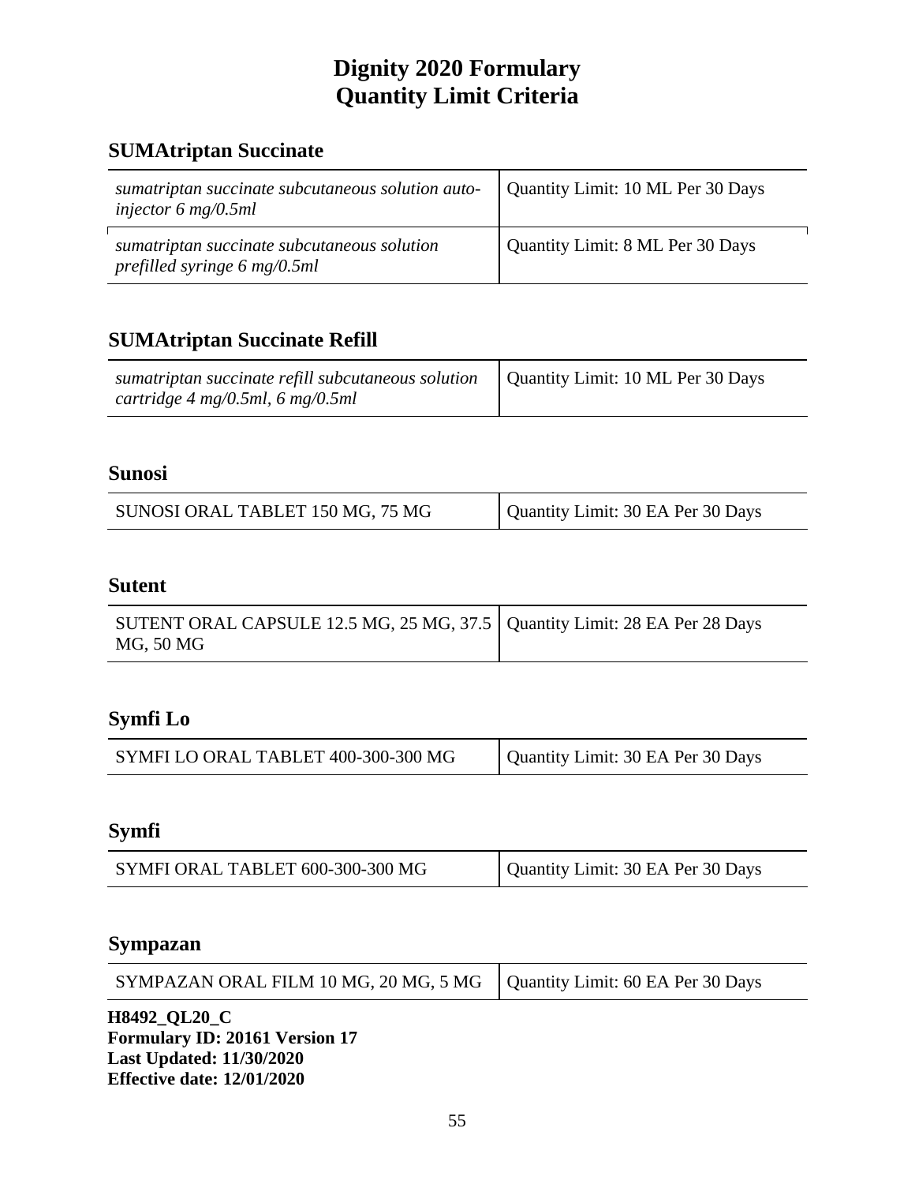# Dignity 2020 Formulary
# Quantity Limit Criteria

## SUMAtriptan Succinate

| | |
|---|---|
| *sumatriptan succinate subcutaneous solution auto-injector 6 mg/0.5ml* | Quantity Limit: 10 ML Per 30 Days |
| *sumatriptan succinate subcutaneous solution prefilled syringe 6 mg/0.5ml* | Quantity Limit: 8 ML Per 30 Days |

## SUMAtriptan Succinate Refill

| | |
|---|---|
| *sumatriptan succinate refill subcutaneous solution cartridge 4 mg/0.5ml, 6 mg/0.5ml* | Quantity Limit: 10 ML Per 30 Days |

## Sunosi

| | |
|---|---|
| SUNOSI ORAL TABLET 150 MG, 75 MG | Quantity Limit: 30 EA Per 30 Days |

## Sutent

| | |
|---|---|
| SUTENT ORAL CAPSULE 12.5 MG, 25 MG, 37.5 MG, 50 MG | Quantity Limit: 28 EA Per 28 Days |

## Symfi Lo

| | |
|---|---|
| SYMFI LO ORAL TABLET 400-300-300 MG | Quantity Limit: 30 EA Per 30 Days |

## Symfi

| | |
|---|---|
| SYMFI ORAL TABLET 600-300-300 MG | Quantity Limit: 30 EA Per 30 Days |

## Sympazan

| | |
|---|---|
| SYMPAZAN ORAL FILM 10 MG, 20 MG, 5 MG | Quantity Limit: 60 EA Per 30 Days |

**H8492_QL20_C**
**Formulary ID: 20161 Version 17**
**Last Updated: 11/30/2020**
**Effective date: 12/01/2020**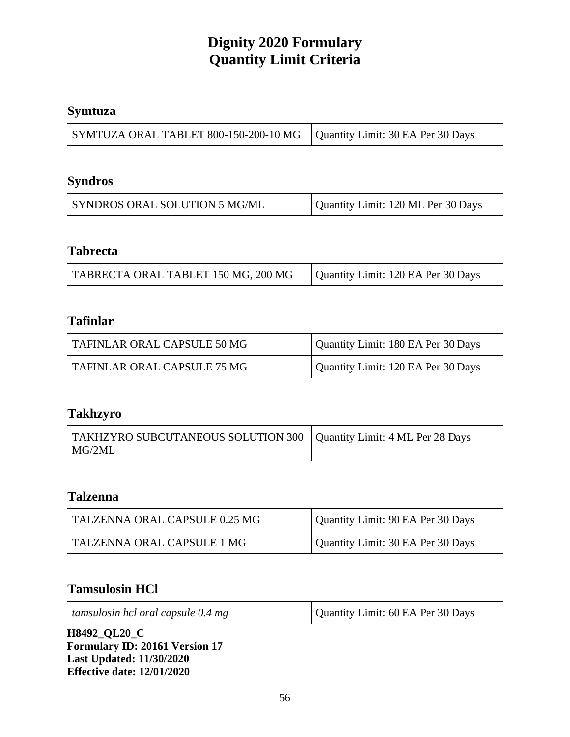# Dignity 2020 Formulary
# Quantity Limit Criteria

## Symtuza

| | |
|---|---|
| SYMTUZA ORAL TABLET 800-150-200-10 MG | Quantity Limit: 30 EA Per 30 Days |

## Syndros

| | |
|---|---|
| SYNDROS ORAL SOLUTION 5 MG/ML | Quantity Limit: 120 ML Per 30 Days |

## Tabrecta

| | |
|---|---|
| TABRECTA ORAL TABLET 150 MG, 200 MG | Quantity Limit: 120 EA Per 30 Days |

## Tafinlar

| | |
|---|---|
| TAFINLAR ORAL CAPSULE 50 MG | Quantity Limit: 180 EA Per 30 Days |
| TAFINLAR ORAL CAPSULE 75 MG | Quantity Limit: 120 EA Per 30 Days |

## Takhzyro

| | |
|---|---|
| TAKHZYRO SUBCUTANEOUS SOLUTION 300 MG/2ML | Quantity Limit: 4 ML Per 28 Days |

## Talzenna

| | |
|---|---|
| TALZENNA ORAL CAPSULE 0.25 MG | Quantity Limit: 90 EA Per 30 Days |
| TALZENNA ORAL CAPSULE 1 MG | Quantity Limit: 30 EA Per 30 Days |

## Tamsulosin HCl

| | |
|---|---|
| *tamsulosin hcl oral capsule 0.4 mg* | Quantity Limit: 60 EA Per 30 Days |

**H8492_QL20_C**
**Formulary ID: 20161 Version 17**
**Last Updated: 11/30/2020**
**Effective date: 12/01/2020**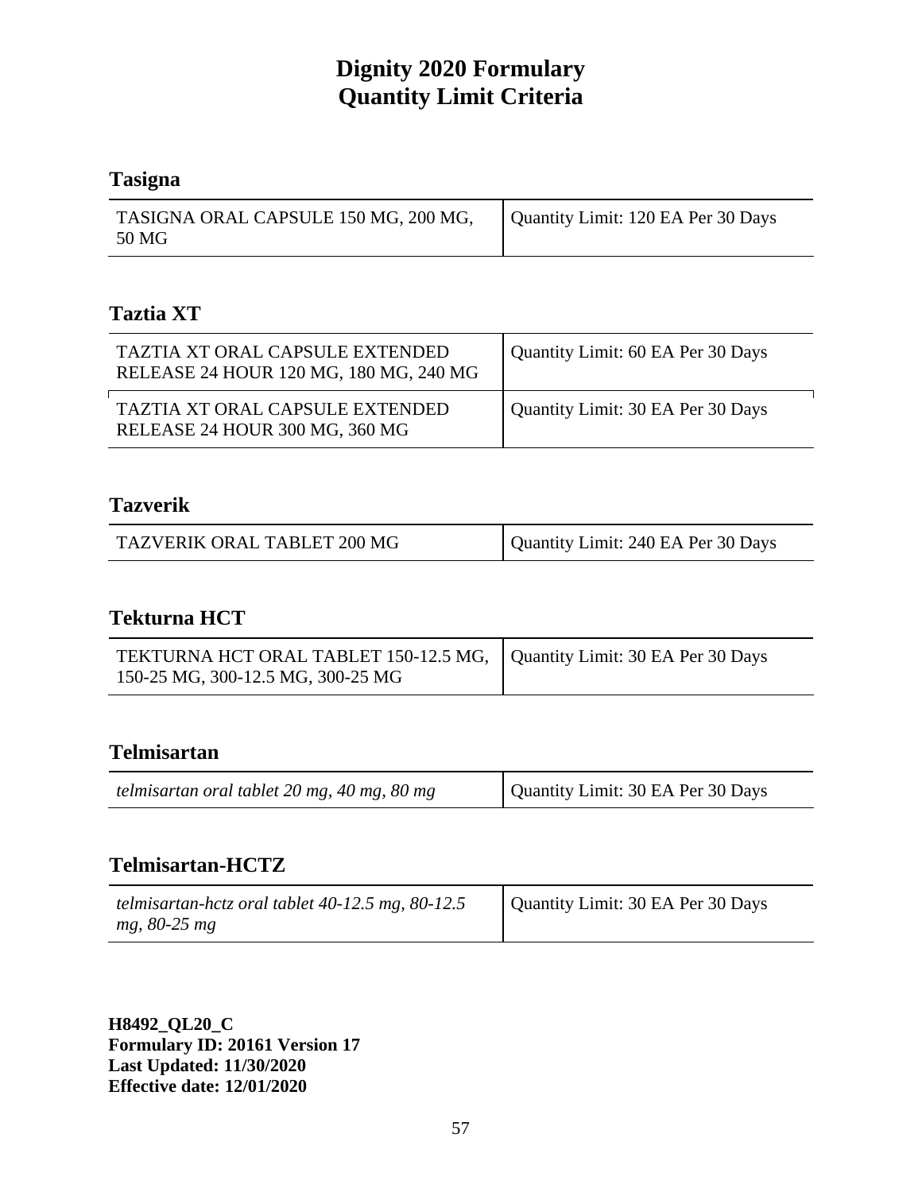# Dignity 2020 Formulary
# Quantity Limit Criteria

## Tasigna

| | |
|---|---|
| TASIGNA ORAL CAPSULE 150 MG, 200 MG, 50 MG | Quantity Limit: 120 EA Per 30 Days |

## Taztia XT

| | |
|---|---|
| TAZTIA XT ORAL CAPSULE EXTENDED RELEASE 24 HOUR 120 MG, 180 MG, 240 MG | Quantity Limit: 60 EA Per 30 Days |
| TAZTIA XT ORAL CAPSULE EXTENDED RELEASE 24 HOUR 300 MG, 360 MG | Quantity Limit: 30 EA Per 30 Days |

## Tazverik

| | |
|---|---|
| TAZVERIK ORAL TABLET 200 MG | Quantity Limit: 240 EA Per 30 Days |

## Tekturna HCT

| | |
|---|---|
| TEKTURNA HCT ORAL TABLET 150-12.5 MG, 150-25 MG, 300-12.5 MG, 300-25 MG | Quantity Limit: 30 EA Per 30 Days |

## Telmisartan

| | |
|---|---|
| *telmisartan oral tablet 20 mg, 40 mg, 80 mg* | Quantity Limit: 30 EA Per 30 Days |

## Telmisartan-HCTZ

| | |
|---|---|
| *telmisartan-hctz oral tablet 40-12.5 mg, 80-12.5 mg, 80-25 mg* | Quantity Limit: 30 EA Per 30 Days |

**H8492_QL20_C**
**Formulary ID: 20161 Version 17**
**Last Updated: 11/30/2020**
**Effective date: 12/01/2020**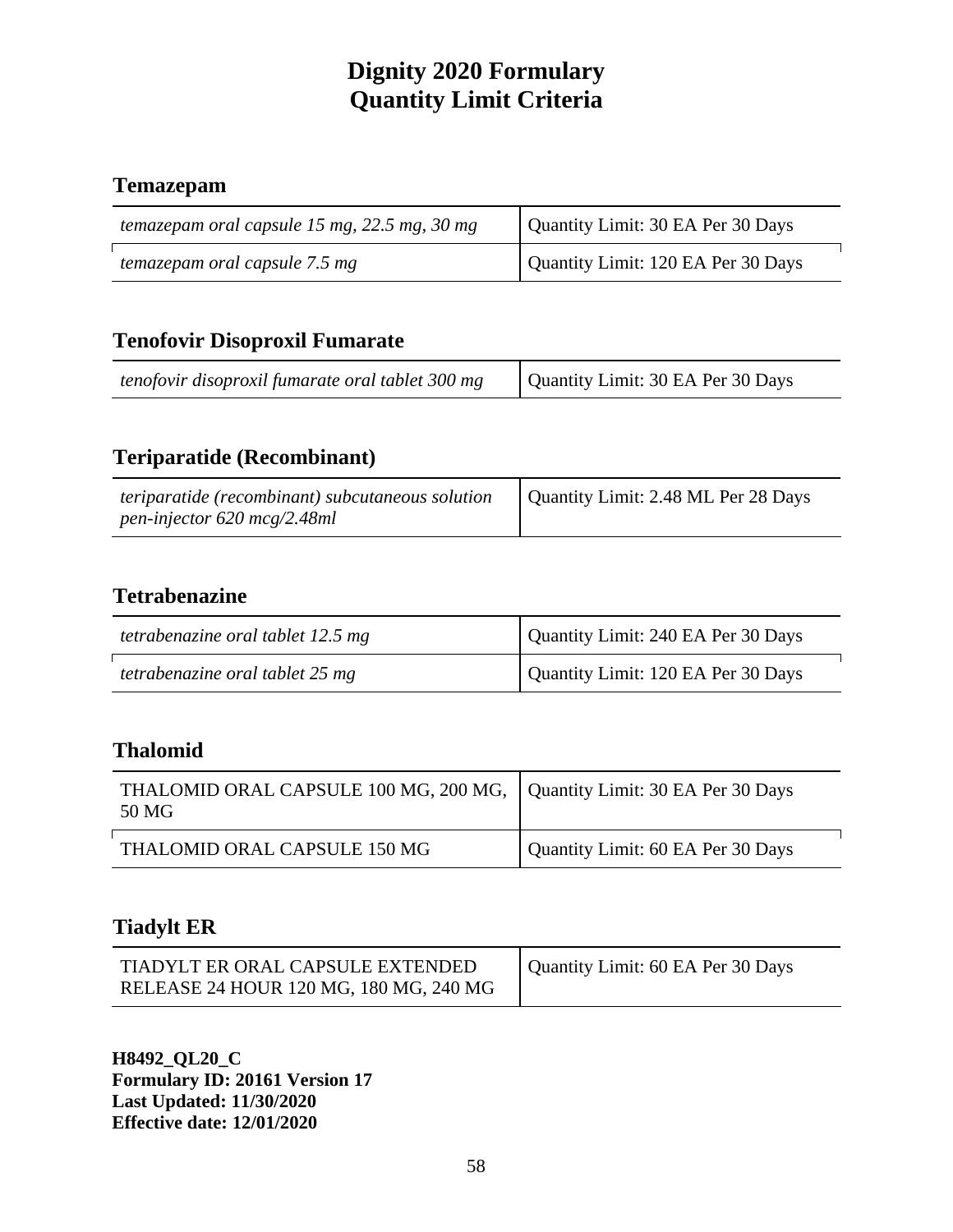# Dignity 2020 Formulary
# Quantity Limit Criteria

## Temazepam

| | |
|---|---|
| *temazepam oral capsule 15 mg, 22.5 mg, 30 mg* | Quantity Limit: 30 EA Per 30 Days |
| *temazepam oral capsule 7.5 mg* | Quantity Limit: 120 EA Per 30 Days |

## Tenofovir Disoproxil Fumarate

| | |
|---|---|
| *tenofovir disoproxil fumarate oral tablet 300 mg* | Quantity Limit: 30 EA Per 30 Days |

## Teriparatide (Recombinant)

| | |
|---|---|
| *teriparatide (recombinant) subcutaneous solution pen-injector 620 mcg/2.48ml* | Quantity Limit: 2.48 ML Per 28 Days |

## Tetrabenazine

| | |
|---|---|
| *tetrabenazine oral tablet 12.5 mg* | Quantity Limit: 240 EA Per 30 Days |
| *tetrabenazine oral tablet 25 mg* | Quantity Limit: 120 EA Per 30 Days |

## Thalomid

| | |
|---|---|
| THALOMID ORAL CAPSULE 100 MG, 200 MG, 50 MG | Quantity Limit: 30 EA Per 30 Days |
| THALOMID ORAL CAPSULE 150 MG | Quantity Limit: 60 EA Per 30 Days |

## Tiadylt ER

| | |
|---|---|
| TIADYLT ER ORAL CAPSULE EXTENDED RELEASE 24 HOUR 120 MG, 180 MG, 240 MG | Quantity Limit: 60 EA Per 30 Days |

**H8492_QL20_C**
**Formulary ID: 20161 Version 17**
**Last Updated: 11/30/2020**
**Effective date: 12/01/2020**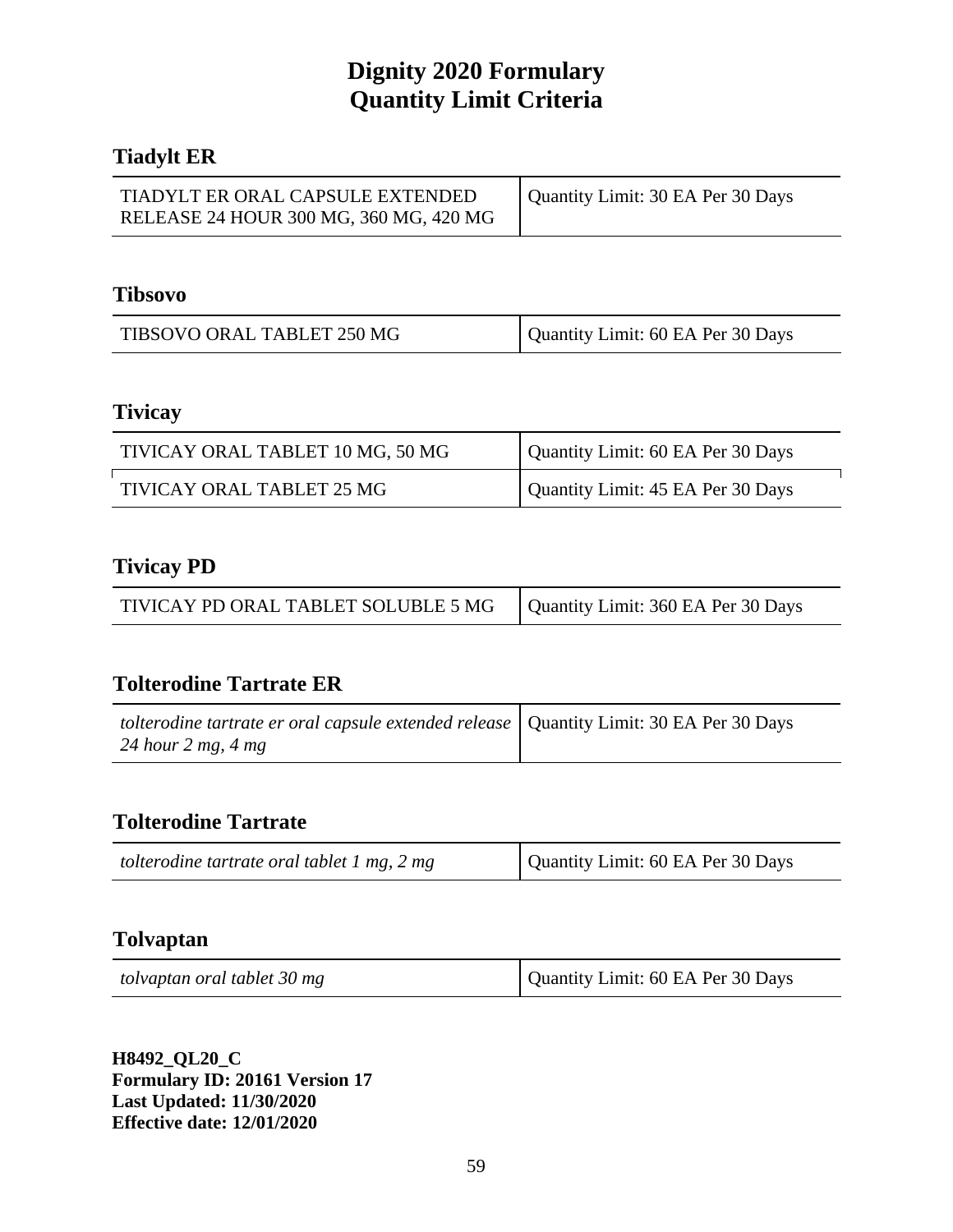# Dignity 2020 Formulary
# Quantity Limit Criteria

## Tiadylt ER

| | |
|---|---|
| TIADYLT ER ORAL CAPSULE EXTENDED RELEASE 24 HOUR 300 MG, 360 MG, 420 MG | Quantity Limit: 30 EA Per 30 Days |

## Tibsovo

| | |
|---|---|
| TIBSOVO ORAL TABLET 250 MG | Quantity Limit: 60 EA Per 30 Days |

## Tivicay

| | |
|---|---|
| TIVICAY ORAL TABLET 10 MG, 50 MG | Quantity Limit: 60 EA Per 30 Days |
| TIVICAY ORAL TABLET 25 MG | Quantity Limit: 45 EA Per 30 Days |

## Tivicay PD

| | |
|---|---|
| TIVICAY PD ORAL TABLET SOLUBLE 5 MG | Quantity Limit: 360 EA Per 30 Days |

## Tolterodine Tartrate ER

| | |
|---|---|
| *tolterodine tartrate er oral capsule extended release 24 hour 2 mg, 4 mg* | Quantity Limit: 30 EA Per 30 Days |

## Tolterodine Tartrate

| | |
|---|---|
| *tolterodine tartrate oral tablet 1 mg, 2 mg* | Quantity Limit: 60 EA Per 30 Days |

## Tolvaptan

| | |
|---|---|
| *tolvaptan oral tablet 30 mg* | Quantity Limit: 60 EA Per 30 Days |

**H8492_QL20_C**
**Formulary ID: 20161 Version 17**
**Last Updated: 11/30/2020**
**Effective date: 12/01/2020**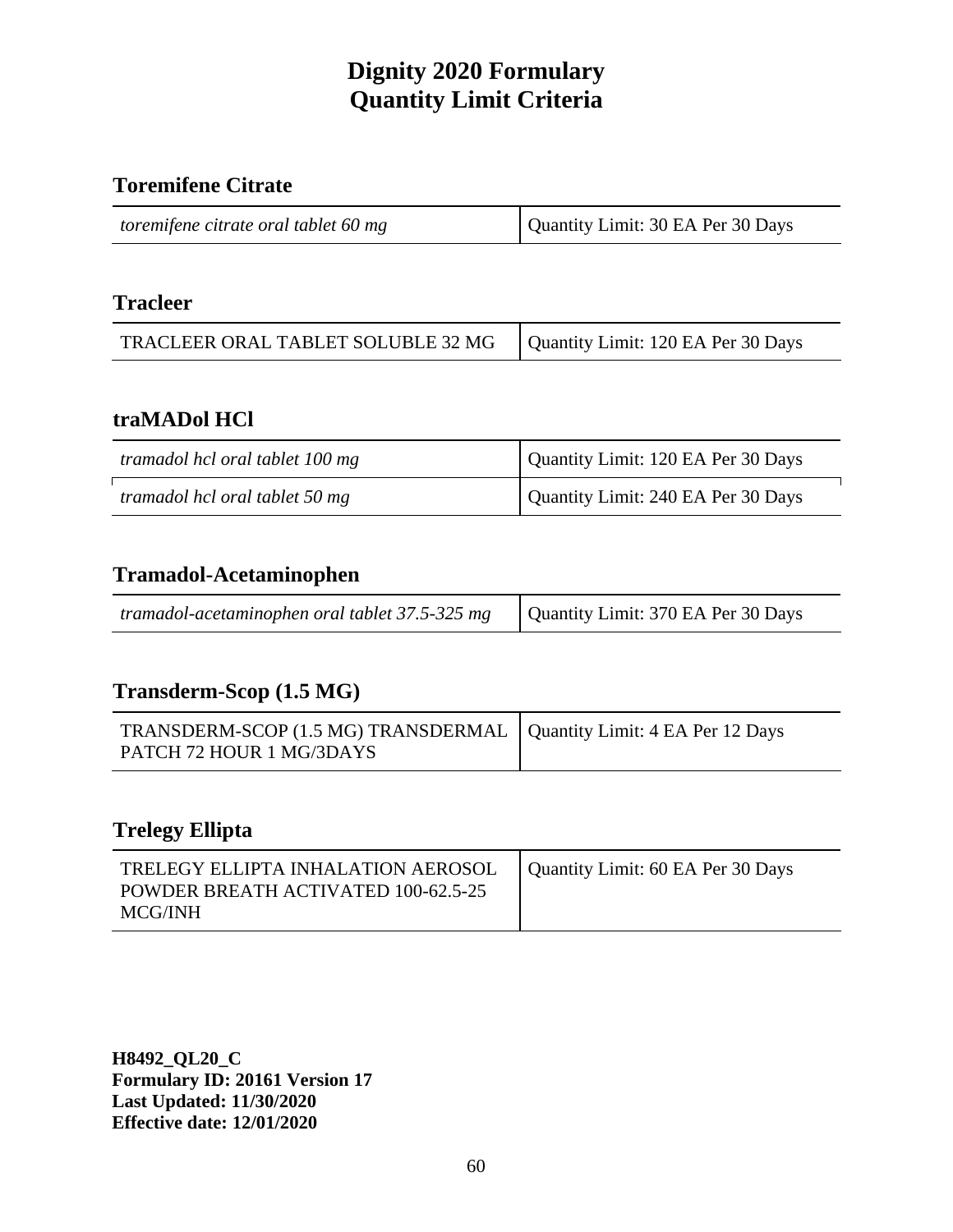# Dignity 2020 Formulary
# Quantity Limit Criteria

## Toremifene Citrate

| | |
|---|---|
| *toremifene citrate oral tablet 60 mg* | Quantity Limit: 30 EA Per 30 Days |

## Tracleer

| | |
|---|---|
| TRACLEER ORAL TABLET SOLUBLE 32 MG | Quantity Limit: 120 EA Per 30 Days |

## traMADol HCl

| | |
|---|---|
| *tramadol hcl oral tablet 100 mg* | Quantity Limit: 120 EA Per 30 Days |
| *tramadol hcl oral tablet 50 mg* | Quantity Limit: 240 EA Per 30 Days |

## Tramadol-Acetaminophen

| | |
|---|---|
| *tramadol-acetaminophen oral tablet 37.5-325 mg* | Quantity Limit: 370 EA Per 30 Days |

## Transderm-Scop (1.5 MG)

| | |
|---|---|
| TRANSDERM-SCOP (1.5 MG) TRANSDERMAL PATCH 72 HOUR 1 MG/3DAYS | Quantity Limit: 4 EA Per 12 Days |

## Trelegy Ellipta

| | |
|---|---|
| TRELEGY ELLIPTA INHALATION AEROSOL POWDER BREATH ACTIVATED 100-62.5-25 MCG/INH | Quantity Limit: 60 EA Per 30 Days |

**H8492_QL20_C**
**Formulary ID: 20161 Version 17**
**Last Updated: 11/30/2020**
**Effective date: 12/01/2020**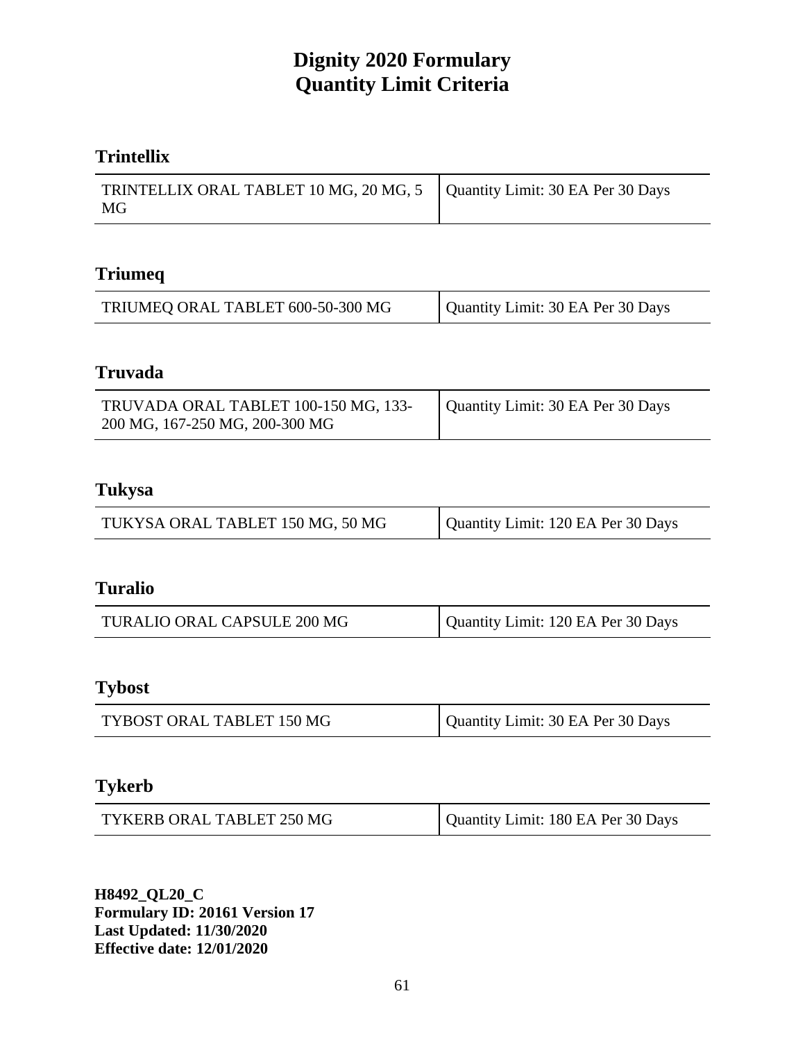# Dignity 2020 Formulary
# Quantity Limit Criteria

## Trintellix

| | |
|---|---|
| TRINTELLIX ORAL TABLET 10 MG, 20 MG, 5 MG | Quantity Limit: 30 EA Per 30 Days |

## Triumeq

| | |
|---|---|
| TRIUMEQ ORAL TABLET 600-50-300 MG | Quantity Limit: 30 EA Per 30 Days |

## Truvada

| | |
|---|---|
| TRUVADA ORAL TABLET 100-150 MG, 133-200 MG, 167-250 MG, 200-300 MG | Quantity Limit: 30 EA Per 30 Days |

## Tukysa

| | |
|---|---|
| TUKYSA ORAL TABLET 150 MG, 50 MG | Quantity Limit: 120 EA Per 30 Days |

## Turalio

| | |
|---|---|
| TURALIO ORAL CAPSULE 200 MG | Quantity Limit: 120 EA Per 30 Days |

## Tybost

| | |
|---|---|
| TYBOST ORAL TABLET 150 MG | Quantity Limit: 30 EA Per 30 Days |

## Tykerb

| | |
|---|---|
| TYKERB ORAL TABLET 250 MG | Quantity Limit: 180 EA Per 30 Days |

**H8492_QL20_C**
**Formulary ID: 20161 Version 17**
**Last Updated: 11/30/2020**
**Effective date: 12/01/2020**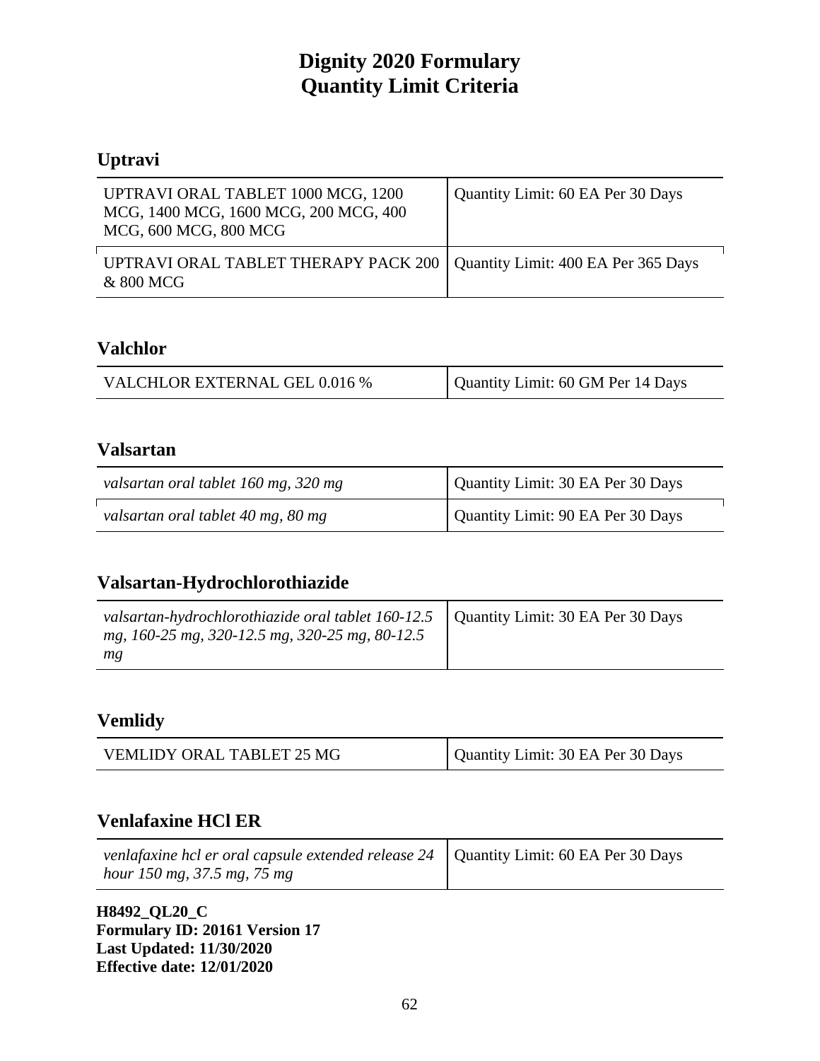# Dignity 2020 Formulary
# Quantity Limit Criteria

## Uptravi

| | |
|---|---|
| UPTRAVI ORAL TABLET 1000 MCG, 1200 MCG, 1400 MCG, 1600 MCG, 200 MCG, 400 MCG, 600 MCG, 800 MCG | Quantity Limit: 60 EA Per 30 Days |
| UPTRAVI ORAL TABLET THERAPY PACK 200 & 800 MCG | Quantity Limit: 400 EA Per 365 Days |

## Valchlor

| | |
|---|---|
| VALCHLOR EXTERNAL GEL 0.016 % | Quantity Limit: 60 GM Per 14 Days |

## Valsartan

| | |
|---|---|
| *valsartan oral tablet 160 mg, 320 mg* | Quantity Limit: 30 EA Per 30 Days |
| *valsartan oral tablet 40 mg, 80 mg* | Quantity Limit: 90 EA Per 30 Days |

## Valsartan-Hydrochlorothiazide

| | |
|---|---|
| *valsartan-hydrochlorothiazide oral tablet 160-12.5 mg, 160-25 mg, 320-12.5 mg, 320-25 mg, 80-12.5 mg* | Quantity Limit: 30 EA Per 30 Days |

## Vemlidy

| | |
|---|---|
| VEMLIDY ORAL TABLET 25 MG | Quantity Limit: 30 EA Per 30 Days |

## Venlafaxine HCl ER

| | |
|---|---|
| *venlafaxine hcl er oral capsule extended release 24 hour 150 mg, 37.5 mg, 75 mg* | Quantity Limit: 60 EA Per 30 Days |

**H8492_QL20_C**
**Formulary ID: 20161 Version 17**
**Last Updated: 11/30/2020**
**Effective date: 12/01/2020**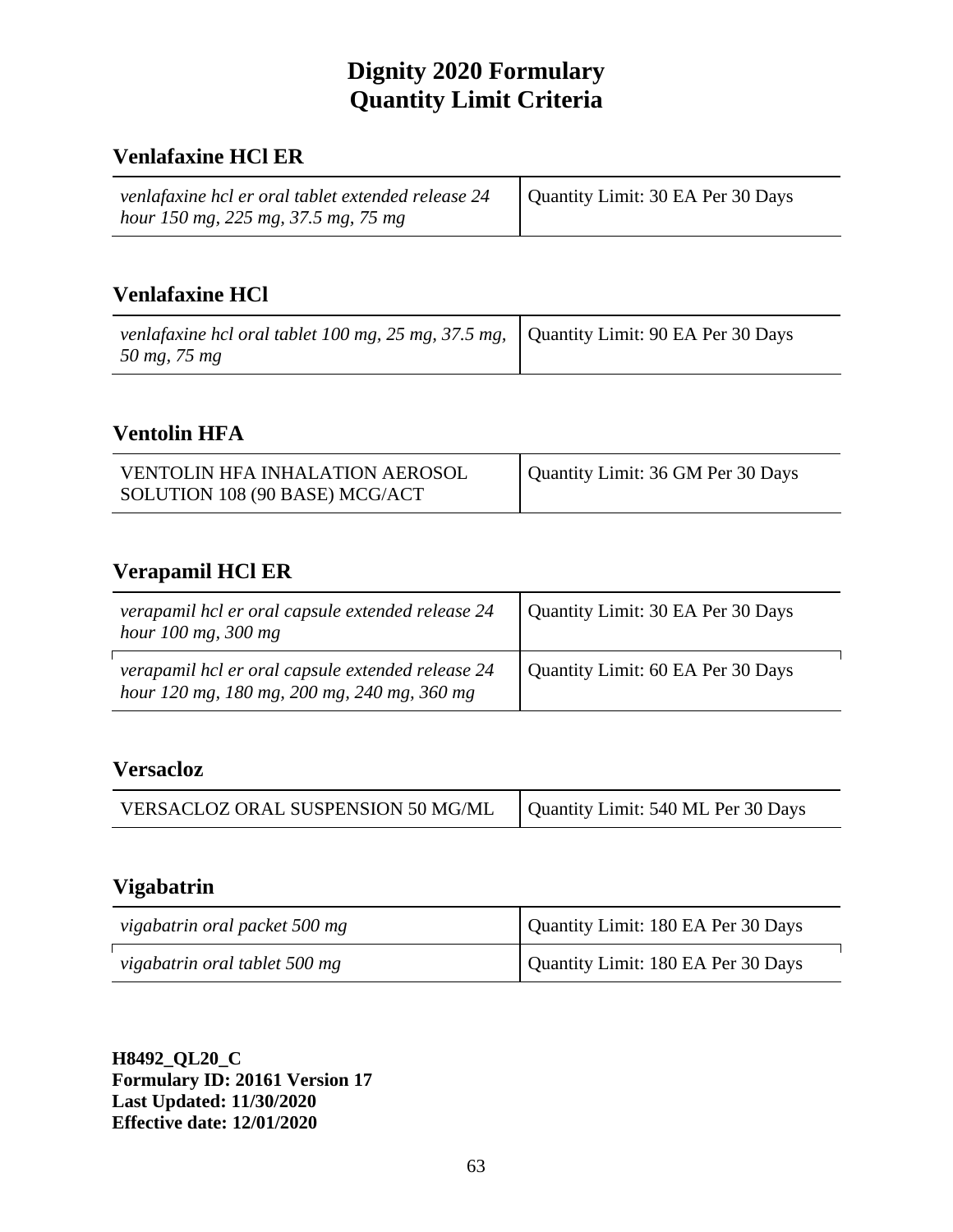# Dignity 2020 Formulary
# Quantity Limit Criteria

## Venlafaxine HCl ER

| | |
|---|---|
| *venlafaxine hcl er oral tablet extended release 24 hour 150 mg, 225 mg, 37.5 mg, 75 mg* | Quantity Limit: 30 EA Per 30 Days |

## Venlafaxine HCl

| | |
|---|---|
| *venlafaxine hcl oral tablet 100 mg, 25 mg, 37.5 mg, 50 mg, 75 mg* | Quantity Limit: 90 EA Per 30 Days |

## Ventolin HFA

| | |
|---|---|
| VENTOLIN HFA INHALATION AEROSOL SOLUTION 108 (90 BASE) MCG/ACT | Quantity Limit: 36 GM Per 30 Days |

## Verapamil HCl ER

| | |
|---|---|
| *verapamil hcl er oral capsule extended release 24 hour 100 mg, 300 mg* | Quantity Limit: 30 EA Per 30 Days |
| *verapamil hcl er oral capsule extended release 24 hour 120 mg, 180 mg, 200 mg, 240 mg, 360 mg* | Quantity Limit: 60 EA Per 30 Days |

## Versacloz

| | |
|---|---|
| VERSACLOZ ORAL SUSPENSION 50 MG/ML | Quantity Limit: 540 ML Per 30 Days |

## Vigabatrin

| | |
|---|---|
| *vigabatrin oral packet 500 mg* | Quantity Limit: 180 EA Per 30 Days |
| *vigabatrin oral tablet 500 mg* | Quantity Limit: 180 EA Per 30 Days |

**H8492_QL20_C**
**Formulary ID: 20161 Version 17**
**Last Updated: 11/30/2020**
**Effective date: 12/01/2020**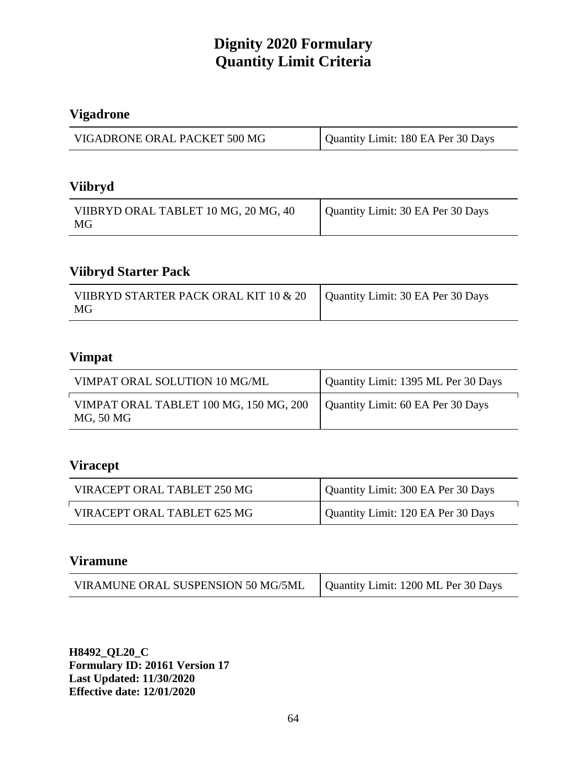# Dignity 2020 Formulary
# Quantity Limit Criteria

## Vigadrone

| | |
|---|---|
| VIGADRONE ORAL PACKET 500 MG | Quantity Limit: 180 EA Per 30 Days |

## Viibryd

| | |
|---|---|
| VIIBRYD ORAL TABLET 10 MG, 20 MG, 40 MG | Quantity Limit: 30 EA Per 30 Days |

## Viibryd Starter Pack

| | |
|---|---|
| VIIBRYD STARTER PACK ORAL KIT 10 & 20 MG | Quantity Limit: 30 EA Per 30 Days |

## Vimpat

| | |
|---|---|
| VIMPAT ORAL SOLUTION 10 MG/ML | Quantity Limit: 1395 ML Per 30 Days |
| VIMPAT ORAL TABLET 100 MG, 150 MG, 200 MG, 50 MG | Quantity Limit: 60 EA Per 30 Days |

## Viracept

| | |
|---|---|
| VIRACEPT ORAL TABLET 250 MG | Quantity Limit: 300 EA Per 30 Days |
| VIRACEPT ORAL TABLET 625 MG | Quantity Limit: 120 EA Per 30 Days |

## Viramune

| | |
|---|---|
| VIRAMUNE ORAL SUSPENSION 50 MG/5ML | Quantity Limit: 1200 ML Per 30 Days |

**H8492_QL20_C**
**Formulary ID: 20161 Version 17**
**Last Updated: 11/30/2020**
**Effective date: 12/01/2020**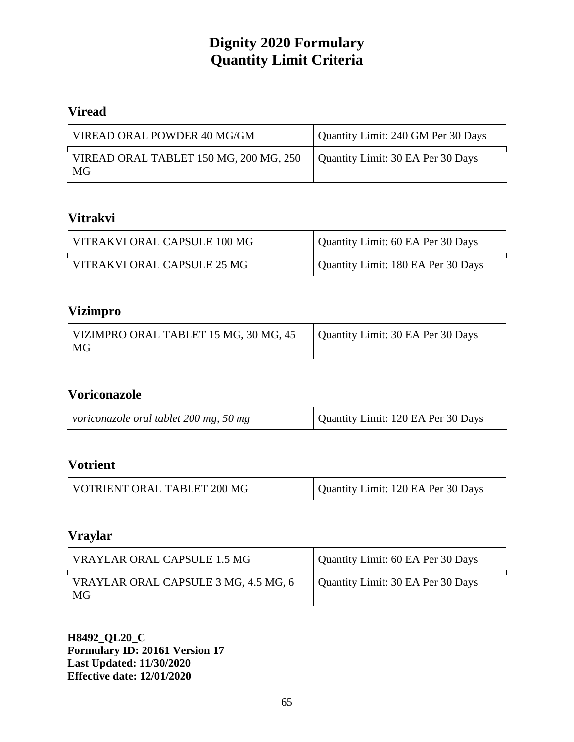# Dignity 2020 Formulary
# Quantity Limit Criteria

## Viread

| | |
|---|---|
| VIREAD ORAL POWDER 40 MG/GM | Quantity Limit: 240 GM Per 30 Days |
| VIREAD ORAL TABLET 150 MG, 200 MG, 250 MG | Quantity Limit: 30 EA Per 30 Days |

## Vitrakvi

| | |
|---|---|
| VITRAKVI ORAL CAPSULE 100 MG | Quantity Limit: 60 EA Per 30 Days |
| VITRAKVI ORAL CAPSULE 25 MG | Quantity Limit: 180 EA Per 30 Days |

## Vizimpro

| | |
|---|---|
| VIZIMPRO ORAL TABLET 15 MG, 30 MG, 45 MG | Quantity Limit: 30 EA Per 30 Days |

## Voriconazole

| | |
|---|---|
| *voriconazole oral tablet 200 mg, 50 mg* | Quantity Limit: 120 EA Per 30 Days |

## Votrient

| | |
|---|---|
| VOTRIENT ORAL TABLET 200 MG | Quantity Limit: 120 EA Per 30 Days |

## Vraylar

| | |
|---|---|
| VRAYLAR ORAL CAPSULE 1.5 MG | Quantity Limit: 60 EA Per 30 Days |
| VRAYLAR ORAL CAPSULE 3 MG, 4.5 MG, 6 MG | Quantity Limit: 30 EA Per 30 Days |

**H8492_QL20_C**
**Formulary ID: 20161 Version 17**
**Last Updated: 11/30/2020**
**Effective date: 12/01/2020**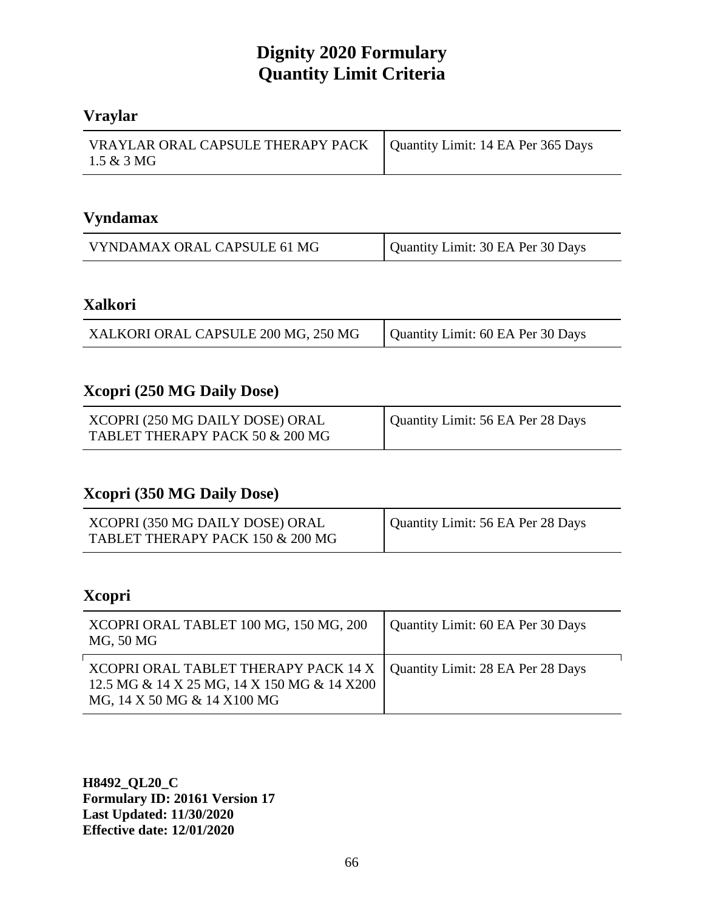# Dignity 2020 Formulary
# Quantity Limit Criteria

## Vraylar

| | |
|---|---|
| VRAYLAR ORAL CAPSULE THERAPY PACK 1.5 & 3 MG | Quantity Limit: 14 EA Per 365 Days |

## Vyndamax

| | |
|---|---|
| VYNDAMAX ORAL CAPSULE 61 MG | Quantity Limit: 30 EA Per 30 Days |

## Xalkori

| | |
|---|---|
| XALKORI ORAL CAPSULE 200 MG, 250 MG | Quantity Limit: 60 EA Per 30 Days |

## Xcopri (250 MG Daily Dose)

| | |
|---|---|
| XCOPRI (250 MG DAILY DOSE) ORAL TABLET THERAPY PACK 50 & 200 MG | Quantity Limit: 56 EA Per 28 Days |

## Xcopri (350 MG Daily Dose)

| | |
|---|---|
| XCOPRI (350 MG DAILY DOSE) ORAL TABLET THERAPY PACK 150 & 200 MG | Quantity Limit: 56 EA Per 28 Days |

## Xcopri

| | |
|---|---|
| XCOPRI ORAL TABLET 100 MG, 150 MG, 200 MG, 50 MG | Quantity Limit: 60 EA Per 30 Days |
| XCOPRI ORAL TABLET THERAPY PACK 14 X 12.5 MG & 14 X 25 MG, 14 X 150 MG & 14 X200 MG, 14 X 50 MG & 14 X100 MG | Quantity Limit: 28 EA Per 28 Days |

**H8492_QL20_C**
**Formulary ID: 20161 Version 17**
**Last Updated: 11/30/2020**
**Effective date: 12/01/2020**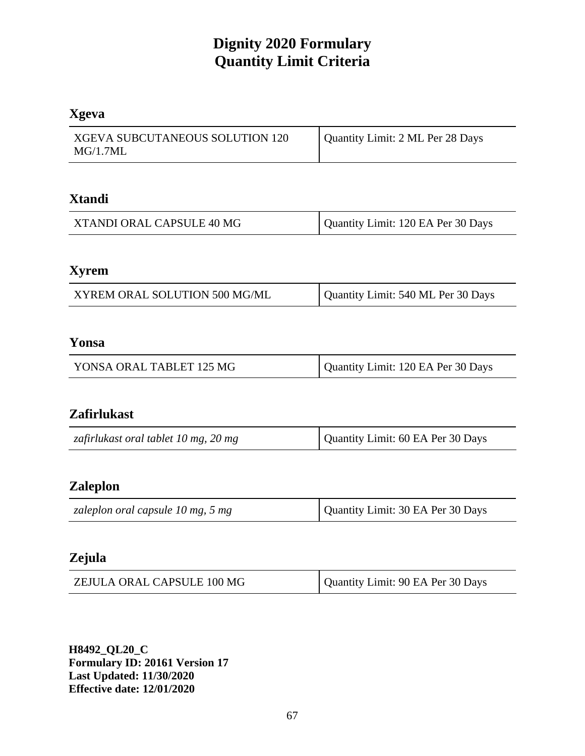# Dignity 2020 Formulary
# Quantity Limit Criteria

## Xgeva

| | |
|---|---|
| XGEVA SUBCUTANEOUS SOLUTION 120 MG/1.7ML | Quantity Limit: 2 ML Per 28 Days |

## Xtandi

| | |
|---|---|
| XTANDI ORAL CAPSULE 40 MG | Quantity Limit: 120 EA Per 30 Days |

## Xyrem

| | |
|---|---|
| XYREM ORAL SOLUTION 500 MG/ML | Quantity Limit: 540 ML Per 30 Days |

## Yonsa

| | |
|---|---|
| YONSA ORAL TABLET 125 MG | Quantity Limit: 120 EA Per 30 Days |

## Zafirlukast

| | |
|---|---|
| *zafirlukast oral tablet 10 mg, 20 mg* | Quantity Limit: 60 EA Per 30 Days |

## Zaleplon

| | |
|---|---|
| *zaleplon oral capsule 10 mg, 5 mg* | Quantity Limit: 30 EA Per 30 Days |

## Zejula

| | |
|---|---|
| ZEJULA ORAL CAPSULE 100 MG | Quantity Limit: 90 EA Per 30 Days |

**H8492_QL20_C**
**Formulary ID: 20161 Version 17**
**Last Updated: 11/30/2020**
**Effective date: 12/01/2020**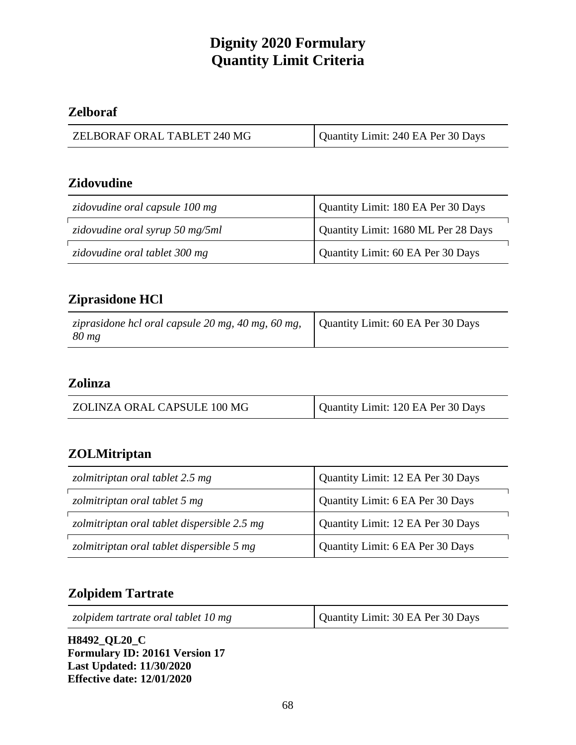# Dignity 2020 Formulary
# Quantity Limit Criteria

## Zelboraf

| | |
|---|---|
| ZELBORAF ORAL TABLET 240 MG | Quantity Limit: 240 EA Per 30 Days |

## Zidovudine

| | |
|---|---|
| *zidovudine oral capsule 100 mg* | Quantity Limit: 180 EA Per 30 Days |
| *zidovudine oral syrup 50 mg/5ml* | Quantity Limit: 1680 ML Per 28 Days |
| *zidovudine oral tablet 300 mg* | Quantity Limit: 60 EA Per 30 Days |

## Ziprasidone HCl

| | |
|---|---|
| *ziprasidone hcl oral capsule 20 mg, 40 mg, 60 mg, 80 mg* | Quantity Limit: 60 EA Per 30 Days |

## Zolinza

| | |
|---|---|
| ZOLINZA ORAL CAPSULE 100 MG | Quantity Limit: 120 EA Per 30 Days |

## ZOLMitriptan

| | |
|---|---|
| *zolmitriptan oral tablet 2.5 mg* | Quantity Limit: 12 EA Per 30 Days |
| *zolmitriptan oral tablet 5 mg* | Quantity Limit: 6 EA Per 30 Days |
| *zolmitriptan oral tablet dispersible 2.5 mg* | Quantity Limit: 12 EA Per 30 Days |
| *zolmitriptan oral tablet dispersible 5 mg* | Quantity Limit: 6 EA Per 30 Days |

## Zolpidem Tartrate

| | |
|---|---|
| *zolpidem tartrate oral tablet 10 mg* | Quantity Limit: 30 EA Per 30 Days |

**H8492_QL20_C**
**Formulary ID: 20161 Version 17**
**Last Updated: 11/30/2020**
**Effective date: 12/01/2020**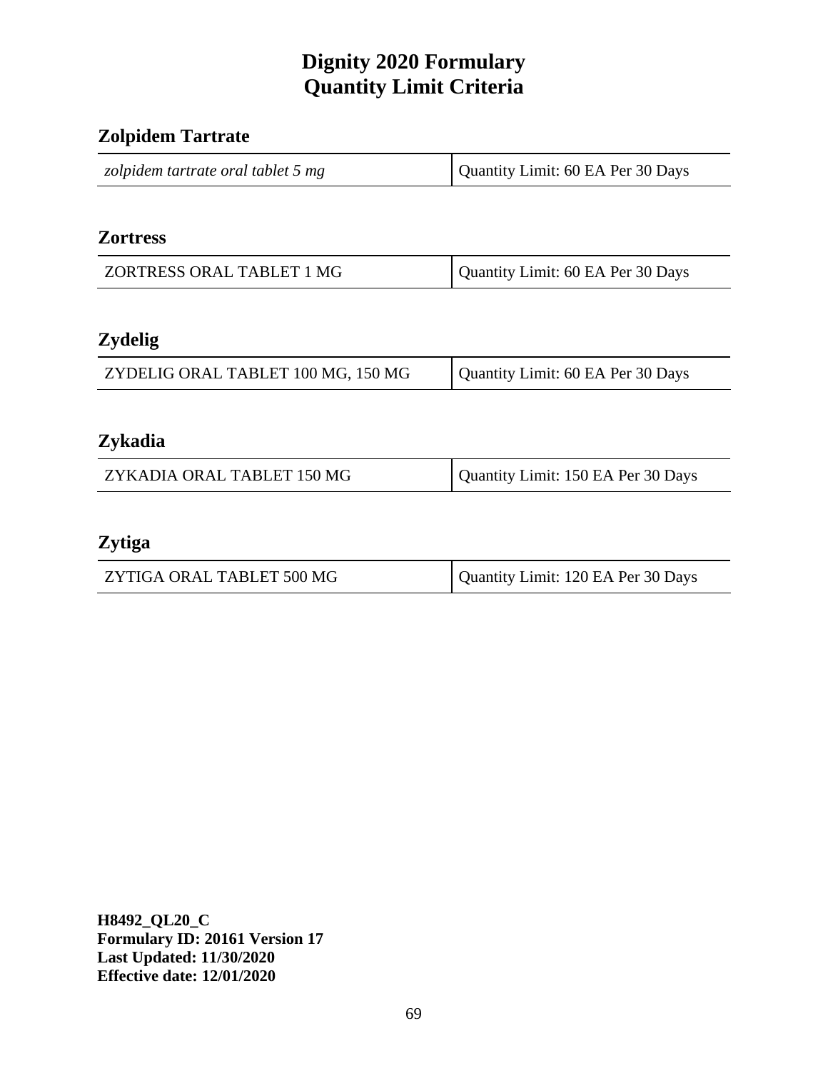# Dignity 2020 Formulary
# Quantity Limit Criteria

## Zolpidem Tartrate

| | |
|---|---|
| *zolpidem tartrate oral tablet 5 mg* | Quantity Limit: 60 EA Per 30 Days |

## Zortress

| | |
|---|---|
| ZORTRESS ORAL TABLET 1 MG | Quantity Limit: 60 EA Per 30 Days |

## Zydelig

| | |
|---|---|
| ZYDELIG ORAL TABLET 100 MG, 150 MG | Quantity Limit: 60 EA Per 30 Days |

## Zykadia

| | |
|---|---|
| ZYKADIA ORAL TABLET 150 MG | Quantity Limit: 150 EA Per 30 Days |

## Zytiga

| | |
|---|---|
| ZYTIGA ORAL TABLET 500 MG | Quantity Limit: 120 EA Per 30 Days |

**H8492_QL20_C**
**Formulary ID: 20161 Version 17**
**Last Updated: 11/30/2020**
**Effective date: 12/01/2020**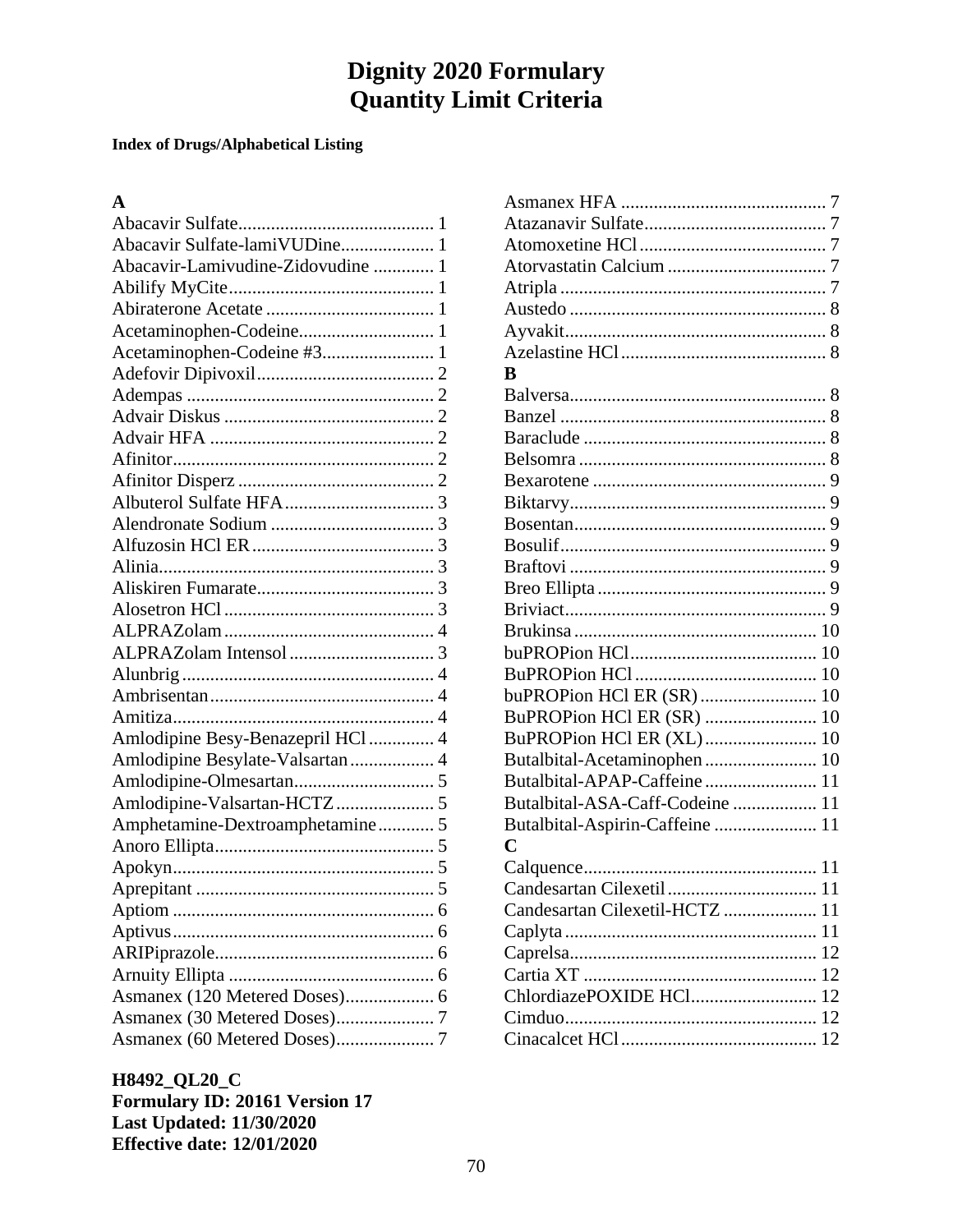# Dignity 2020 Formulary
# Quantity Limit Criteria

**Index of Drugs/Alphabetical Listing**

**A**

Abacavir Sulfate.......................................... 1
Abacavir Sulfate-lamiVUDine.................... 1
Abacavir-Lamivudine-Zidovudine ............. 1
Abilify MyCite............................................ 1
Abiraterone Acetate .................................... 1
Acetaminophen-Codeine............................. 1
Acetaminophen-Codeine #3........................ 1
Adefovir Dipivoxil...................................... 2
Adempas ..................................................... 2
Advair Diskus ............................................. 2
Advair HFA ................................................ 2
Afinitor........................................................ 2
Afinitor Disperz .......................................... 2
Albuterol Sulfate HFA................................ 3
Alendronate Sodium ................................... 3
Alfuzosin HCl ER....................................... 3
Alinia........................................................... 3
Aliskiren Fumarate...................................... 3
Alosetron HCl ............................................. 3
ALPRAZolam ............................................. 4
ALPRAZolam Intensol ............................... 3
Alunbrig ...................................................... 4
Ambrisentan................................................. 4
Amitiza........................................................ 4
Amlodipine Besy-Benazepril HCl .............. 4
Amlodipine Besylate-Valsartan .................. 4
Amlodipine-Olmesartan.............................. 5
Amlodipine-Valsartan-HCTZ ..................... 5
Amphetamine-Dextroamphetamine ............ 5
Anoro Ellipta ............................................... 5
Apokyn........................................................ 5
Aprepitant ................................................... 5
Aptiom ........................................................ 6
Aptivus........................................................ 6
ARIPiprazole............................................... 6
Arnuity Ellipta ............................................ 6
Asmanex (120 Metered Doses)................... 6
Asmanex (30 Metered Doses)..................... 7
Asmanex (60 Metered Doses)..................... 7
Asmanex HFA ............................................ 7
Atazanavir Sulfate....................................... 7
Atomoxetine HCl ........................................ 7
Atorvastatin Calcium .................................. 7
Atripla ......................................................... 7
Austedo ....................................................... 8
Ayvakit........................................................ 8
Azelastine HCl ............................................ 8

**B**

Balversa....................................................... 8
Banzel ......................................................... 8
Baraclude .................................................... 8
Belsomra ..................................................... 8
Bexarotene .................................................. 9
Biktarvy....................................................... 9
Bosentan...................................................... 9
Bosulif......................................................... 9
Braftovi ....................................................... 9
Breo Ellipta ................................................. 9
Briviact........................................................ 9
Brukinsa ..................................................... 10
buPROPion HCl........................................ 10
BuPROPion HCl ....................................... 10
buPROPion HCl ER (SR) ......................... 10
BuPROPion HCl ER (SR) ........................ 10
BuPROPion HCl ER (XL)........................ 10
Butalbital-Acetaminophen ........................ 10
Butalbital-APAP-Caffeine ........................ 11
Butalbital-ASA-Caff-Codeine .................. 11
Butalbital-Aspirin-Caffeine ...................... 11

**C**

Calquence.................................................. 11
Candesartan Cilexetil ................................ 11
Candesartan Cilexetil-HCTZ .................... 11
Caplyta ...................................................... 11
Caprelsa..................................................... 12
Cartia XT .................................................. 12
ChlordiazePOXIDE HCl........................... 12
Cimduo...................................................... 12
Cinacalcet HCl .......................................... 12

**H8492_QL20_C**
**Formulary ID: 20161 Version 17**
**Last Updated: 11/30/2020**
**Effective date: 12/01/2020**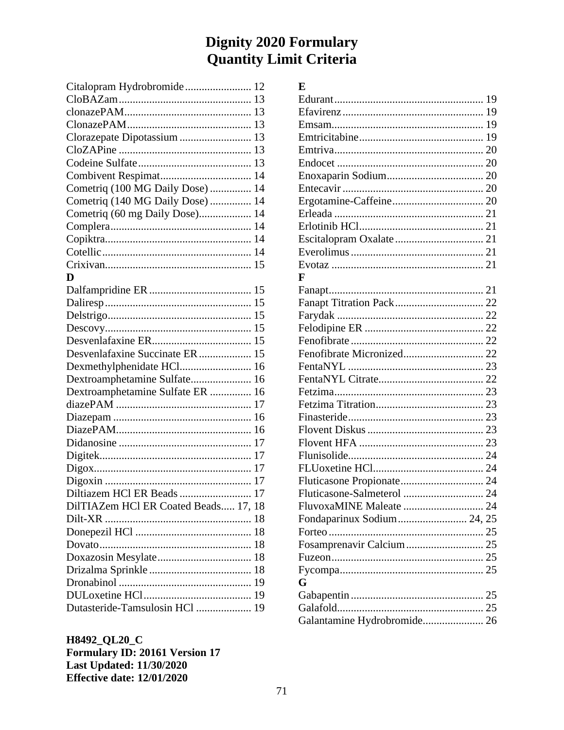# Dignity 2020 Formulary
# Quantity Limit Criteria

Citalopram Hydrobromide........................ 12
CloBAZam................................................ 13
clonazePAM.............................................. 13
ClonazePAM............................................. 13
Clorazepate Dipotassium .......................... 13
CloZAPine ................................................ 13
Codeine Sulfate......................................... 13
Combivent Respimat................................. 14
Cometriq (100 MG Daily Dose) ............... 14
Cometriq (140 MG Daily Dose) ............... 14
Cometriq (60 mg Daily Dose)................... 14
Complera................................................... 14
Copiktra.................................................... 14
Cotellic...................................................... 14
Crixivan.................................................... 15

**D**

Dalfampridine ER ..................................... 15
Daliresp..................................................... 15
Delstrigo.................................................... 15
Descovy..................................................... 15
Desvenlafaxine ER.................................... 15
Desvenlafaxine Succinate ER ................... 15
Dexmethylphenidate HCl.......................... 16
Dextroamphetamine Sulfate...................... 16
Dextroamphetamine Sulfate ER ............... 16
diazePAM ................................................. 17
Diazepam .................................................. 16
DiazePAM................................................. 16
Didanosine ................................................ 17
Digitek....................................................... 17
Digox......................................................... 17
Digoxin ..................................................... 17
Diltiazem HCl ER Beads .......................... 17
DilTIAZem HCl ER Coated Beads..... 17, 18
Dilt-XR ..................................................... 18
Donepezil HCl .......................................... 18
Dovato....................................................... 18
Doxazosin Mesylate.................................. 18
Drizalma Sprinkle ..................................... 18
Dronabinol ................................................ 19
DULoxetine HCl....................................... 19
Dutasteride-Tamsulosin HCl .................... 19

**E**

Edurant...................................................... 19
Efavirenz ................................................... 19
Emsam....................................................... 19
Emtricitabine............................................. 19
Emtriva...................................................... 20
Endocet ..................................................... 20
Enoxaparin Sodium................................... 20
Entecavir ................................................... 20
Ergotamine-Caffeine................................. 20
Erleada ...................................................... 21
Erlotinib HCl............................................. 21
Escitalopram Oxalate ................................ 21
Everolimus ................................................ 21
Evotaz ....................................................... 21

**F**

Fanapt........................................................ 21
Fanapt Titration Pack................................ 22
Farydak ..................................................... 22
Felodipine ER ........................................... 22
Fenofibrate ................................................ 22
Fenofibrate Micronized............................. 22
FentaNYL ................................................. 23
FentaNYL Citrate...................................... 22
Fetzima...................................................... 23
Fetzima Titration....................................... 23
Finasteride................................................. 23
Flovent Diskus .......................................... 23
Flovent HFA ............................................. 23
Flunisolide................................................. 24
FLUoxetine HCl........................................ 24
Fluticasone Propionate.............................. 24
Fluticasone-Salmeterol ............................. 24
FluvoxaMINE Maleate ............................. 24
Fondaparinux Sodium......................... 24, 25
Forteo ........................................................ 25
Fosamprenavir Calcium ............................ 25
Fuzeon....................................................... 25
Fycompa.................................................... 25

**G**

Gabapentin ................................................ 25
Galafold..................................................... 25
Galantamine Hydrobromide...................... 26

**H8492_QL20_C**
**Formulary ID: 20161 Version 17**
**Last Updated: 11/30/2020**
**Effective date: 12/01/2020**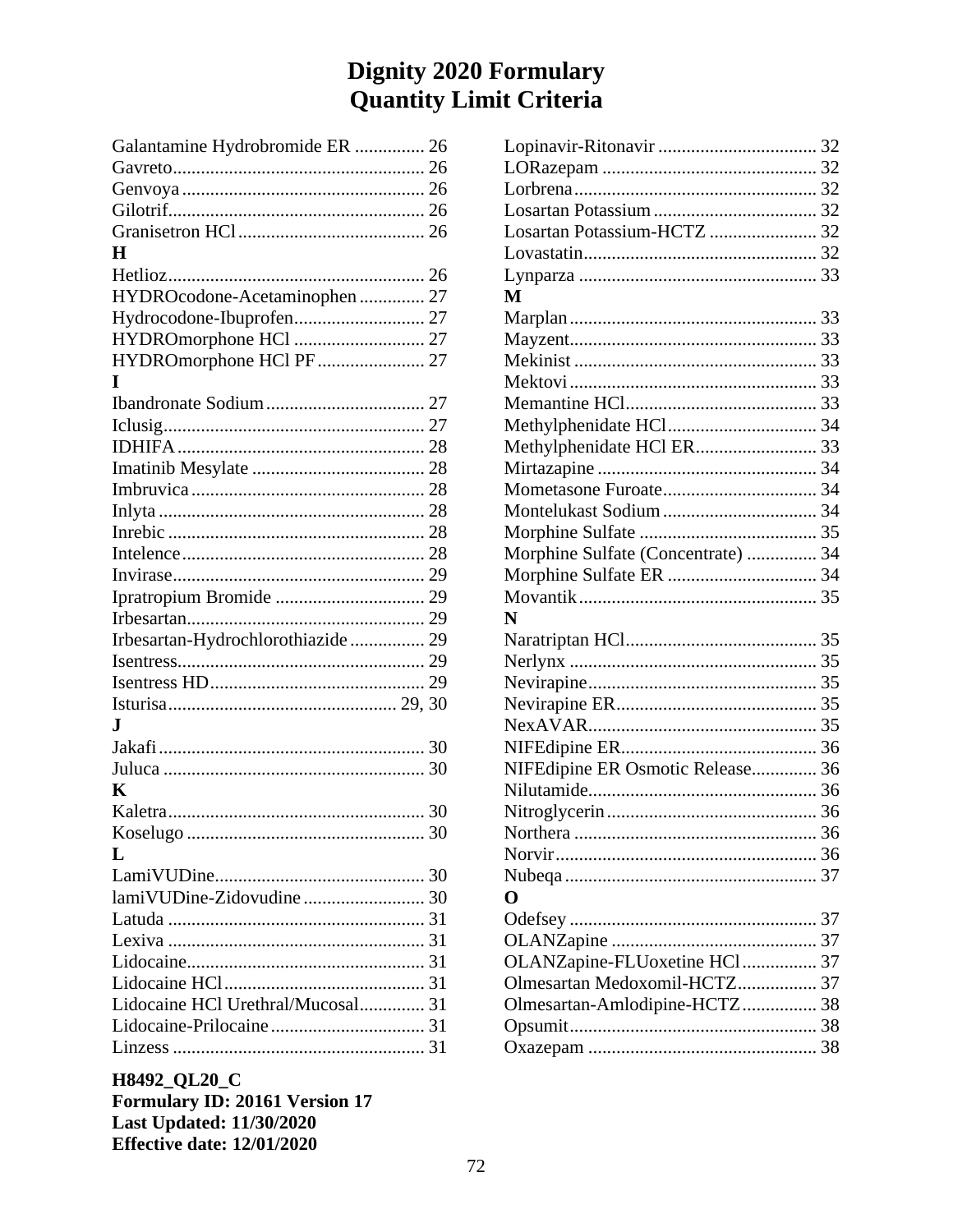# Dignity 2020 Formulary
# Quantity Limit Criteria

Galantamine Hydrobromide ER ............... 26
Gavreto...................................................... 26
Genvoya .................................................... 26
Gilotrif....................................................... 26
Granisetron HCl ........................................ 26

**H**

Hetlioz....................................................... 26
HYDROcodone-Acetaminophen .............. 27
Hydrocodone-Ibuprofen............................ 27
HYDROmorphone HCl ............................ 27
HYDROmorphone HCl PF ....................... 27

**I**

Ibandronate Sodium .................................. 27
Iclusig........................................................ 27
IDHIFA ..................................................... 28
Imatinib Mesylate ..................................... 28
Imbruvica .................................................. 28
Inlyta ......................................................... 28
Inrebic ....................................................... 28
Intelence .................................................... 28
Invirase...................................................... 29
Ipratropium Bromide ................................ 29
Irbesartan................................................... 29
Irbesartan-Hydrochlorothiazide ................ 29
Isentress..................................................... 29
Isentress HD.............................................. 29
Isturisa ................................................. 29, 30

**J**

Jakafi ......................................................... 30
Juluca ........................................................ 30

**K**

Kaletra....................................................... 30
Koselugo ................................................... 30

**L**

LamiVUDine............................................. 30
lamiVUDine-Zidovudine .......................... 30
Latuda ....................................................... 31
Lexiva ....................................................... 31
Lidocaine................................................... 31
Lidocaine HCl ........................................... 31
Lidocaine HCl Urethral/Mucosal.............. 31
Lidocaine-Prilocaine ................................. 31
Linzess ...................................................... 31
Lopinavir-Ritonavir .................................. 32
LORazepam .............................................. 32
Lorbrena .................................................... 32
Losartan Potassium ................................... 32
Losartan Potassium-HCTZ ....................... 32
Lovastatin.................................................. 32
Lynparza ................................................... 33

**M**

Marplan ..................................................... 33
Mayzent..................................................... 33
Mekinist .................................................... 33
Mektovi ..................................................... 33
Memantine HCl......................................... 33
Methylphenidate HCl ................................ 34
Methylphenidate HCl ER.......................... 33
Mirtazapine ............................................... 34
Mometasone Furoate ................................. 34
Montelukast Sodium ................................. 34
Morphine Sulfate ...................................... 35
Morphine Sulfate (Concentrate) ............... 34
Morphine Sulfate ER ................................ 34
Movantik ................................................... 35

**N**

Naratriptan HCl......................................... 35
Nerlynx ..................................................... 35
Nevirapine................................................. 35
Nevirapine ER........................................... 35
NexAVAR................................................. 35
NIFEdipine ER.......................................... 36
NIFEdipine ER Osmotic Release.............. 36
Nilutamide................................................. 36
Nitroglycerin ............................................. 36
Northera .................................................... 36
Norvir ........................................................ 36
Nubeqa ...................................................... 37

**O**

Odefsey ..................................................... 37
OLANZapine ............................................ 37
OLANZapine-FLUoxetine HCl ................ 37
Olmesartan Medoxomil-HCTZ................. 37
Olmesartan-Amlodipine-HCTZ ................ 38
Opsumit ..................................................... 38
Oxazepam ................................................. 38

**H8492_QL20_C**
**Formulary ID: 20161 Version 17**
**Last Updated: 11/30/2020**
**Effective date: 12/01/2020**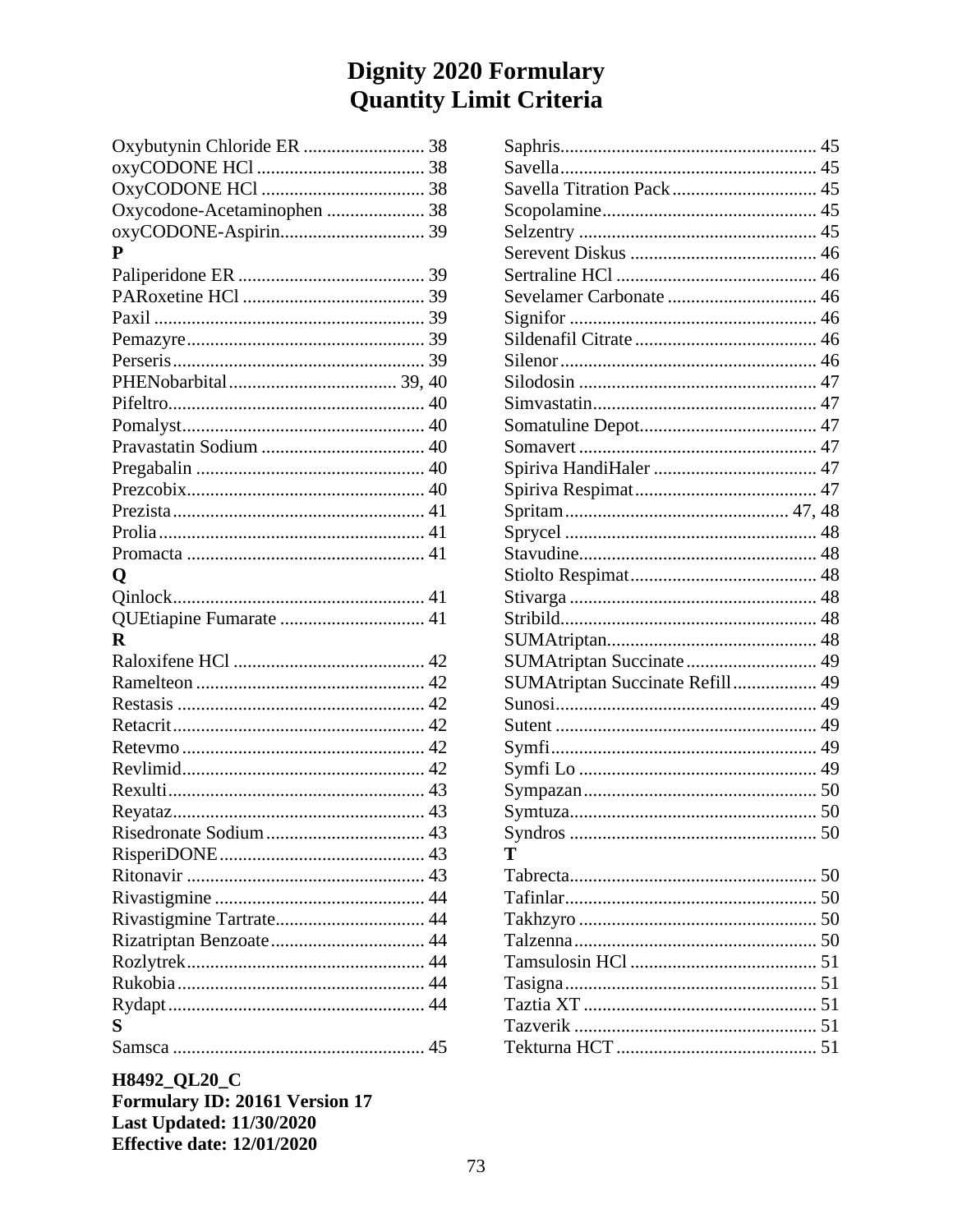# Dignity 2020 Formulary
# Quantity Limit Criteria

Oxybutynin Chloride ER .......................... 38
oxyCODONE HCl .................................... 38
OxyCODONE HCl ................................... 38
Oxycodone-Acetaminophen ..................... 38
oxyCODONE-Aspirin............................... 39

**P**

Paliperidone ER ........................................ 39
PARoxetine HCl ....................................... 39
Paxil .......................................................... 39
Pemazyre................................................... 39
Perseris...................................................... 39
PHENobarbital.................................... 39, 40
Pifeltro....................................................... 40
Pomalyst.................................................... 40
Pravastatin Sodium ................................... 40
Pregabalin ................................................. 40
Prezcobix................................................... 40
Prezista...................................................... 41
Prolia......................................................... 41
Promacta ................................................... 41

**Q**

Qinlock...................................................... 41
QUEtiapine Fumarate ............................... 41

**R**

Raloxifene HCl ......................................... 42
Ramelteon ................................................. 42
Restasis ..................................................... 42
Retacrit...................................................... 42
Retevmo .................................................... 42
Revlimid.................................................... 42
Rexulti....................................................... 43
Reyataz...................................................... 43
Risedronate Sodium .................................. 43
RisperiDONE............................................ 43
Ritonavir ................................................... 43
Rivastigmine ............................................. 44
Rivastigmine Tartrate................................ 44
Rizatriptan Benzoate ................................. 44
Rozlytrek................................................... 44
Rukobia..................................................... 44
Rydapt....................................................... 44

**S**

Samsca ...................................................... 45
Saphris....................................................... 45
Savella....................................................... 45
Savella Titration Pack ............................... 45
Scopolamine.............................................. 45
Selzentry ................................................... 45
Serevent Diskus ........................................ 46
Sertraline HCl ........................................... 46
Sevelamer Carbonate ................................ 46
Signifor ..................................................... 46
Sildenafil Citrate ....................................... 46
Silenor ....................................................... 46
Silodosin ................................................... 47
Simvastatin................................................ 47
Somatuline Depot...................................... 47
Somavert ................................................... 47
Spiriva HandiHaler ................................... 47
Spiriva Respimat....................................... 47
Spritam................................................ 47, 48
Sprycel ...................................................... 48
Stavudine................................................... 48
Stiolto Respimat........................................ 48
Stivarga ..................................................... 48
Stribild....................................................... 48
SUMAtriptan............................................. 48
SUMAtriptan Succinate ............................ 49
SUMAtriptan Succinate Refill.................. 49
Sunosi........................................................ 49
Sutent ........................................................ 49
Symfi......................................................... 49
Symfi Lo ................................................... 49
Sympazan.................................................. 50
Symtuza..................................................... 50
Syndros ..................................................... 50

**T**

Tabrecta..................................................... 50
Tafinlar...................................................... 50
Takhzyro ................................................... 50
Talzenna.................................................... 50
Tamsulosin HCl ........................................ 51
Tasigna...................................................... 51
Taztia XT .................................................. 51
Tazverik .................................................... 51
Tekturna HCT ........................................... 51

**H8492_QL20_C**
**Formulary ID: 20161 Version 17**
**Last Updated: 11/30/2020**
**Effective date: 12/01/2020**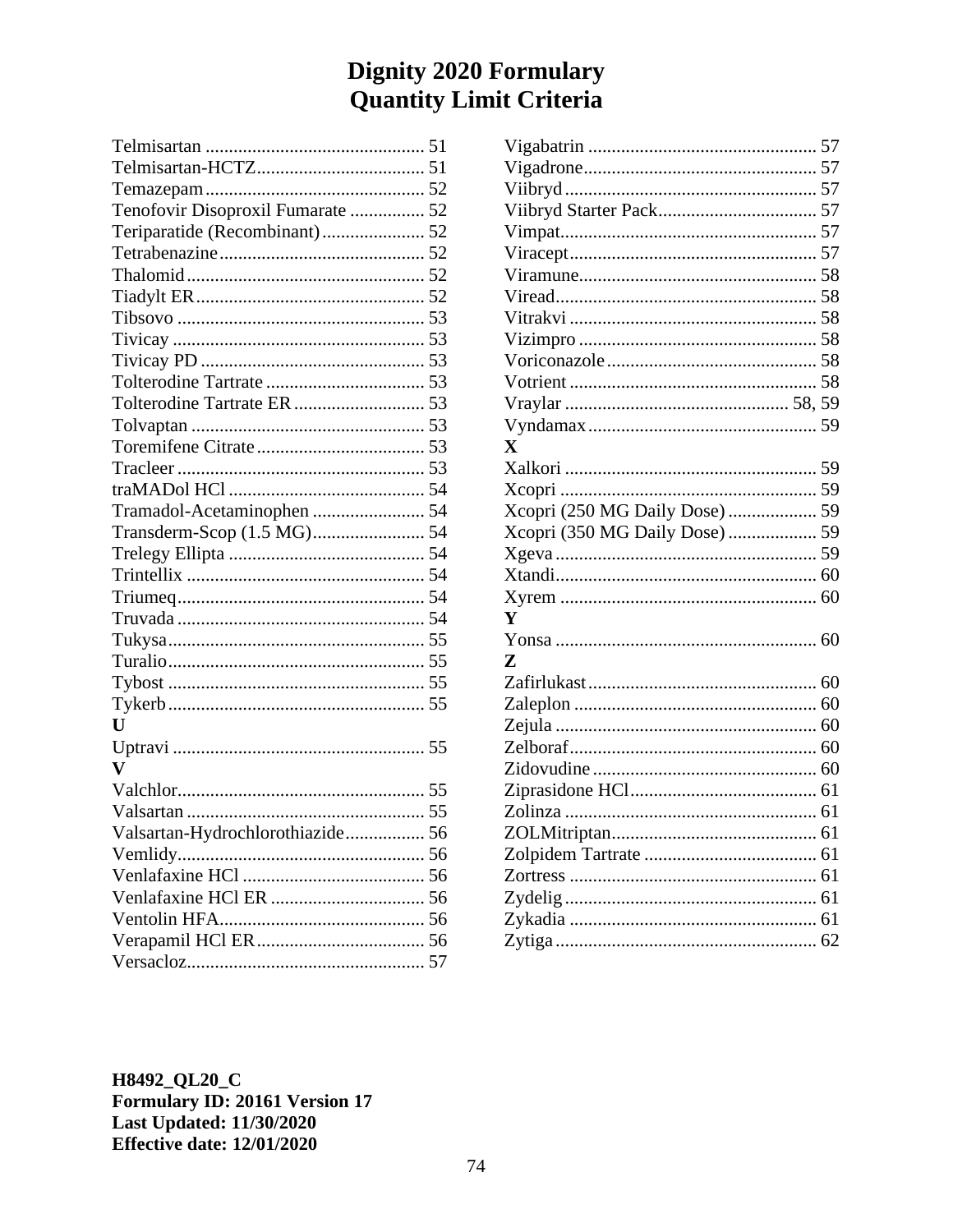# Dignity 2020 Formulary
# Quantity Limit Criteria

Telmisartan .............................................. 51
Telmisartan-HCTZ.................................... 51
Temazepam............................................... 52
Tenofovir Disoproxil Fumarate ................ 52
Teriparatide (Recombinant)...................... 52
Tetrabenazine............................................ 52
Thalomid................................................... 52
Tiadylt ER................................................. 52
Tibsovo ..................................................... 53
Tivicay ...................................................... 53
Tivicay PD ................................................ 53
Tolterodine Tartrate .................................. 53
Tolterodine Tartrate ER ............................ 53
Tolvaptan .................................................. 53
Toremifene Citrate .................................... 53
Tracleer ..................................................... 53
traMADol HCl .......................................... 54
Tramadol-Acetaminophen ........................ 54
Transderm-Scop (1.5 MG)........................ 54
Trelegy Ellipta .......................................... 54
Trintellix ................................................... 54
Triumeq..................................................... 54
Truvada ..................................................... 54
Tukysa....................................................... 55
Turalio....................................................... 55
Tybost ....................................................... 55
Tykerb....................................................... 55

**U**

Uptravi ...................................................... 55

**V**

Valchlor..................................................... 55
Valsartan ................................................... 55
Valsartan-Hydrochlorothiazide................. 56
Vemlidy..................................................... 56
Venlafaxine HCl ....................................... 56
Venlafaxine HCl ER ................................. 56
Ventolin HFA............................................ 56
Verapamil HCl ER.................................... 56
Versacloz................................................... 57
Vigabatrin ................................................. 57
Vigadrone.................................................. 57
Viibryd ...................................................... 57
Viibryd Starter Pack.................................. 57
Vimpat....................................................... 57
Viracept..................................................... 57
Viramune................................................... 58
Viread........................................................ 58
Vitrakvi ..................................................... 58
Vizimpro ................................................... 58
Voriconazole............................................. 58
Votrient ..................................................... 58
Vraylar ............................................... 58, 59
Vyndamax................................................. 59

**X**

Xalkori ...................................................... 59
Xcopri ....................................................... 59
Xcopri (250 MG Daily Dose)................... 59
Xcopri (350 MG Daily Dose)................... 59
Xgeva ........................................................ 59
Xtandi........................................................ 60
Xyrem ....................................................... 60

**Y**

Yonsa ........................................................ 60

**Z**

Zafirlukast................................................. 60
Zaleplon .................................................... 60
Zejula ........................................................ 60
Zelboraf..................................................... 60
Zidovudine ................................................ 60
Ziprasidone HCl........................................ 61
Zolinza ...................................................... 61
ZOLMitriptan............................................ 61
Zolpidem Tartrate ..................................... 61
Zortress ..................................................... 61
Zydelig...................................................... 61
Zykadia ..................................................... 61
Zytiga ........................................................ 62

**H8492_QL20_C**
**Formulary ID: 20161 Version 17**
**Last Updated: 11/30/2020**
**Effective date: 12/01/2020**